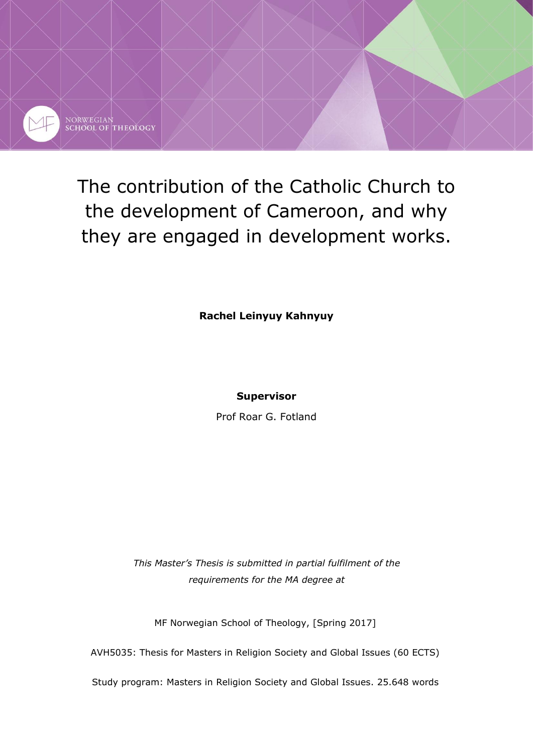NORWEGIAN SCHOOL OF THEOLOGY

# The contribution of the Catholic Church to the development of Cameroon, and why they are engaged in development works.

**Rachel Leinyuy Kahnyuy**

**Supervisor**

Prof Roar G. Fotland

*This Master's Thesis is submitted in partial fulfilment of the requirements for the MA degree at*

MF Norwegian School of Theology, [Spring 2017]

AVH5035: Thesis for Masters in Religion Society and Global Issues (60 ECTS)

Study program: Masters in Religion Society and Global Issues. 25.648 words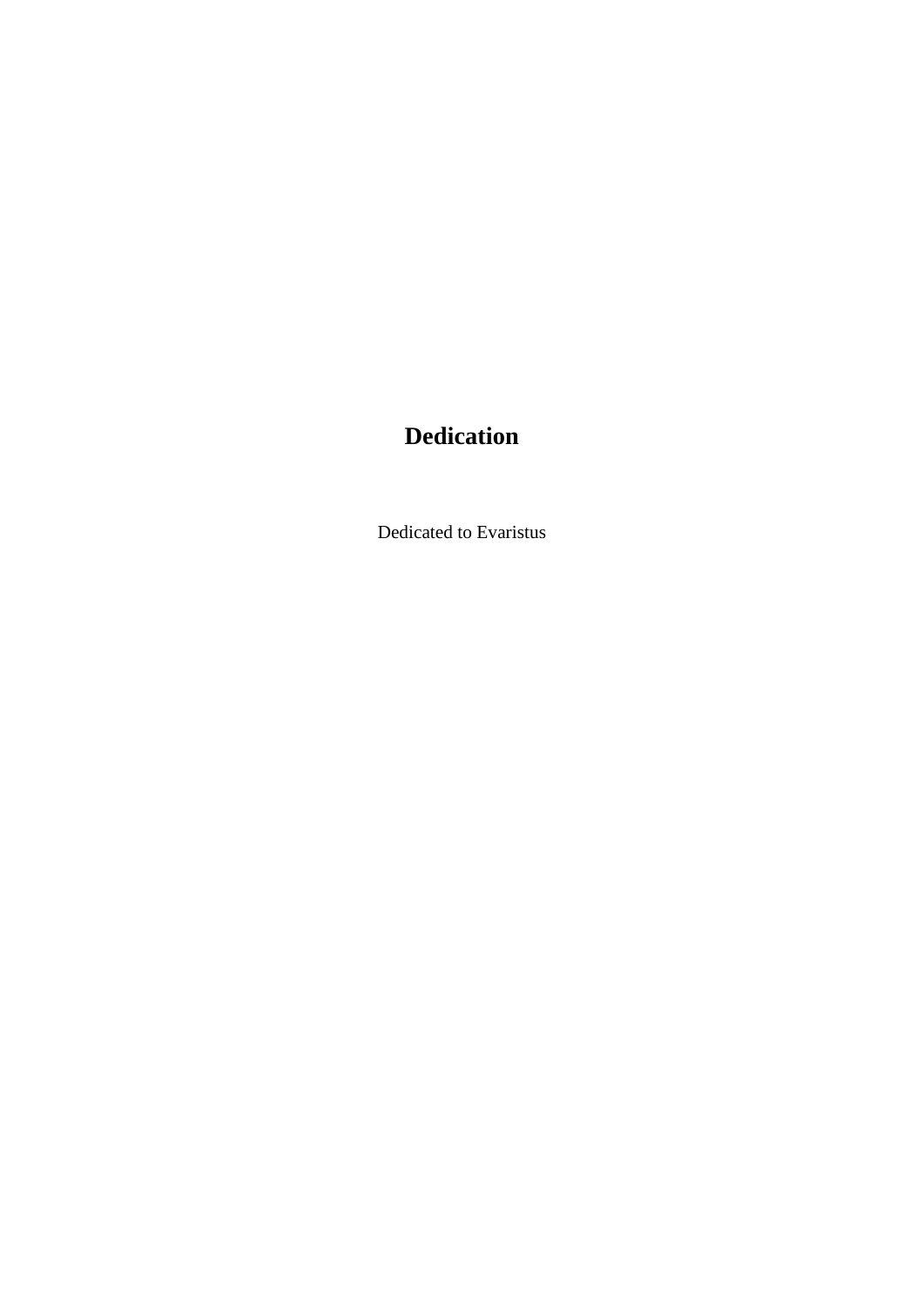# Dedication

Dedicated to Evaristus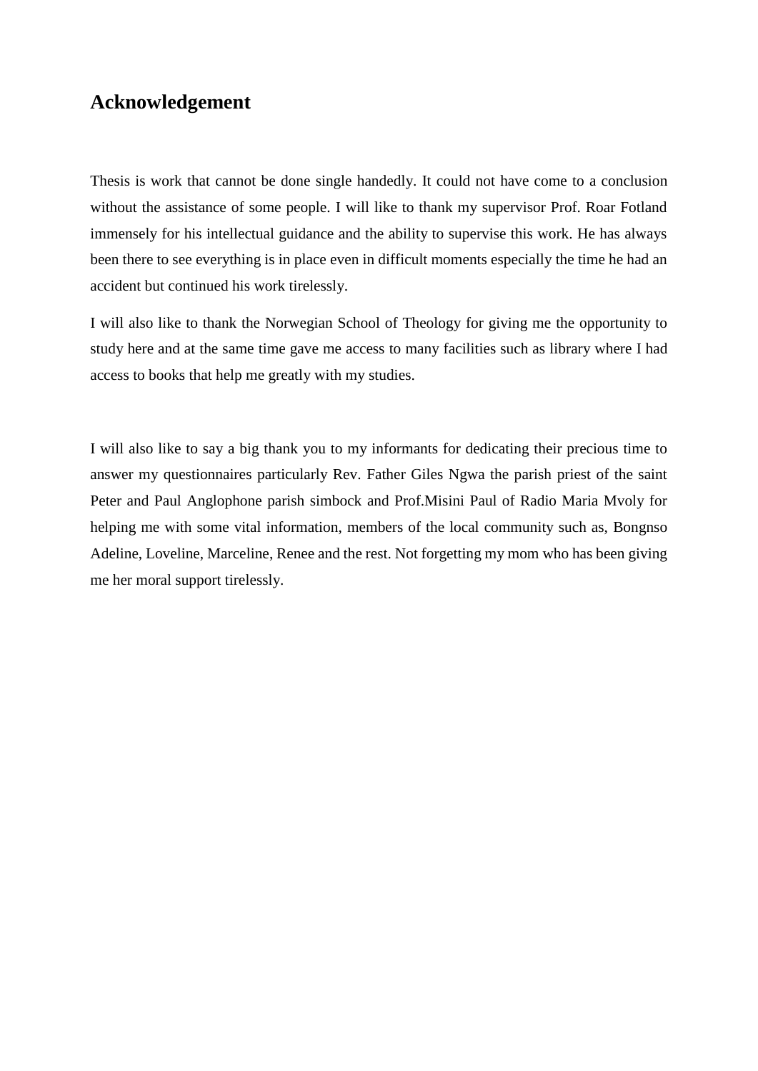## Acknowledgement

Thesis is work that cannot be done single handedly. It could not have come to a conclusion without the assistance of some people. I will like to thank my supervisor Prof. Roar Fotland immensely for his intellectual guidance and the ability to supervise this work. He has always been there to see everything is in place even in difficult moments especially the time he had an accident but continued his work tirelessly.

I will also like to thank the Norwegian School of Theology for giving me the opportunity to study here and at the same time gave me access to many facilities such as library where I had access to books that help me greatly with my studies.

I will also like to say a big thank you to my informants for dedicating their precious time to answer my questionnaires particularly Rev. Father Giles Ngwa the parish priest of the saint Peter and Paul Anglophone parish simbock and Prof.Misini Paul of Radio Maria Mvoly for helping me with some vital information, members of the local community such as, Bongnso Adeline, Loveline, Marceline, Renee and the rest. Not forgetting my mom who has been giving me her moral support tirelessly.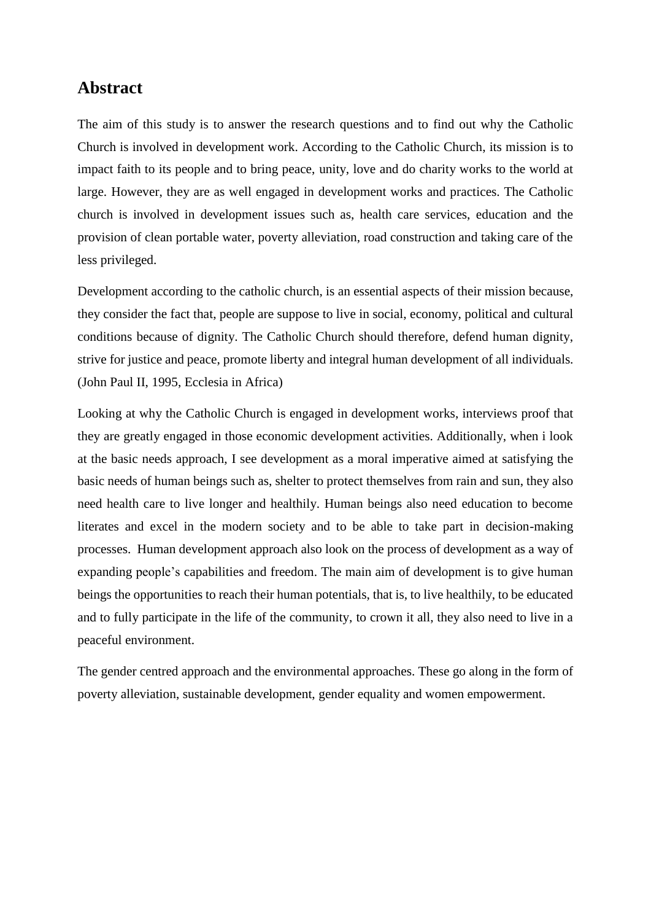## Abstract

The aim of this study is to answer the research questions and to find out why the Catholic Church is involved in development work. According to the Catholic Church, its mission is to impact faith to its people and to bring peace, unity, love and do charity works to the world at large. However, they are as well engaged in development works and practices. The Catholic church is involved in development issues such as, health care services, education and the provision of clean portable water, poverty alleviation, road construction and taking care of the less privileged.

Development according to the catholic church, is an essential aspects of their mission because, they consider the fact that, people are suppose to live in social, economy, political and cultural conditions because of dignity. The Catholic Church should therefore, defend human dignity, strive for justice and peace, promote liberty and integral human development of all individuals. (John Paul II, 1995, Ecclesia in Africa)

Looking at why the Catholic Church is engaged in development works, interviews proof that they are greatly engaged in those economic development activities. Additionally, when i look at the basic needs approach, I see development as a moral imperative aimed at satisfying the basic needs of human beings such as, shelter to protect themselves from rain and sun, they also need health care to live longer and healthily. Human beings also need education to become literates and excel in the modern society and to be able to take part in decision-making processes. Human development approach also look on the process of development as a way of expanding people's capabilities and freedom. The main aim of development is to give human beings the opportunities to reach their human potentials, that is, to live healthily, to be educated and to fully participate in the life of the community, to crown it all, they also need to live in a peaceful environment.

The gender centred approach and the environmental approaches. These go along in the form of poverty alleviation, sustainable development, gender equality and women empowerment.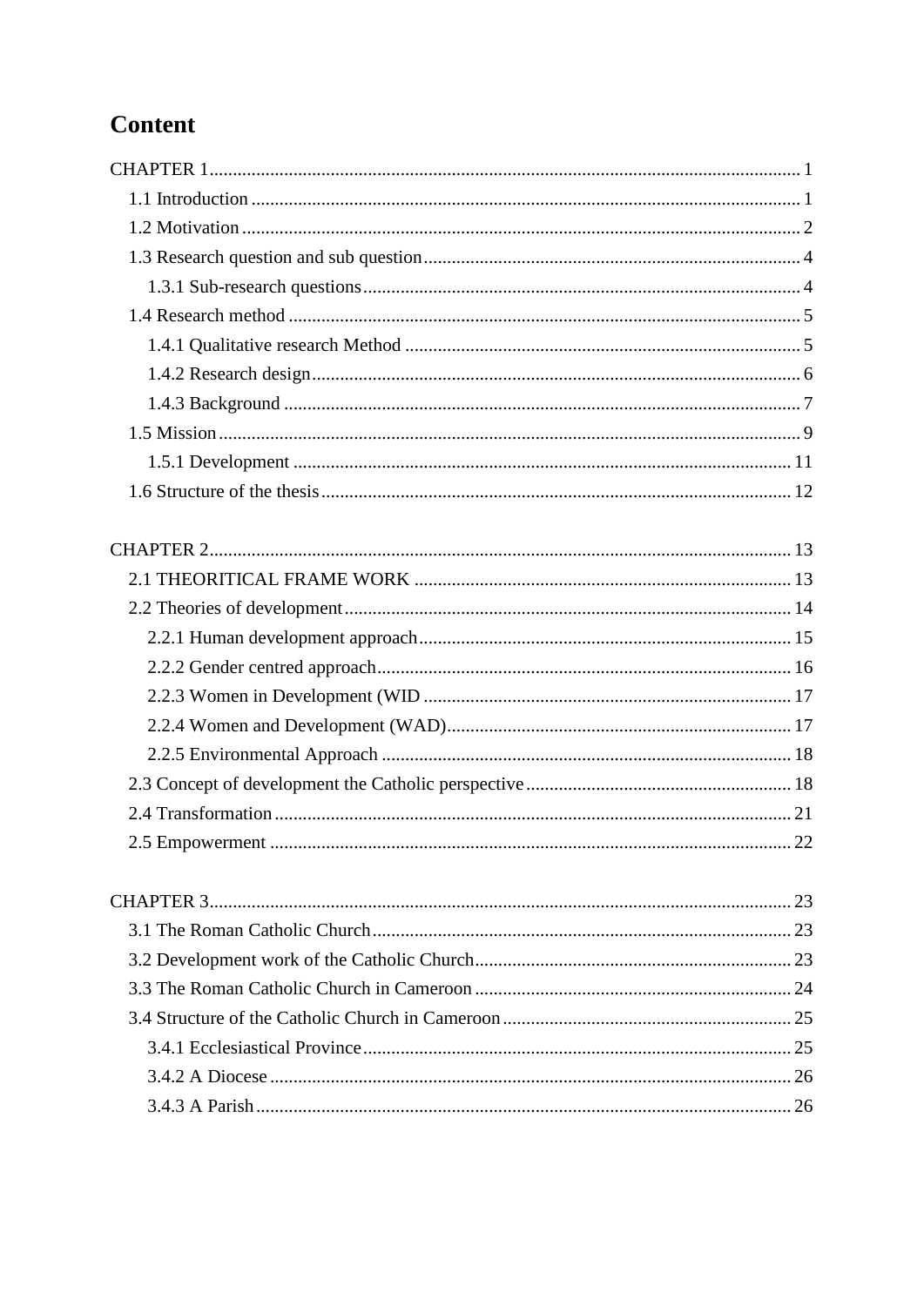# Content

CHAPTER 1 ... 1

- 1.1 Introduction ... 1
- 1.2 Motivation ... 2
- 1.3 Research question and sub question ... 4
  - 1.3.1 Sub-research questions ... 4
- 1.4 Research method ... 5
  - 1.4.1 Qualitative research Method ... 5
  - 1.4.2 Research design ... 6
  - 1.4.3 Background ... 7
- 1.5 Mission ... 9
  - 1.5.1 Development ... 11
- 1.6 Structure of the thesis ... 12

CHAPTER 2 ... 13

- 2.1 THEORITICAL FRAME WORK ... 13
- 2.2 Theories of development ... 14
  - 2.2.1 Human development approach ... 15
  - 2.2.2 Gender centred approach ... 16
  - 2.2.3 Women in Development (WID ... 17
  - 2.2.4 Women and Development (WAD) ... 17
  - 2.2.5 Environmental Approach ... 18
- 2.3 Concept of development the Catholic perspective ... 18
- 2.4 Transformation ... 21
- 2.5 Empowerment ... 22

CHAPTER 3 ... 23

- 3.1 The Roman Catholic Church ... 23
- 3.2 Development work of the Catholic Church ... 23
- 3.3 The Roman Catholic Church in Cameroon ... 24
- 3.4 Structure of the Catholic Church in Cameroon ... 25
  - 3.4.1 Ecclesiastical Province ... 25
  - 3.4.2 A Diocese ... 26
  - 3.4.3 A Parish ... 26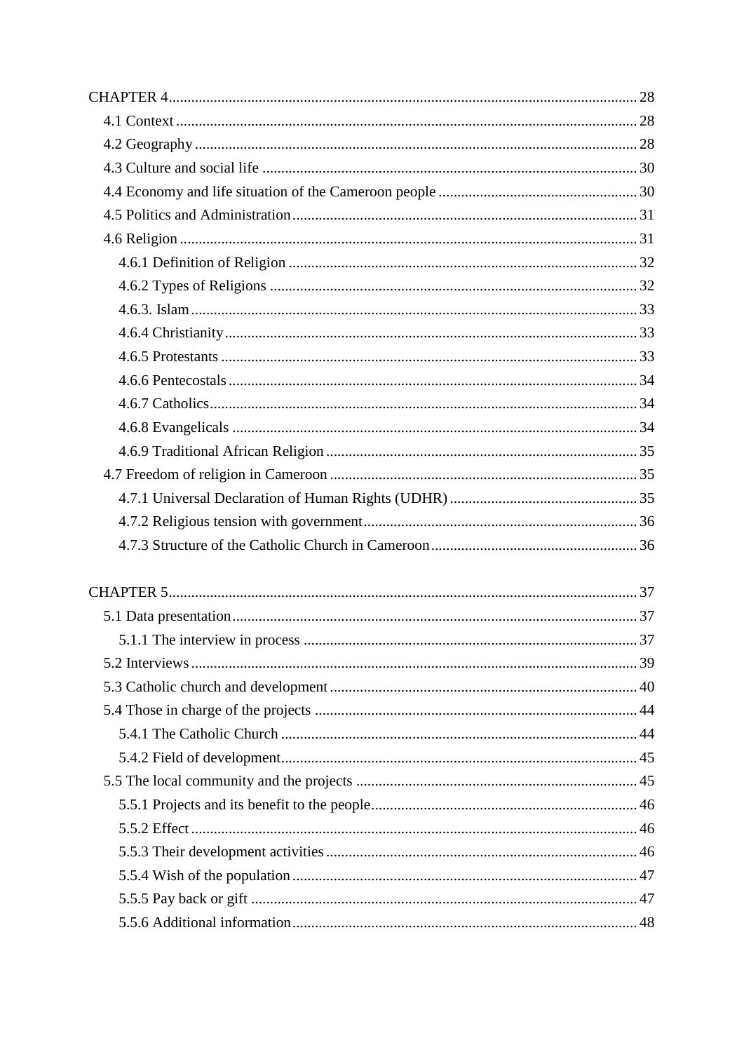CHAPTER 4 ........................................................................................................... 28

4.1 Context ........................................................................................................... 28

4.2 Geography ........................................................................................................... 28

4.3 Culture and social life ........................................................................................................... 30

4.4 Economy and life situation of the Cameroon people ........................................................................................................... 30

4.5 Politics and Administration ........................................................................................................... 31

4.6 Religion ........................................................................................................... 31

4.6.1 Definition of Religion ........................................................................................................... 32

4.6.2 Types of Religions ........................................................................................................... 32

4.6.3. Islam ........................................................................................................... 33

4.6.4 Christianity ........................................................................................................... 33

4.6.5 Protestants ........................................................................................................... 33

4.6.6 Pentecostals ........................................................................................................... 34

4.6.7 Catholics ........................................................................................................... 34

4.6.8 Evangelicals ........................................................................................................... 34

4.6.9 Traditional African Religion ........................................................................................................... 35

4.7 Freedom of religion in Cameroon ........................................................................................................... 35

4.7.1 Universal Declaration of Human Rights (UDHR) ........................................................................................................... 35

4.7.2 Religious tension with government ........................................................................................................... 36

4.7.3 Structure of the Catholic Church in Cameroon ........................................................................................................... 36

CHAPTER 5 ........................................................................................................... 37

5.1 Data presentation ........................................................................................................... 37

5.1.1 The interview in process ........................................................................................................... 37

5.2 Interviews ........................................................................................................... 39

5.3 Catholic church and development ........................................................................................................... 40

5.4 Those in charge of the projects ........................................................................................................... 44

5.4.1 The Catholic Church ........................................................................................................... 44

5.4.2 Field of development ........................................................................................................... 45

5.5 The local community and the projects ........................................................................................................... 45

5.5.1 Projects and its benefit to the people ........................................................................................................... 46

5.5.2 Effect ........................................................................................................... 46

5.5.3 Their development activities ........................................................................................................... 46

5.5.4 Wish of the population ........................................................................................................... 47

5.5.5 Pay back or gift ........................................................................................................... 47

5.5.6 Additional information ........................................................................................................... 48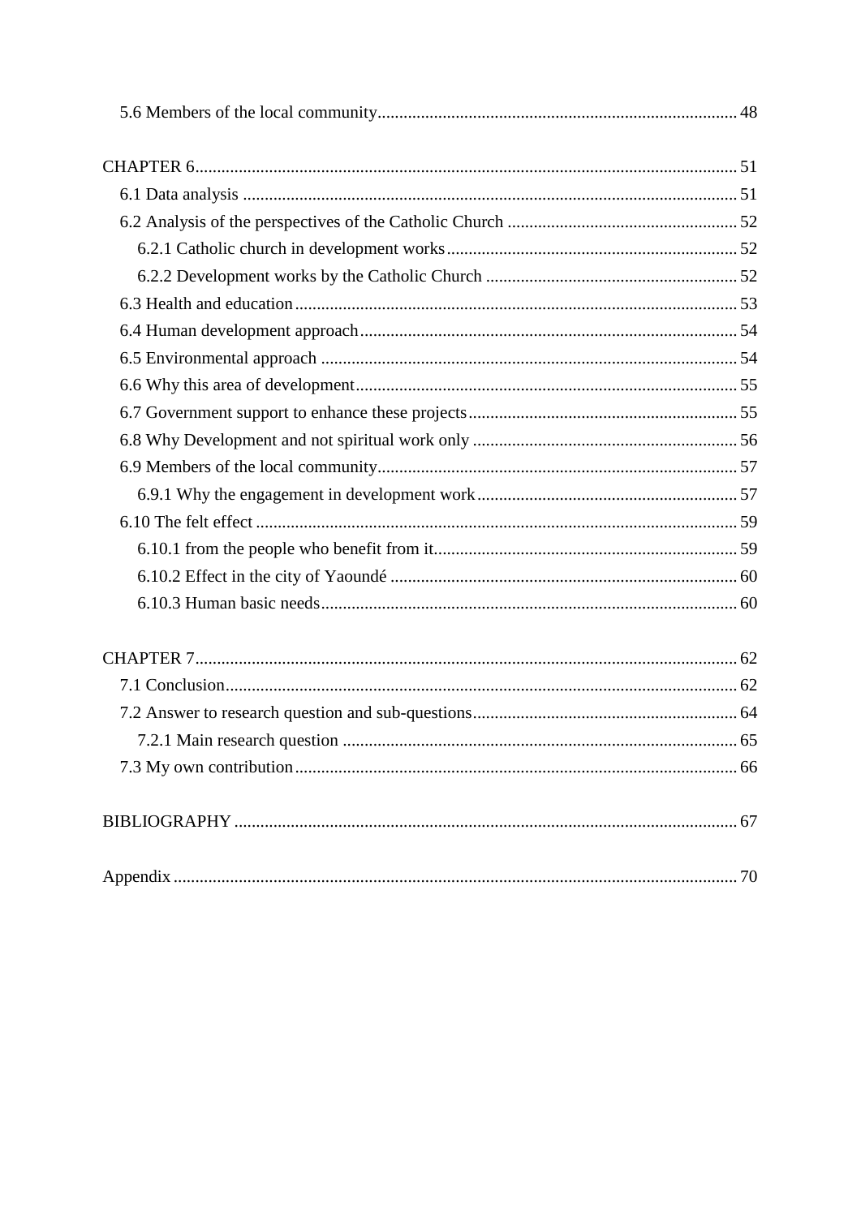5.6 Members of the local community .......... 48

CHAPTER 6 .......... 51
- 6.1 Data analysis .......... 51
- 6.2 Analysis of the perspectives of the Catholic Church .......... 52
  - 6.2.1 Catholic church in development works .......... 52
  - 6.2.2 Development works by the Catholic Church .......... 52
- 6.3 Health and education .......... 53
- 6.4 Human development approach .......... 54
- 6.5 Environmental approach .......... 54
- 6.6 Why this area of development .......... 55
- 6.7 Government support to enhance these projects .......... 55
- 6.8 Why Development and not spiritual work only .......... 56
- 6.9 Members of the local community .......... 57
  - 6.9.1 Why the engagement in development work .......... 57
- 6.10 The felt effect .......... 59
  - 6.10.1 from the people who benefit from it .......... 59
  - 6.10.2 Effect in the city of Yaoundé .......... 60
  - 6.10.3 Human basic needs .......... 60

CHAPTER 7 .......... 62
- 7.1 Conclusion .......... 62
- 7.2 Answer to research question and sub-questions .......... 64
  - 7.2.1 Main research question .......... 65
- 7.3 My own contribution .......... 66

BIBLIOGRAPHY .......... 67

Appendix .......... 70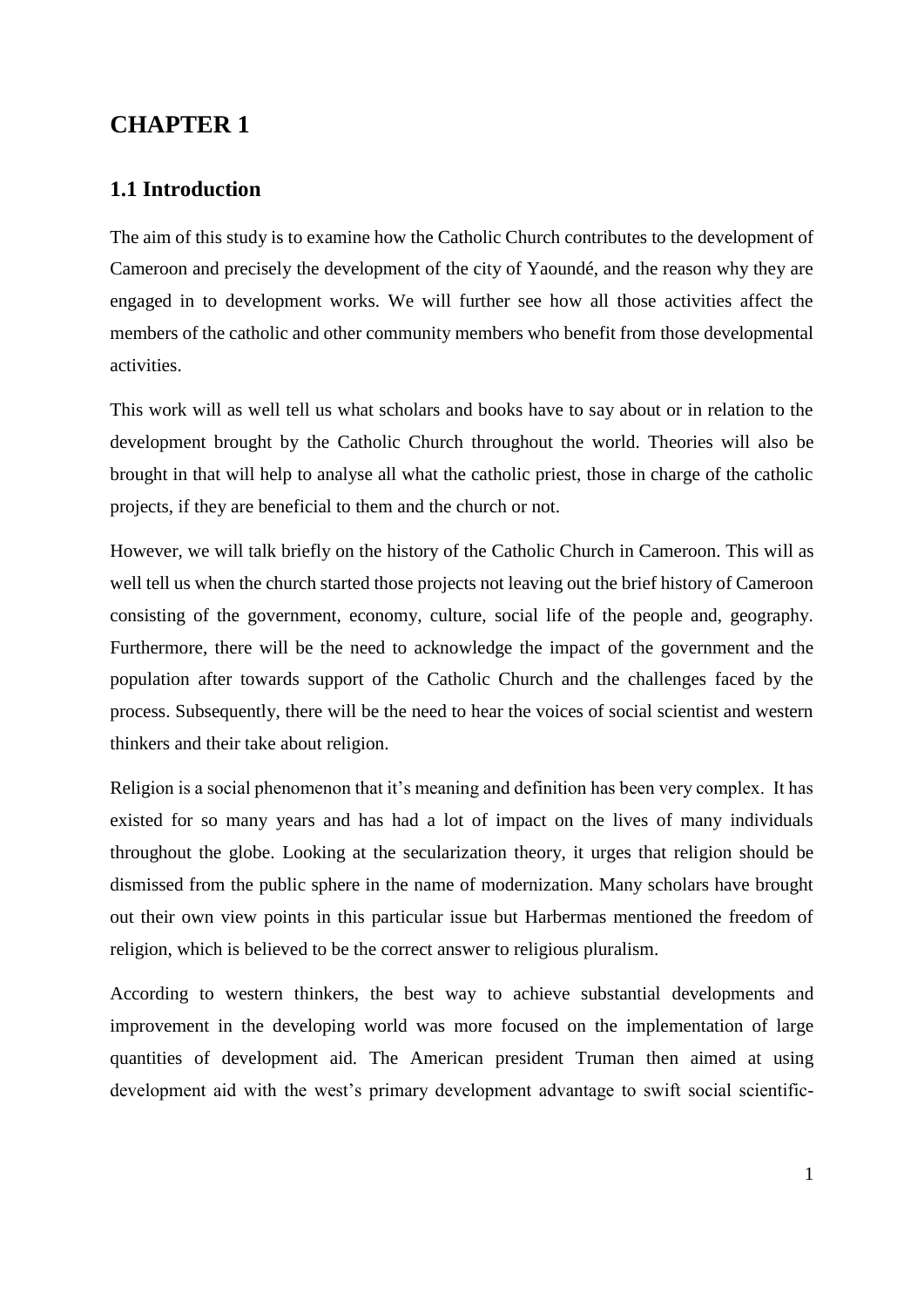# CHAPTER 1

## 1.1 Introduction

The aim of this study is to examine how the Catholic Church contributes to the development of Cameroon and precisely the development of the city of Yaoundé, and the reason why they are engaged in to development works. We will further see how all those activities affect the members of the catholic and other community members who benefit from those developmental activities.

This work will as well tell us what scholars and books have to say about or in relation to the development brought by the Catholic Church throughout the world. Theories will also be brought in that will help to analyse all what the catholic priest, those in charge of the catholic projects, if they are beneficial to them and the church or not.

However, we will talk briefly on the history of the Catholic Church in Cameroon. This will as well tell us when the church started those projects not leaving out the brief history of Cameroon consisting of the government, economy, culture, social life of the people and, geography. Furthermore, there will be the need to acknowledge the impact of the government and the population after towards support of the Catholic Church and the challenges faced by the process. Subsequently, there will be the need to hear the voices of social scientist and western thinkers and their take about religion.

Religion is a social phenomenon that it's meaning and definition has been very complex. It has existed for so many years and has had a lot of impact on the lives of many individuals throughout the globe. Looking at the secularization theory, it urges that religion should be dismissed from the public sphere in the name of modernization. Many scholars have brought out their own view points in this particular issue but Harbermas mentioned the freedom of religion, which is believed to be the correct answer to religious pluralism.

According to western thinkers, the best way to achieve substantial developments and improvement in the developing world was more focused on the implementation of large quantities of development aid. The American president Truman then aimed at using development aid with the west's primary development advantage to swift social scientific-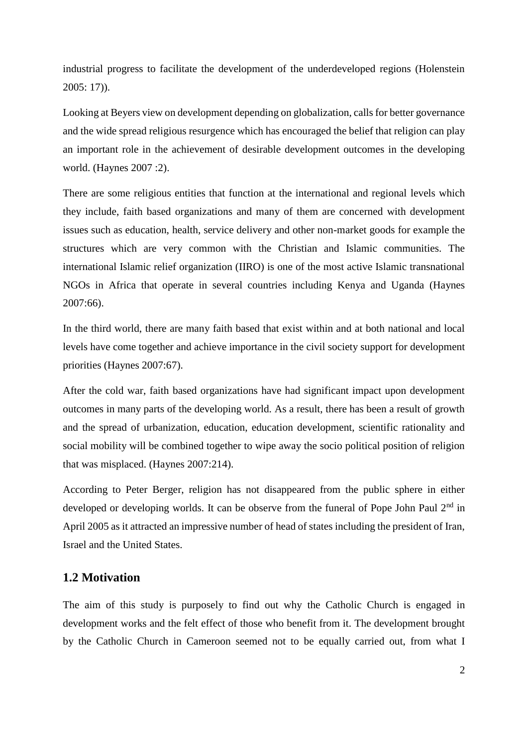industrial progress to facilitate the development of the underdeveloped regions (Holenstein 2005: 17)).

Looking at Beyers view on development depending on globalization, calls for better governance and the wide spread religious resurgence which has encouraged the belief that religion can play an important role in the achievement of desirable development outcomes in the developing world. (Haynes 2007 :2).

There are some religious entities that function at the international and regional levels which they include, faith based organizations and many of them are concerned with development issues such as education, health, service delivery and other non-market goods for example the structures which are very common with the Christian and Islamic communities. The international Islamic relief organization (IIRO) is one of the most active Islamic transnational NGOs in Africa that operate in several countries including Kenya and Uganda (Haynes 2007:66).

In the third world, there are many faith based that exist within and at both national and local levels have come together and achieve importance in the civil society support for development priorities (Haynes 2007:67).

After the cold war, faith based organizations have had significant impact upon development outcomes in many parts of the developing world. As a result, there has been a result of growth and the spread of urbanization, education, education development, scientific rationality and social mobility will be combined together to wipe away the socio political position of religion that was misplaced. (Haynes 2007:214).

According to Peter Berger, religion has not disappeared from the public sphere in either developed or developing worlds. It can be observe from the funeral of Pope John Paul 2nd in April 2005 as it attracted an impressive number of head of states including the president of Iran, Israel and the United States.

## 1.2 Motivation

The aim of this study is purposely to find out why the Catholic Church is engaged in development works and the felt effect of those who benefit from it. The development brought by the Catholic Church in Cameroon seemed not to be equally carried out, from what I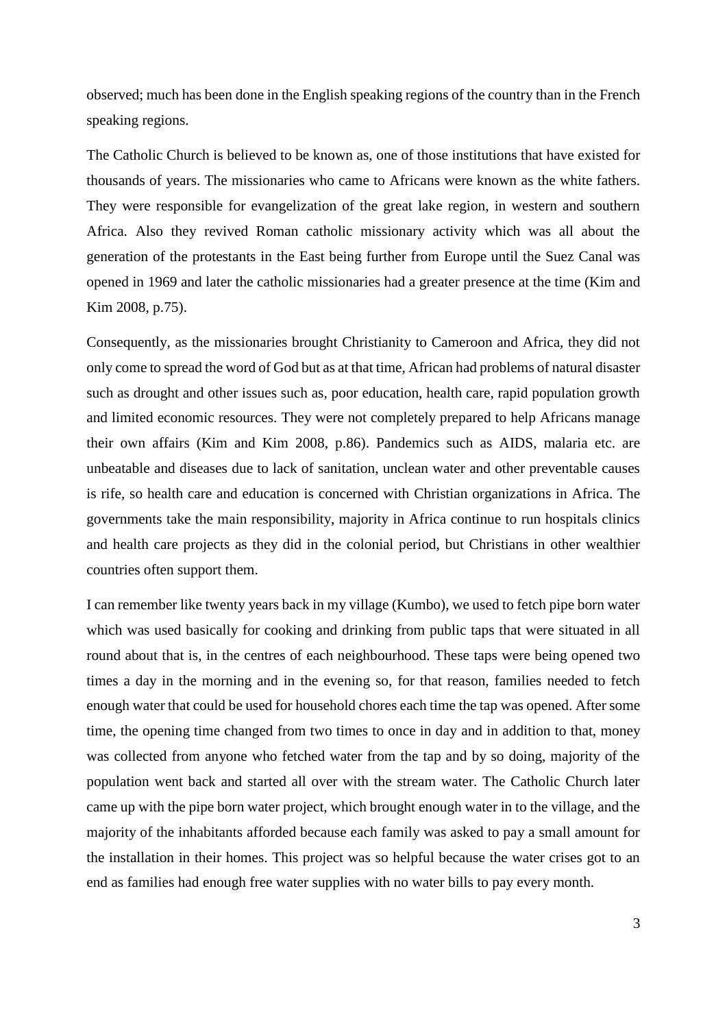observed; much has been done in the English speaking regions of the country than in the French speaking regions.

The Catholic Church is believed to be known as, one of those institutions that have existed for thousands of years. The missionaries who came to Africans were known as the white fathers. They were responsible for evangelization of the great lake region, in western and southern Africa. Also they revived Roman catholic missionary activity which was all about the generation of the protestants in the East being further from Europe until the Suez Canal was opened in 1969 and later the catholic missionaries had a greater presence at the time (Kim and Kim 2008, p.75).

Consequently, as the missionaries brought Christianity to Cameroon and Africa, they did not only come to spread the word of God but as at that time, African had problems of natural disaster such as drought and other issues such as, poor education, health care, rapid population growth and limited economic resources. They were not completely prepared to help Africans manage their own affairs (Kim and Kim 2008, p.86). Pandemics such as AIDS, malaria etc. are unbeatable and diseases due to lack of sanitation, unclean water and other preventable causes is rife, so health care and education is concerned with Christian organizations in Africa. The governments take the main responsibility, majority in Africa continue to run hospitals clinics and health care projects as they did in the colonial period, but Christians in other wealthier countries often support them.

I can remember like twenty years back in my village (Kumbo), we used to fetch pipe born water which was used basically for cooking and drinking from public taps that were situated in all round about that is, in the centres of each neighbourhood. These taps were being opened two times a day in the morning and in the evening so, for that reason, families needed to fetch enough water that could be used for household chores each time the tap was opened. After some time, the opening time changed from two times to once in day and in addition to that, money was collected from anyone who fetched water from the tap and by so doing, majority of the population went back and started all over with the stream water. The Catholic Church later came up with the pipe born water project, which brought enough water in to the village, and the majority of the inhabitants afforded because each family was asked to pay a small amount for the installation in their homes. This project was so helpful because the water crises got to an end as families had enough free water supplies with no water bills to pay every month.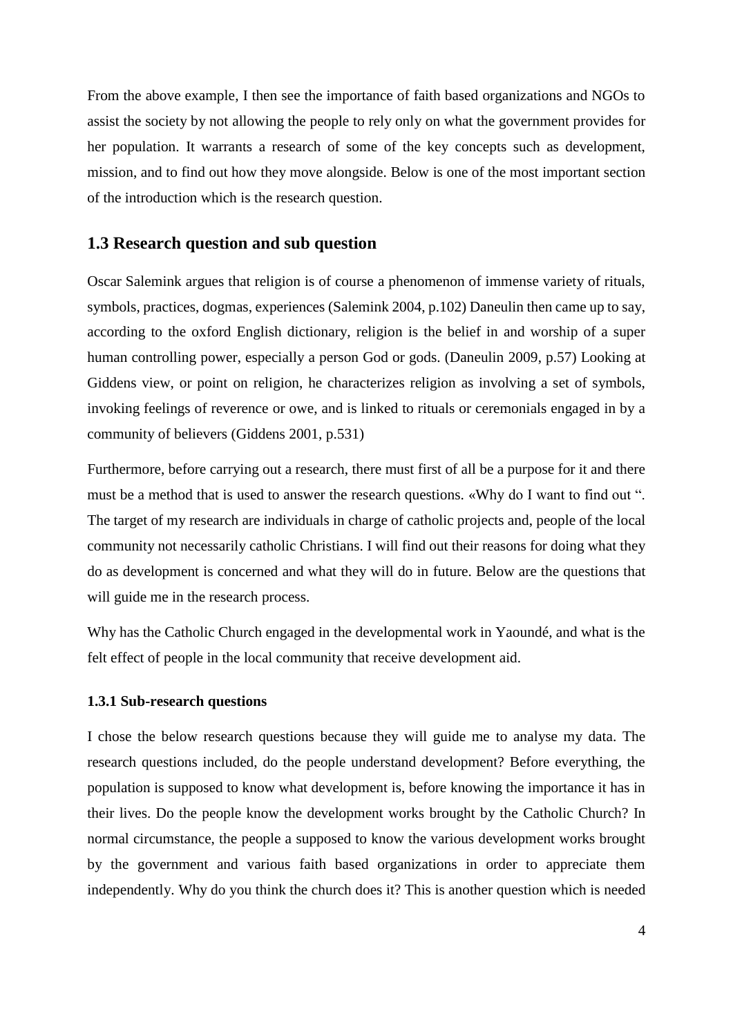From the above example, I then see the importance of faith based organizations and NGOs to assist the society by not allowing the people to rely only on what the government provides for her population. It warrants a research of some of the key concepts such as development, mission, and to find out how they move alongside. Below is one of the most important section of the introduction which is the research question.

## 1.3 Research question and sub question

Oscar Salemink argues that religion is of course a phenomenon of immense variety of rituals, symbols, practices, dogmas, experiences (Salemink 2004, p.102) Daneulin then came up to say, according to the oxford English dictionary, religion is the belief in and worship of a super human controlling power, especially a person God or gods. (Daneulin 2009, p.57) Looking at Giddens view, or point on religion, he characterizes religion as involving a set of symbols, invoking feelings of reverence or owe, and is linked to rituals or ceremonials engaged in by a community of believers (Giddens 2001, p.531)

Furthermore, before carrying out a research, there must first of all be a purpose for it and there must be a method that is used to answer the research questions. «Why do I want to find out ". The target of my research are individuals in charge of catholic projects and, people of the local community not necessarily catholic Christians. I will find out their reasons for doing what they do as development is concerned and what they will do in future. Below are the questions that will guide me in the research process.

Why has the Catholic Church engaged in the developmental work in Yaoundé, and what is the felt effect of people in the local community that receive development aid.

### 1.3.1 Sub-research questions

I chose the below research questions because they will guide me to analyse my data. The research questions included, do the people understand development? Before everything, the population is supposed to know what development is, before knowing the importance it has in their lives. Do the people know the development works brought by the Catholic Church? In normal circumstance, the people a supposed to know the various development works brought by the government and various faith based organizations in order to appreciate them independently. Why do you think the church does it? This is another question which is needed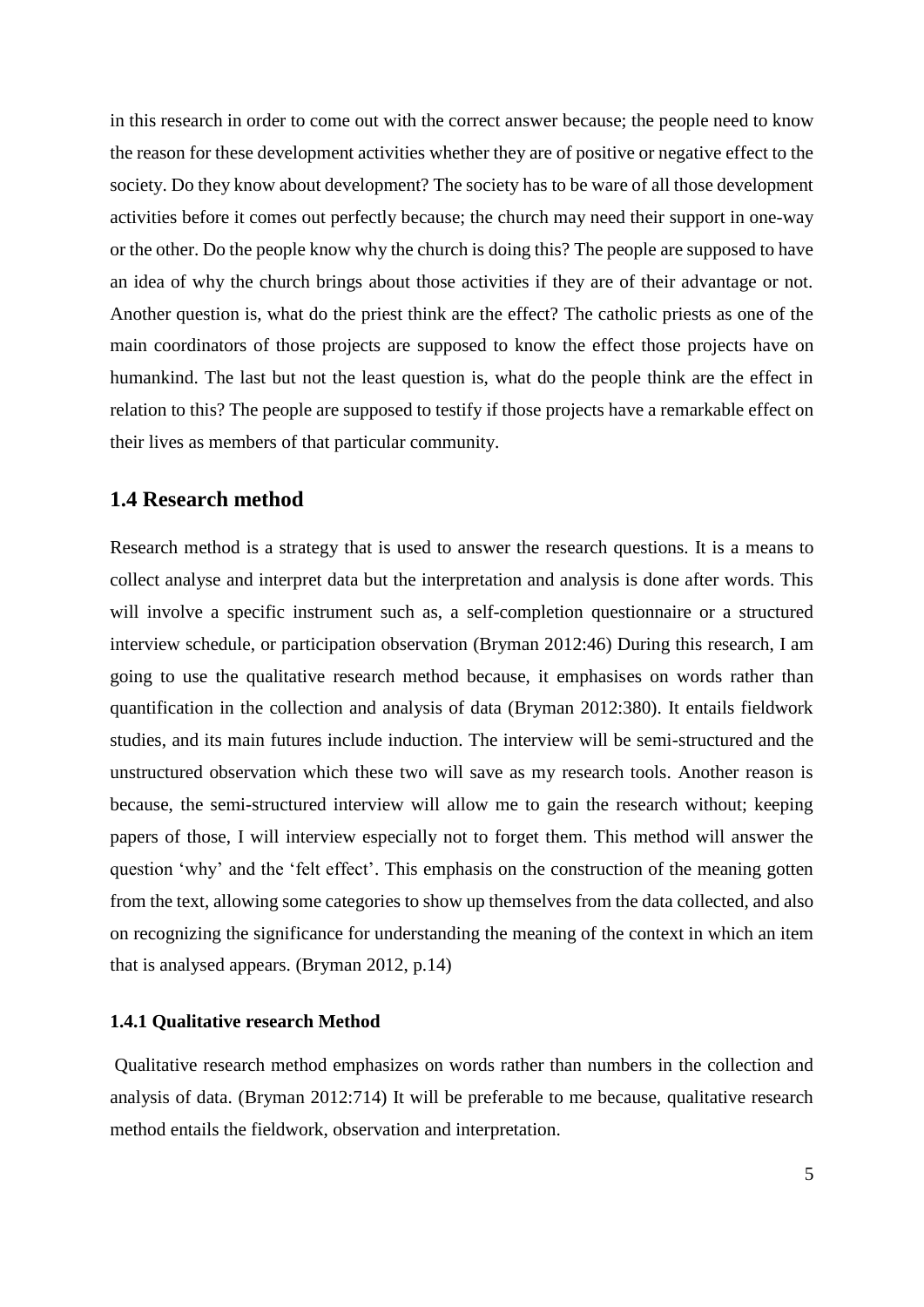in this research in order to come out with the correct answer because; the people need to know the reason for these development activities whether they are of positive or negative effect to the society. Do they know about development? The society has to be ware of all those development activities before it comes out perfectly because; the church may need their support in one-way or the other. Do the people know why the church is doing this? The people are supposed to have an idea of why the church brings about those activities if they are of their advantage or not. Another question is, what do the priest think are the effect? The catholic priests as one of the main coordinators of those projects are supposed to know the effect those projects have on humankind. The last but not the least question is, what do the people think are the effect in relation to this? The people are supposed to testify if those projects have a remarkable effect on their lives as members of that particular community.

## 1.4 Research method

Research method is a strategy that is used to answer the research questions. It is a means to collect analyse and interpret data but the interpretation and analysis is done after words. This will involve a specific instrument such as, a self-completion questionnaire or a structured interview schedule, or participation observation (Bryman 2012:46) During this research, I am going to use the qualitative research method because, it emphasises on words rather than quantification in the collection and analysis of data (Bryman 2012:380). It entails fieldwork studies, and its main futures include induction. The interview will be semi-structured and the unstructured observation which these two will save as my research tools. Another reason is because, the semi-structured interview will allow me to gain the research without; keeping papers of those, I will interview especially not to forget them. This method will answer the question 'why' and the 'felt effect'. This emphasis on the construction of the meaning gotten from the text, allowing some categories to show up themselves from the data collected, and also on recognizing the significance for understanding the meaning of the context in which an item that is analysed appears. (Bryman 2012, p.14)

### 1.4.1 Qualitative research Method

Qualitative research method emphasizes on words rather than numbers in the collection and analysis of data. (Bryman 2012:714) It will be preferable to me because, qualitative research method entails the fieldwork, observation and interpretation.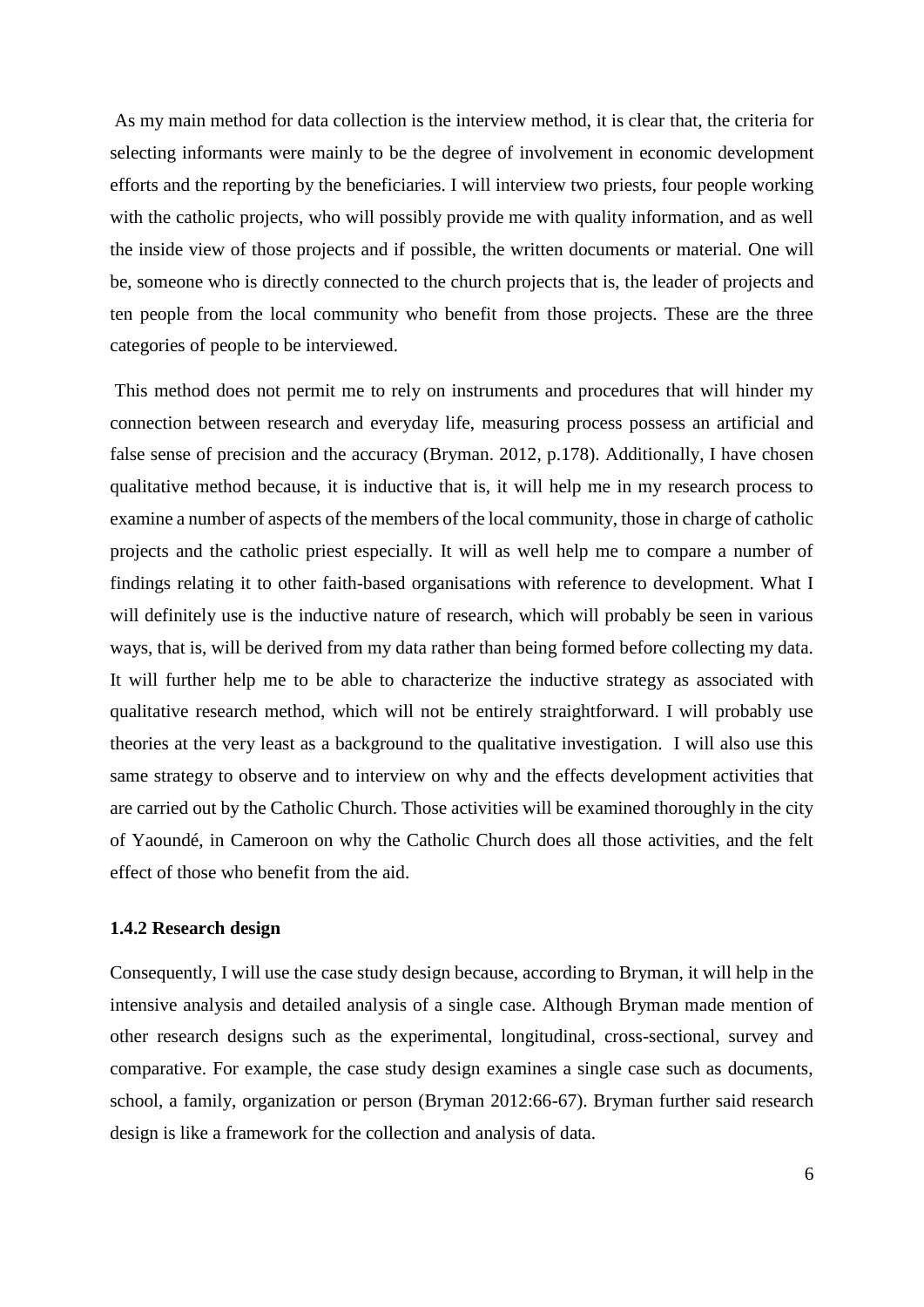As my main method for data collection is the interview method, it is clear that, the criteria for selecting informants were mainly to be the degree of involvement in economic development efforts and the reporting by the beneficiaries. I will interview two priests, four people working with the catholic projects, who will possibly provide me with quality information, and as well the inside view of those projects and if possible, the written documents or material. One will be, someone who is directly connected to the church projects that is, the leader of projects and ten people from the local community who benefit from those projects. These are the three categories of people to be interviewed.

This method does not permit me to rely on instruments and procedures that will hinder my connection between research and everyday life, measuring process possess an artificial and false sense of precision and the accuracy (Bryman. 2012, p.178). Additionally, I have chosen qualitative method because, it is inductive that is, it will help me in my research process to examine a number of aspects of the members of the local community, those in charge of catholic projects and the catholic priest especially. It will as well help me to compare a number of findings relating it to other faith-based organisations with reference to development. What I will definitely use is the inductive nature of research, which will probably be seen in various ways, that is, will be derived from my data rather than being formed before collecting my data. It will further help me to be able to characterize the inductive strategy as associated with qualitative research method, which will not be entirely straightforward. I will probably use theories at the very least as a background to the qualitative investigation. I will also use this same strategy to observe and to interview on why and the effects development activities that are carried out by the Catholic Church. Those activities will be examined thoroughly in the city of Yaoundé, in Cameroon on why the Catholic Church does all those activities, and the felt effect of those who benefit from the aid.

### 1.4.2 Research design

Consequently, I will use the case study design because, according to Bryman, it will help in the intensive analysis and detailed analysis of a single case. Although Bryman made mention of other research designs such as the experimental, longitudinal, cross-sectional, survey and comparative. For example, the case study design examines a single case such as documents, school, a family, organization or person (Bryman 2012:66-67). Bryman further said research design is like a framework for the collection and analysis of data.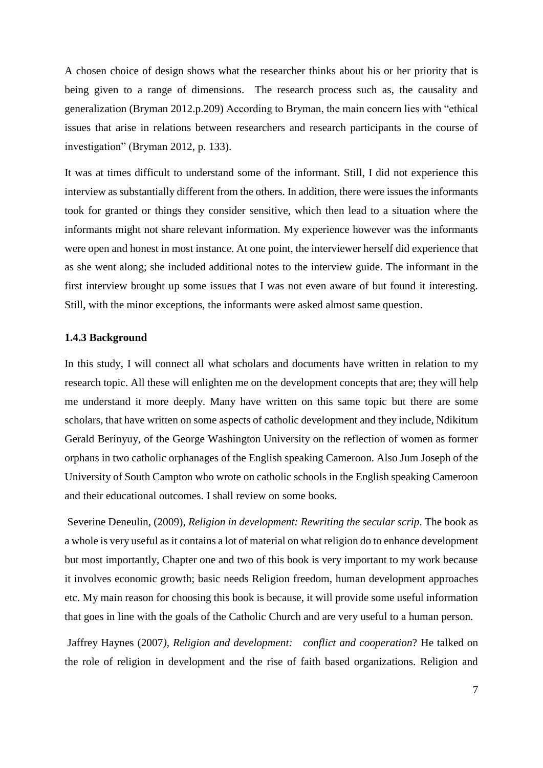A chosen choice of design shows what the researcher thinks about his or her priority that is being given to a range of dimensions. The research process such as, the causality and generalization (Bryman 2012.p.209) According to Bryman, the main concern lies with "ethical issues that arise in relations between researchers and research participants in the course of investigation" (Bryman 2012, p. 133).

It was at times difficult to understand some of the informant. Still, I did not experience this interview as substantially different from the others. In addition, there were issues the informants took for granted or things they consider sensitive, which then lead to a situation where the informants might not share relevant information. My experience however was the informants were open and honest in most instance. At one point, the interviewer herself did experience that as she went along; she included additional notes to the interview guide. The informant in the first interview brought up some issues that I was not even aware of but found it interesting. Still, with the minor exceptions, the informants were asked almost same question.

### 1.4.3 Background

In this study, I will connect all what scholars and documents have written in relation to my research topic. All these will enlighten me on the development concepts that are; they will help me understand it more deeply. Many have written on this same topic but there are some scholars, that have written on some aspects of catholic development and they include, Ndikitum Gerald Berinyuy, of the George Washington University on the reflection of women as former orphans in two catholic orphanages of the English speaking Cameroon. Also Jum Joseph of the University of South Campton who wrote on catholic schools in the English speaking Cameroon and their educational outcomes. I shall review on some books.

Severine Deneulin, (2009), *Religion in development: Rewriting the secular scrip*. The book as a whole is very useful as it contains a lot of material on what religion do to enhance development but most importantly, Chapter one and two of this book is very important to my work because it involves economic growth; basic needs Religion freedom, human development approaches etc. My main reason for choosing this book is because, it will provide some useful information that goes in line with the goals of the Catholic Church and are very useful to a human person.

Jaffrey Haynes (2007), *Religion and development: conflict and cooperation*? He talked on the role of religion in development and the rise of faith based organizations. Religion and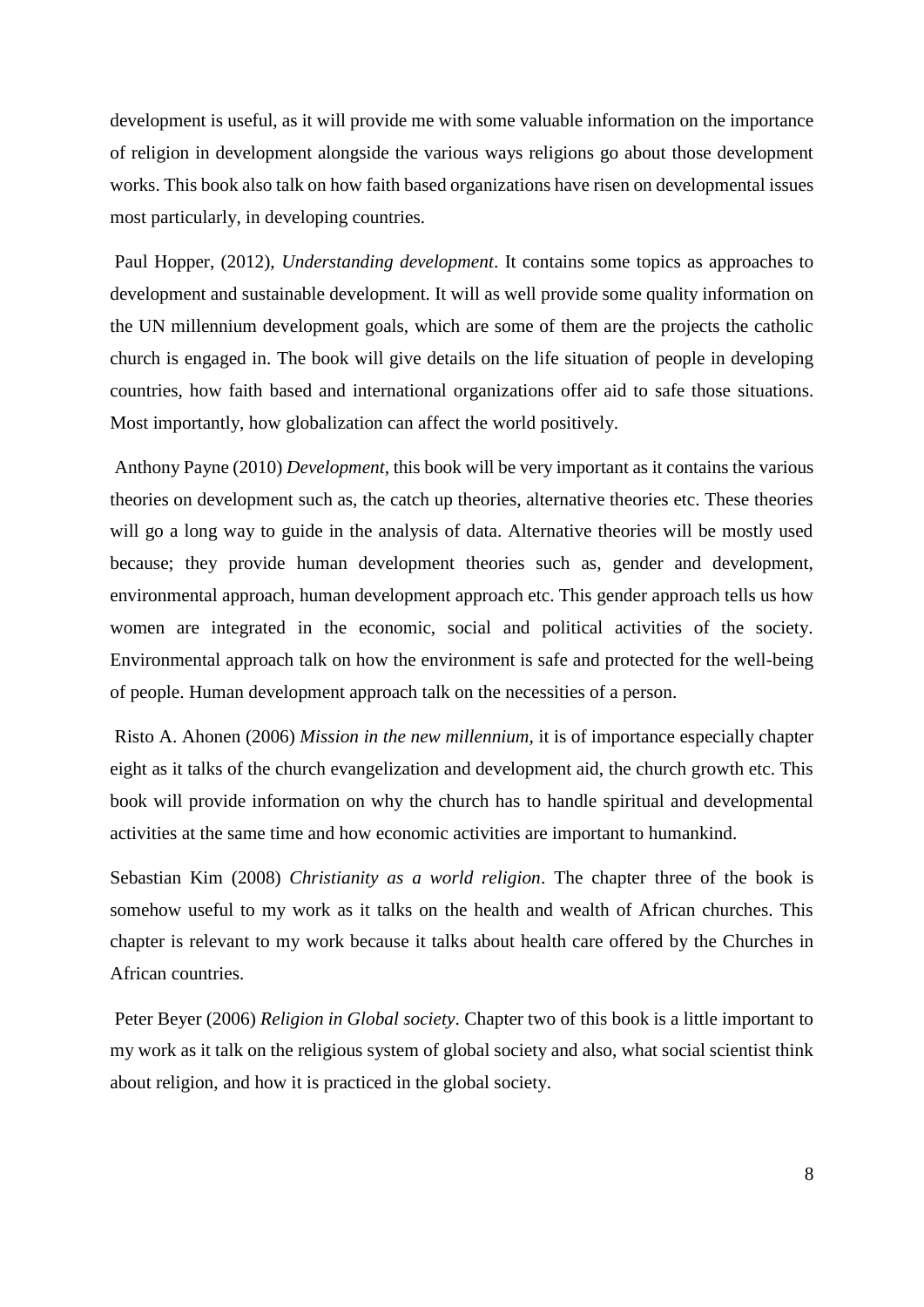development is useful, as it will provide me with some valuable information on the importance of religion in development alongside the various ways religions go about those development works. This book also talk on how faith based organizations have risen on developmental issues most particularly, in developing countries.

Paul Hopper, (2012), *Understanding development*. It contains some topics as approaches to development and sustainable development. It will as well provide some quality information on the UN millennium development goals, which are some of them are the projects the catholic church is engaged in. The book will give details on the life situation of people in developing countries, how faith based and international organizations offer aid to safe those situations. Most importantly, how globalization can affect the world positively.

Anthony Payne (2010) *Development*, this book will be very important as it contains the various theories on development such as, the catch up theories, alternative theories etc. These theories will go a long way to guide in the analysis of data. Alternative theories will be mostly used because; they provide human development theories such as, gender and development, environmental approach, human development approach etc. This gender approach tells us how women are integrated in the economic, social and political activities of the society. Environmental approach talk on how the environment is safe and protected for the well-being of people. Human development approach talk on the necessities of a person.

Risto A. Ahonen (2006) *Mission in the new millennium*, it is of importance especially chapter eight as it talks of the church evangelization and development aid, the church growth etc. This book will provide information on why the church has to handle spiritual and developmental activities at the same time and how economic activities are important to humankind.

Sebastian Kim (2008) *Christianity as a world religion*. The chapter three of the book is somehow useful to my work as it talks on the health and wealth of African churches. This chapter is relevant to my work because it talks about health care offered by the Churches in African countries.

Peter Beyer (2006) *Religion in Global society*. Chapter two of this book is a little important to my work as it talk on the religious system of global society and also, what social scientist think about religion, and how it is practiced in the global society.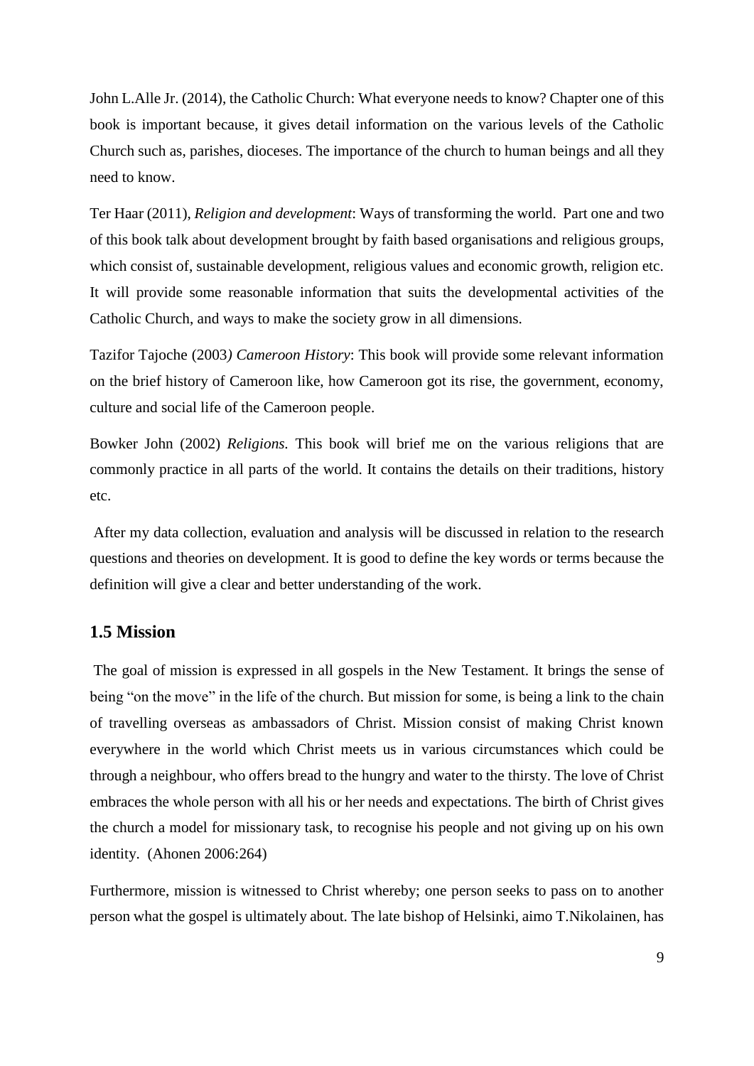John L.Alle Jr. (2014), the Catholic Church: What everyone needs to know? Chapter one of this book is important because, it gives detail information on the various levels of the Catholic Church such as, parishes, dioceses. The importance of the church to human beings and all they need to know.

Ter Haar (2011), *Religion and development*: Ways of transforming the world. Part one and two of this book talk about development brought by faith based organisations and religious groups, which consist of, sustainable development, religious values and economic growth, religion etc. It will provide some reasonable information that suits the developmental activities of the Catholic Church, and ways to make the society grow in all dimensions.

Tazifor Tajoche (2003*) Cameroon History*: This book will provide some relevant information on the brief history of Cameroon like, how Cameroon got its rise, the government, economy, culture and social life of the Cameroon people.

Bowker John (2002) *Religions.* This book will brief me on the various religions that are commonly practice in all parts of the world. It contains the details on their traditions, history etc.

After my data collection, evaluation and analysis will be discussed in relation to the research questions and theories on development. It is good to define the key words or terms because the definition will give a clear and better understanding of the work.

## 1.5 Mission

The goal of mission is expressed in all gospels in the New Testament. It brings the sense of being "on the move" in the life of the church. But mission for some, is being a link to the chain of travelling overseas as ambassadors of Christ. Mission consist of making Christ known everywhere in the world which Christ meets us in various circumstances which could be through a neighbour, who offers bread to the hungry and water to the thirsty. The love of Christ embraces the whole person with all his or her needs and expectations. The birth of Christ gives the church a model for missionary task, to recognise his people and not giving up on his own identity. (Ahonen 2006:264)

Furthermore, mission is witnessed to Christ whereby; one person seeks to pass on to another person what the gospel is ultimately about. The late bishop of Helsinki, aimo T.Nikolainen, has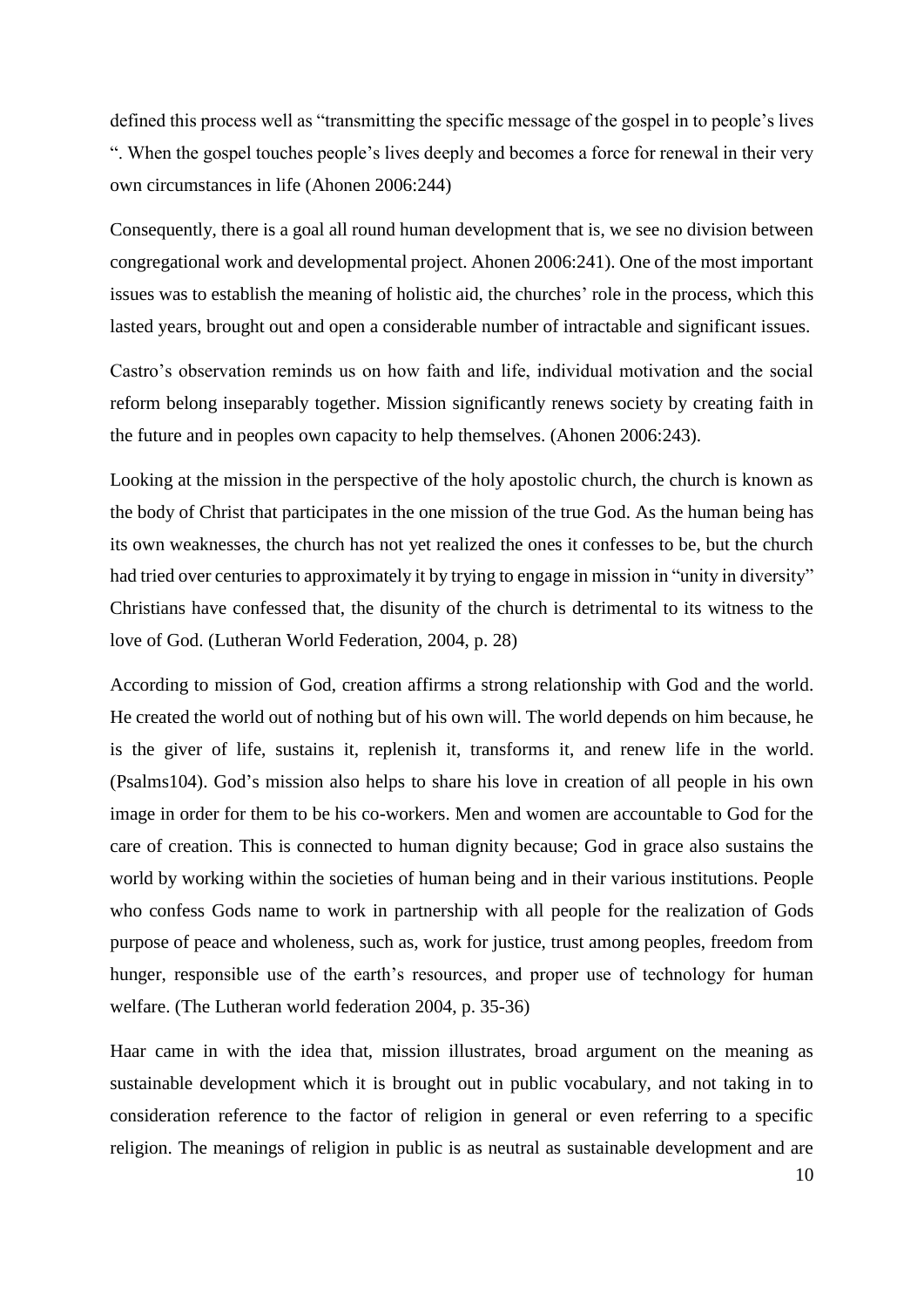defined this process well as "transmitting the specific message of the gospel in to people's lives ". When the gospel touches people's lives deeply and becomes a force for renewal in their very own circumstances in life (Ahonen 2006:244)

Consequently, there is a goal all round human development that is, we see no division between congregational work and developmental project. Ahonen 2006:241). One of the most important issues was to establish the meaning of holistic aid, the churches' role in the process, which this lasted years, brought out and open a considerable number of intractable and significant issues.

Castro's observation reminds us on how faith and life, individual motivation and the social reform belong inseparably together. Mission significantly renews society by creating faith in the future and in peoples own capacity to help themselves. (Ahonen 2006:243).

Looking at the mission in the perspective of the holy apostolic church, the church is known as the body of Christ that participates in the one mission of the true God. As the human being has its own weaknesses, the church has not yet realized the ones it confesses to be, but the church had tried over centuries to approximately it by trying to engage in mission in "unity in diversity" Christians have confessed that, the disunity of the church is detrimental to its witness to the love of God. (Lutheran World Federation, 2004, p. 28)

According to mission of God, creation affirms a strong relationship with God and the world. He created the world out of nothing but of his own will. The world depends on him because, he is the giver of life, sustains it, replenish it, transforms it, and renew life in the world. (Psalms104). God's mission also helps to share his love in creation of all people in his own image in order for them to be his co-workers. Men and women are accountable to God for the care of creation. This is connected to human dignity because; God in grace also sustains the world by working within the societies of human being and in their various institutions. People who confess Gods name to work in partnership with all people for the realization of Gods purpose of peace and wholeness, such as, work for justice, trust among peoples, freedom from hunger, responsible use of the earth's resources, and proper use of technology for human welfare. (The Lutheran world federation 2004, p. 35-36)

Haar came in with the idea that, mission illustrates, broad argument on the meaning as sustainable development which it is brought out in public vocabulary, and not taking in to consideration reference to the factor of religion in general or even referring to a specific religion. The meanings of religion in public is as neutral as sustainable development and are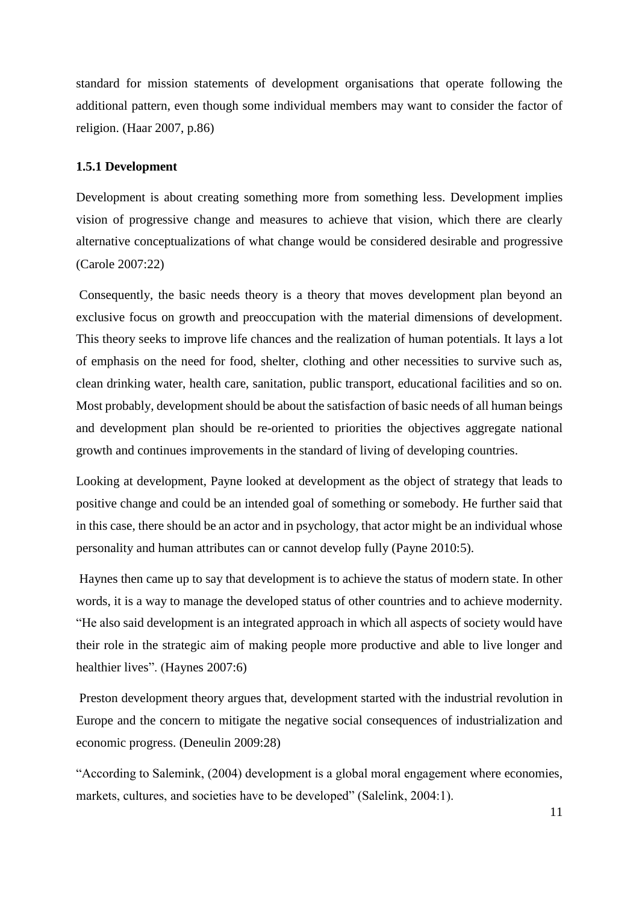standard for mission statements of development organisations that operate following the additional pattern, even though some individual members may want to consider the factor of religion. (Haar 2007, p.86)

### 1.5.1 Development

Development is about creating something more from something less. Development implies vision of progressive change and measures to achieve that vision, which there are clearly alternative conceptualizations of what change would be considered desirable and progressive (Carole 2007:22)

Consequently, the basic needs theory is a theory that moves development plan beyond an exclusive focus on growth and preoccupation with the material dimensions of development. This theory seeks to improve life chances and the realization of human potentials. It lays a lot of emphasis on the need for food, shelter, clothing and other necessities to survive such as, clean drinking water, health care, sanitation, public transport, educational facilities and so on. Most probably, development should be about the satisfaction of basic needs of all human beings and development plan should be re-oriented to priorities the objectives aggregate national growth and continues improvements in the standard of living of developing countries.

Looking at development, Payne looked at development as the object of strategy that leads to positive change and could be an intended goal of something or somebody. He further said that in this case, there should be an actor and in psychology, that actor might be an individual whose personality and human attributes can or cannot develop fully (Payne 2010:5).

Haynes then came up to say that development is to achieve the status of modern state. In other words, it is a way to manage the developed status of other countries and to achieve modernity. "He also said development is an integrated approach in which all aspects of society would have their role in the strategic aim of making people more productive and able to live longer and healthier lives". (Haynes 2007:6)

Preston development theory argues that, development started with the industrial revolution in Europe and the concern to mitigate the negative social consequences of industrialization and economic progress. (Deneulin 2009:28)

"According to Salemink, (2004) development is a global moral engagement where economies, markets, cultures, and societies have to be developed" (Salelink, 2004:1).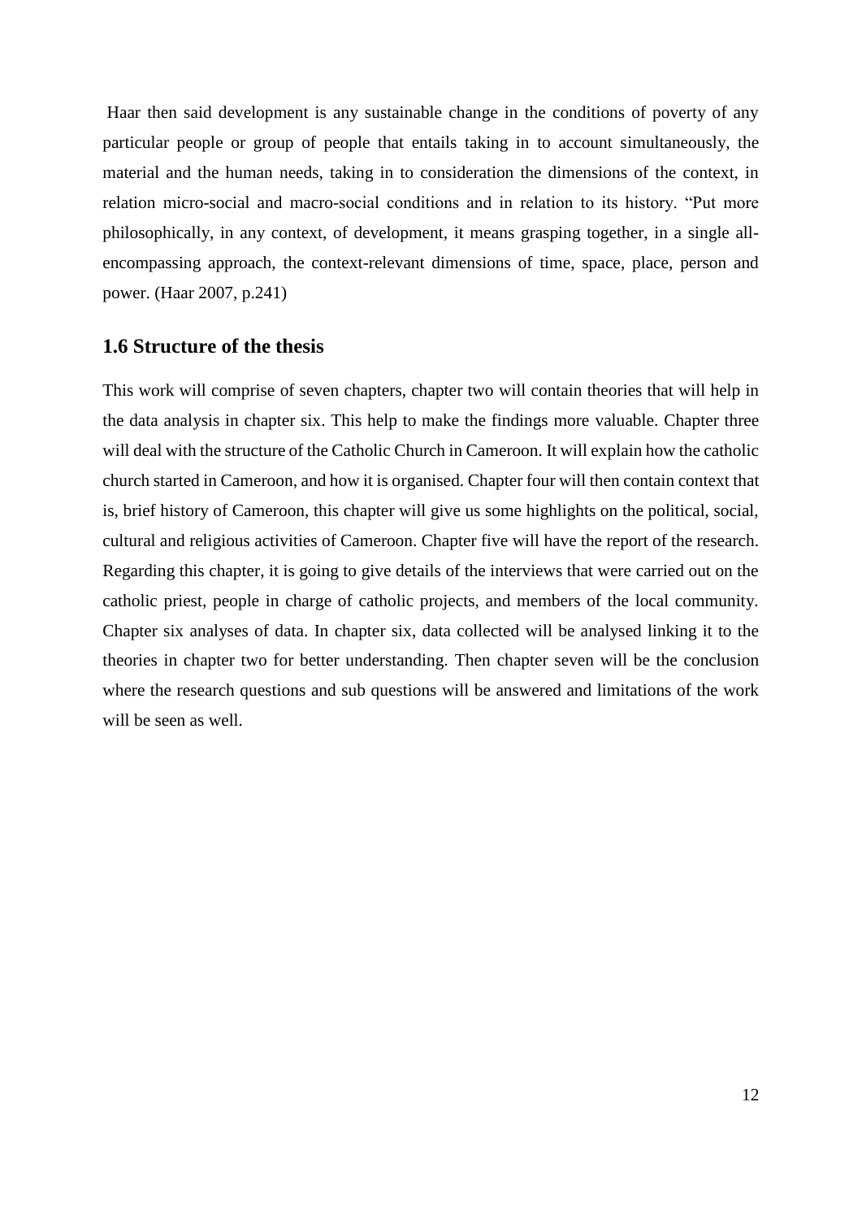Haar then said development is any sustainable change in the conditions of poverty of any particular people or group of people that entails taking in to account simultaneously, the material and the human needs, taking in to consideration the dimensions of the context, in relation micro-social and macro-social conditions and in relation to its history. "Put more philosophically, in any context, of development, it means grasping together, in a single all-encompassing approach, the context-relevant dimensions of time, space, place, person and power. (Haar 2007, p.241)

## 1.6 Structure of the thesis

This work will comprise of seven chapters, chapter two will contain theories that will help in the data analysis in chapter six. This help to make the findings more valuable. Chapter three will deal with the structure of the Catholic Church in Cameroon. It will explain how the catholic church started in Cameroon, and how it is organised. Chapter four will then contain context that is, brief history of Cameroon, this chapter will give us some highlights on the political, social, cultural and religious activities of Cameroon. Chapter five will have the report of the research. Regarding this chapter, it is going to give details of the interviews that were carried out on the catholic priest, people in charge of catholic projects, and members of the local community. Chapter six analyses of data. In chapter six, data collected will be analysed linking it to the theories in chapter two for better understanding. Then chapter seven will be the conclusion where the research questions and sub questions will be answered and limitations of the work will be seen as well.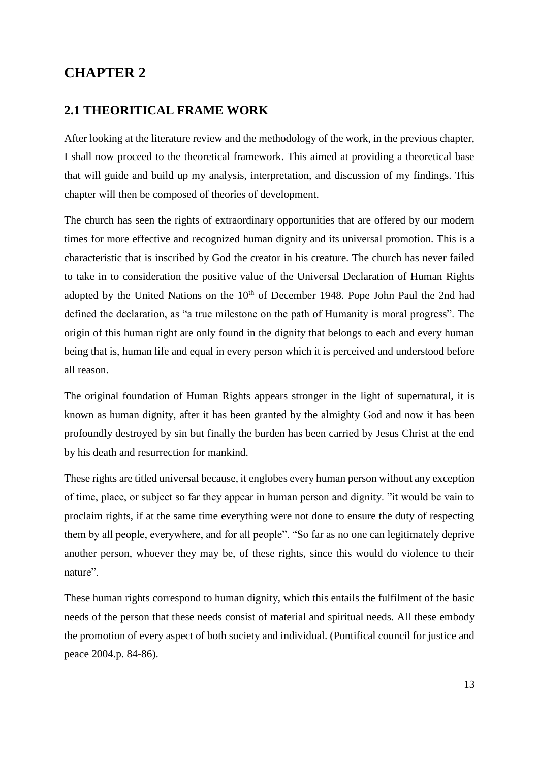# CHAPTER 2

## 2.1 THEORITICAL FRAME WORK

After looking at the literature review and the methodology of the work, in the previous chapter, I shall now proceed to the theoretical framework. This aimed at providing a theoretical base that will guide and build up my analysis, interpretation, and discussion of my findings. This chapter will then be composed of theories of development.

The church has seen the rights of extraordinary opportunities that are offered by our modern times for more effective and recognized human dignity and its universal promotion. This is a characteristic that is inscribed by God the creator in his creature. The church has never failed to take in to consideration the positive value of the Universal Declaration of Human Rights adopted by the United Nations on the 10th of December 1948. Pope John Paul the 2nd had defined the declaration, as "a true milestone on the path of Humanity is moral progress". The origin of this human right are only found in the dignity that belongs to each and every human being that is, human life and equal in every person which it is perceived and understood before all reason.

The original foundation of Human Rights appears stronger in the light of supernatural, it is known as human dignity, after it has been granted by the almighty God and now it has been profoundly destroyed by sin but finally the burden has been carried by Jesus Christ at the end by his death and resurrection for mankind.

These rights are titled universal because, it englobes every human person without any exception of time, place, or subject so far they appear in human person and dignity. "it would be vain to proclaim rights, if at the same time everything were not done to ensure the duty of respecting them by all people, everywhere, and for all people". "So far as no one can legitimately deprive another person, whoever they may be, of these rights, since this would do violence to their nature".

These human rights correspond to human dignity, which this entails the fulfilment of the basic needs of the person that these needs consist of material and spiritual needs. All these embody the promotion of every aspect of both society and individual. (Pontifical council for justice and peace 2004.p. 84-86).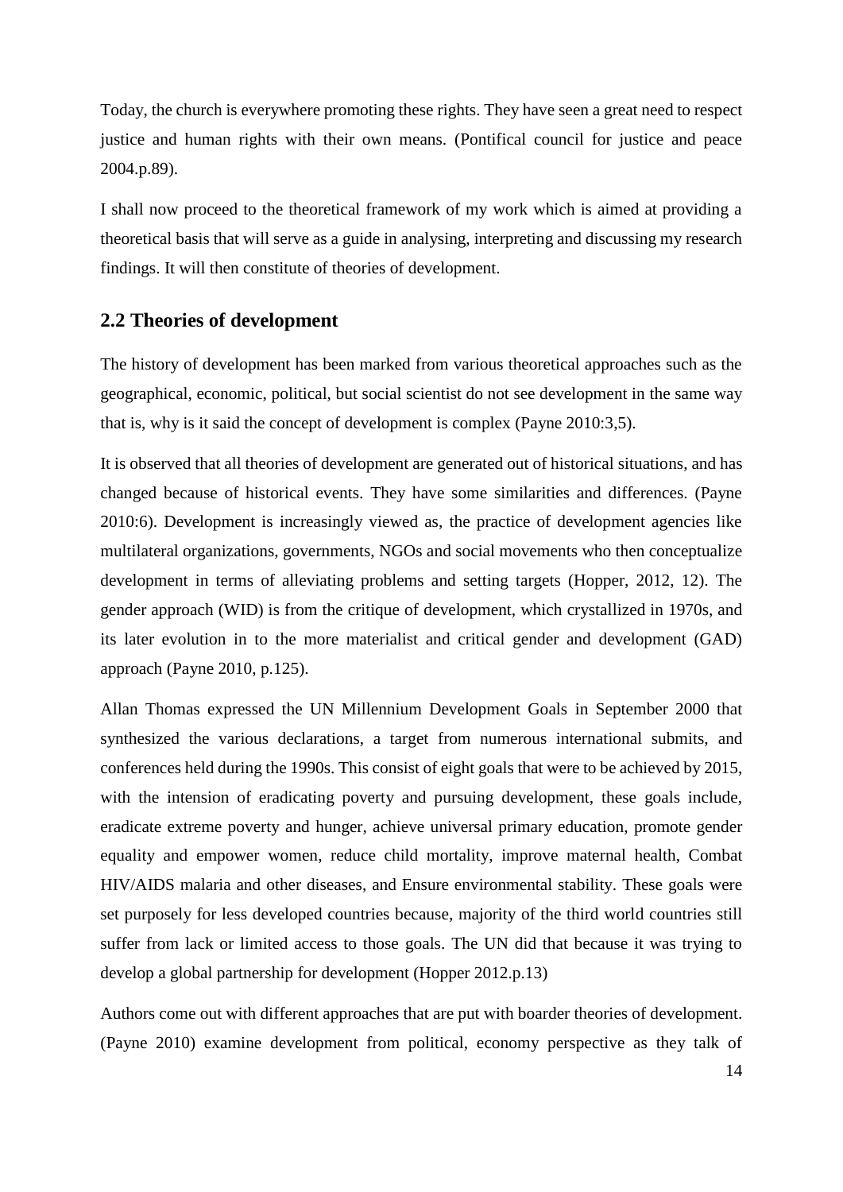Today, the church is everywhere promoting these rights. They have seen a great need to respect justice and human rights with their own means. (Pontifical council for justice and peace 2004.p.89).

I shall now proceed to the theoretical framework of my work which is aimed at providing a theoretical basis that will serve as a guide in analysing, interpreting and discussing my research findings. It will then constitute of theories of development.

## 2.2 Theories of development

The history of development has been marked from various theoretical approaches such as the geographical, economic, political, but social scientist do not see development in the same way that is, why is it said the concept of development is complex (Payne 2010:3,5).

It is observed that all theories of development are generated out of historical situations, and has changed because of historical events. They have some similarities and differences. (Payne 2010:6). Development is increasingly viewed as, the practice of development agencies like multilateral organizations, governments, NGOs and social movements who then conceptualize development in terms of alleviating problems and setting targets (Hopper, 2012, 12). The gender approach (WID) is from the critique of development, which crystallized in 1970s, and its later evolution in to the more materialist and critical gender and development (GAD) approach (Payne 2010, p.125).

Allan Thomas expressed the UN Millennium Development Goals in September 2000 that synthesized the various declarations, a target from numerous international submits, and conferences held during the 1990s. This consist of eight goals that were to be achieved by 2015, with the intension of eradicating poverty and pursuing development, these goals include, eradicate extreme poverty and hunger, achieve universal primary education, promote gender equality and empower women, reduce child mortality, improve maternal health, Combat HIV/AIDS malaria and other diseases, and Ensure environmental stability. These goals were set purposely for less developed countries because, majority of the third world countries still suffer from lack or limited access to those goals. The UN did that because it was trying to develop a global partnership for development (Hopper 2012.p.13)

Authors come out with different approaches that are put with boarder theories of development. (Payne 2010) examine development from political, economy perspective as they talk of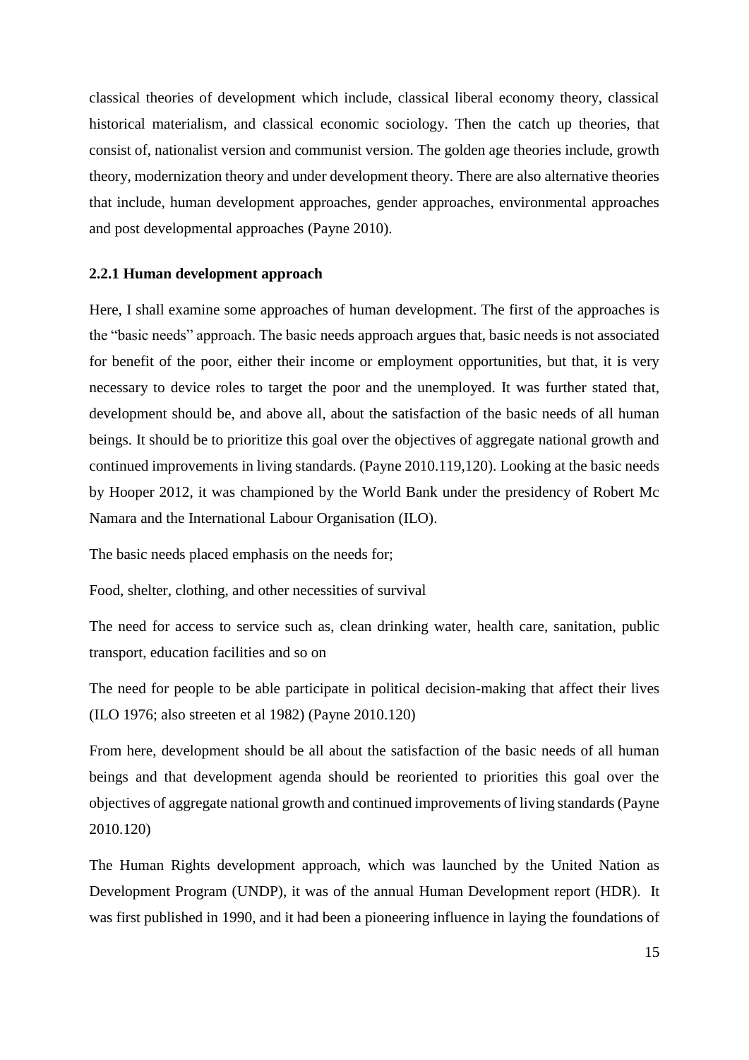classical theories of development which include, classical liberal economy theory, classical historical materialism, and classical economic sociology. Then the catch up theories, that consist of, nationalist version and communist version. The golden age theories include, growth theory, modernization theory and under development theory. There are also alternative theories that include, human development approaches, gender approaches, environmental approaches and post developmental approaches (Payne 2010).

### 2.2.1 Human development approach

Here, I shall examine some approaches of human development. The first of the approaches is the "basic needs" approach. The basic needs approach argues that, basic needs is not associated for benefit of the poor, either their income or employment opportunities, but that, it is very necessary to device roles to target the poor and the unemployed. It was further stated that, development should be, and above all, about the satisfaction of the basic needs of all human beings. It should be to prioritize this goal over the objectives of aggregate national growth and continued improvements in living standards. (Payne 2010.119,120). Looking at the basic needs by Hooper 2012, it was championed by the World Bank under the presidency of Robert Mc Namara and the International Labour Organisation (ILO).

The basic needs placed emphasis on the needs for;

Food, shelter, clothing, and other necessities of survival

The need for access to service such as, clean drinking water, health care, sanitation, public transport, education facilities and so on

The need for people to be able participate in political decision-making that affect their lives (ILO 1976; also streeten et al 1982) (Payne 2010.120)

From here, development should be all about the satisfaction of the basic needs of all human beings and that development agenda should be reoriented to priorities this goal over the objectives of aggregate national growth and continued improvements of living standards (Payne 2010.120)

The Human Rights development approach, which was launched by the United Nation as Development Program (UNDP), it was of the annual Human Development report (HDR). It was first published in 1990, and it had been a pioneering influence in laying the foundations of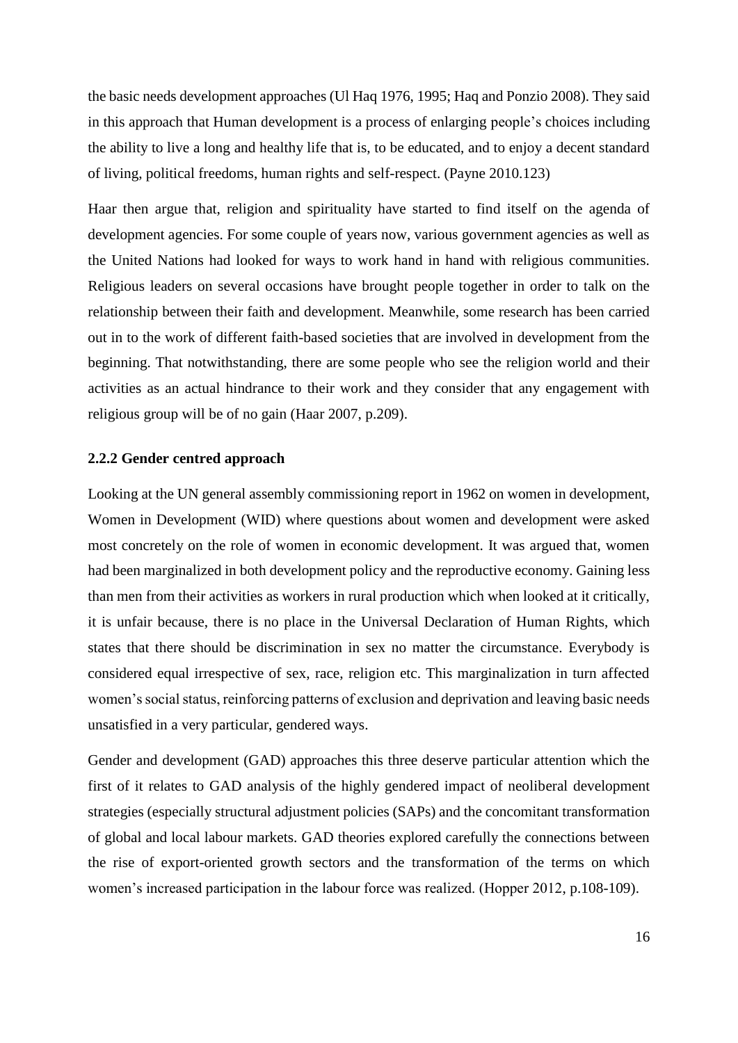the basic needs development approaches (Ul Haq 1976, 1995; Haq and Ponzio 2008). They said in this approach that Human development is a process of enlarging people's choices including the ability to live a long and healthy life that is, to be educated, and to enjoy a decent standard of living, political freedoms, human rights and self-respect. (Payne 2010.123)

Haar then argue that, religion and spirituality have started to find itself on the agenda of development agencies. For some couple of years now, various government agencies as well as the United Nations had looked for ways to work hand in hand with religious communities. Religious leaders on several occasions have brought people together in order to talk on the relationship between their faith and development. Meanwhile, some research has been carried out in to the work of different faith-based societies that are involved in development from the beginning. That notwithstanding, there are some people who see the religion world and their activities as an actual hindrance to their work and they consider that any engagement with religious group will be of no gain (Haar 2007, p.209).

### 2.2.2 Gender centred approach

Looking at the UN general assembly commissioning report in 1962 on women in development, Women in Development (WID) where questions about women and development were asked most concretely on the role of women in economic development. It was argued that, women had been marginalized in both development policy and the reproductive economy. Gaining less than men from their activities as workers in rural production which when looked at it critically, it is unfair because, there is no place in the Universal Declaration of Human Rights, which states that there should be discrimination in sex no matter the circumstance. Everybody is considered equal irrespective of sex, race, religion etc. This marginalization in turn affected women's social status, reinforcing patterns of exclusion and deprivation and leaving basic needs unsatisfied in a very particular, gendered ways.

Gender and development (GAD) approaches this three deserve particular attention which the first of it relates to GAD analysis of the highly gendered impact of neoliberal development strategies (especially structural adjustment policies (SAPs) and the concomitant transformation of global and local labour markets. GAD theories explored carefully the connections between the rise of export-oriented growth sectors and the transformation of the terms on which women's increased participation in the labour force was realized. (Hopper 2012, p.108-109).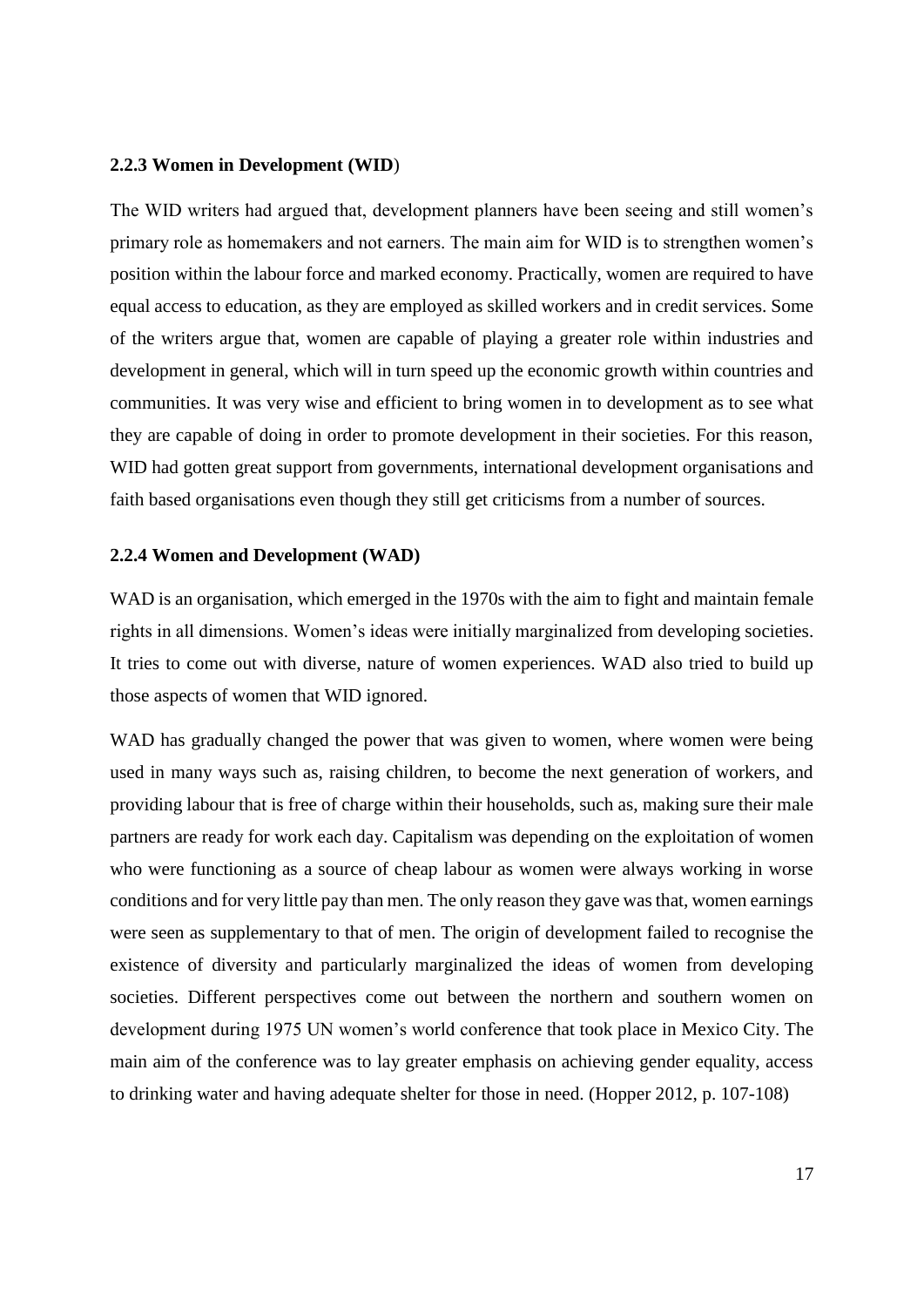### 2.2.3 Women in Development (WID)

The WID writers had argued that, development planners have been seeing and still women's primary role as homemakers and not earners. The main aim for WID is to strengthen women's position within the labour force and marked economy. Practically, women are required to have equal access to education, as they are employed as skilled workers and in credit services. Some of the writers argue that, women are capable of playing a greater role within industries and development in general, which will in turn speed up the economic growth within countries and communities. It was very wise and efficient to bring women in to development as to see what they are capable of doing in order to promote development in their societies. For this reason, WID had gotten great support from governments, international development organisations and faith based organisations even though they still get criticisms from a number of sources.

### 2.2.4 Women and Development (WAD)

WAD is an organisation, which emerged in the 1970s with the aim to fight and maintain female rights in all dimensions. Women's ideas were initially marginalized from developing societies. It tries to come out with diverse, nature of women experiences. WAD also tried to build up those aspects of women that WID ignored.

WAD has gradually changed the power that was given to women, where women were being used in many ways such as, raising children, to become the next generation of workers, and providing labour that is free of charge within their households, such as, making sure their male partners are ready for work each day. Capitalism was depending on the exploitation of women who were functioning as a source of cheap labour as women were always working in worse conditions and for very little pay than men. The only reason they gave was that, women earnings were seen as supplementary to that of men. The origin of development failed to recognise the existence of diversity and particularly marginalized the ideas of women from developing societies. Different perspectives come out between the northern and southern women on development during 1975 UN women's world conference that took place in Mexico City. The main aim of the conference was to lay greater emphasis on achieving gender equality, access to drinking water and having adequate shelter for those in need. (Hopper 2012, p. 107-108)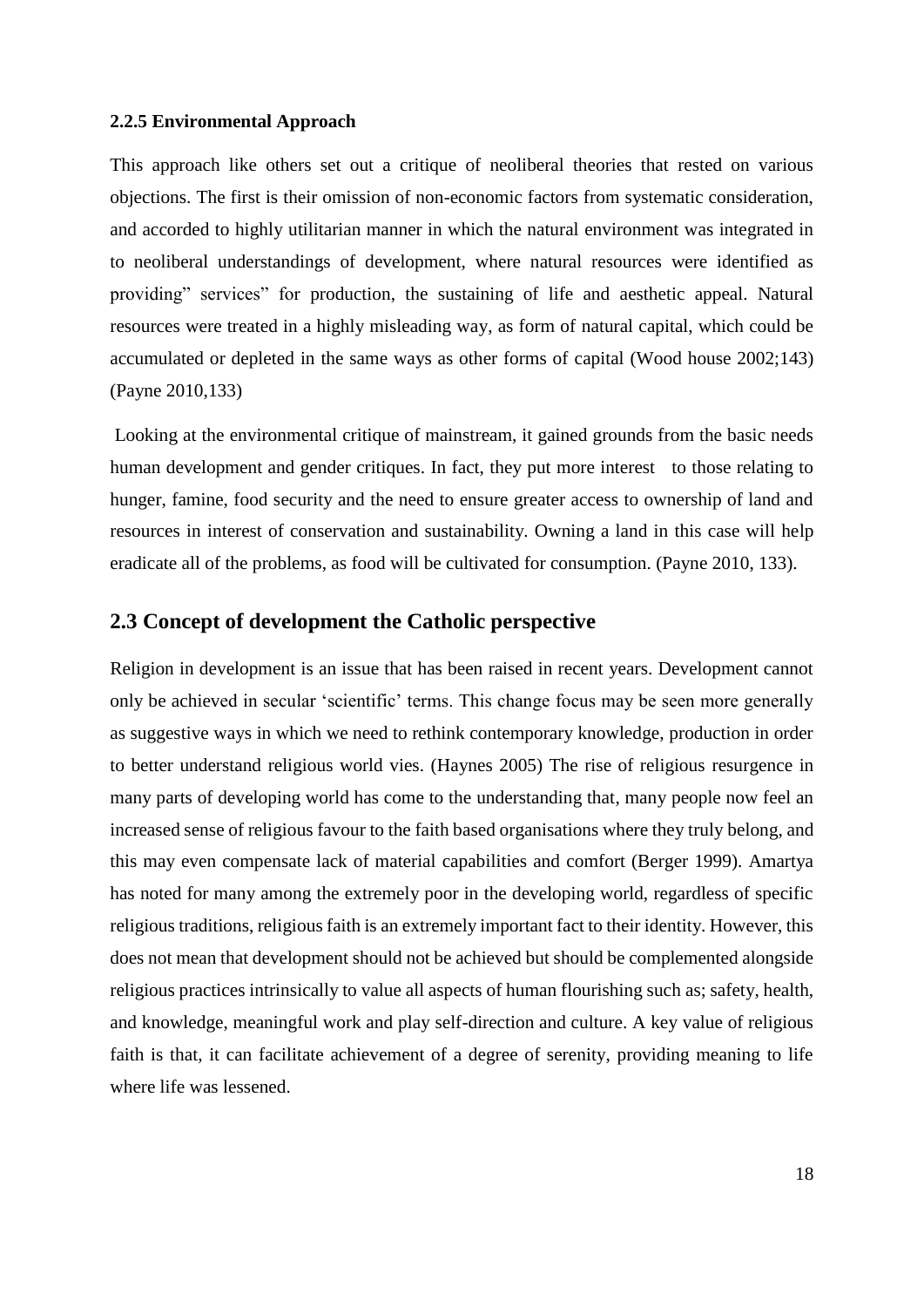### 2.2.5 Environmental Approach

This approach like others set out a critique of neoliberal theories that rested on various objections. The first is their omission of non-economic factors from systematic consideration, and accorded to highly utilitarian manner in which the natural environment was integrated in to neoliberal understandings of development, where natural resources were identified as providing" services" for production, the sustaining of life and aesthetic appeal. Natural resources were treated in a highly misleading way, as form of natural capital, which could be accumulated or depleted in the same ways as other forms of capital (Wood house 2002;143) (Payne 2010,133)

Looking at the environmental critique of mainstream, it gained grounds from the basic needs human development and gender critiques. In fact, they put more interest to those relating to hunger, famine, food security and the need to ensure greater access to ownership of land and resources in interest of conservation and sustainability. Owning a land in this case will help eradicate all of the problems, as food will be cultivated for consumption. (Payne 2010, 133).

## 2.3 Concept of development the Catholic perspective

Religion in development is an issue that has been raised in recent years. Development cannot only be achieved in secular 'scientific' terms. This change focus may be seen more generally as suggestive ways in which we need to rethink contemporary knowledge, production in order to better understand religious world vies. (Haynes 2005) The rise of religious resurgence in many parts of developing world has come to the understanding that, many people now feel an increased sense of religious favour to the faith based organisations where they truly belong, and this may even compensate lack of material capabilities and comfort (Berger 1999). Amartya has noted for many among the extremely poor in the developing world, regardless of specific religious traditions, religious faith is an extremely important fact to their identity. However, this does not mean that development should not be achieved but should be complemented alongside religious practices intrinsically to value all aspects of human flourishing such as; safety, health, and knowledge, meaningful work and play self-direction and culture. A key value of religious faith is that, it can facilitate achievement of a degree of serenity, providing meaning to life where life was lessened.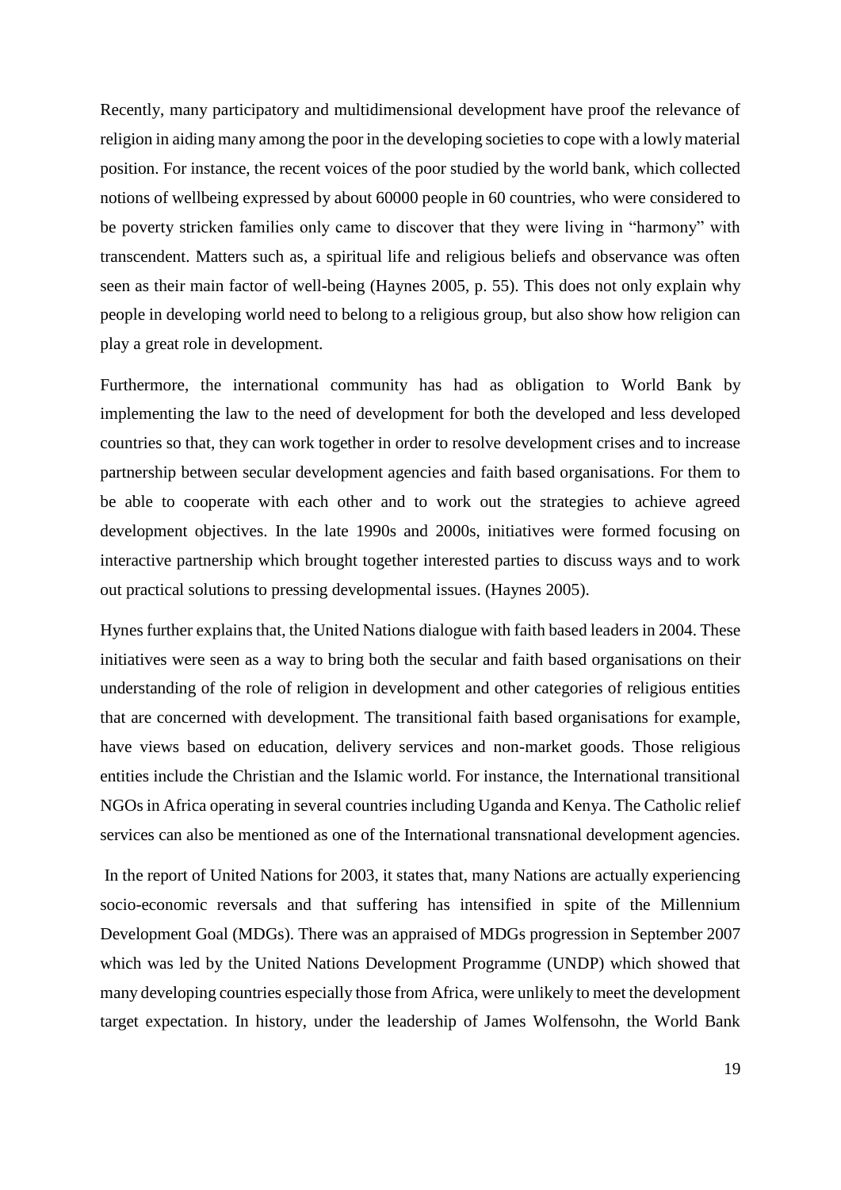Recently, many participatory and multidimensional development have proof the relevance of religion in aiding many among the poor in the developing societies to cope with a lowly material position. For instance, the recent voices of the poor studied by the world bank, which collected notions of wellbeing expressed by about 60000 people in 60 countries, who were considered to be poverty stricken families only came to discover that they were living in "harmony" with transcendent. Matters such as, a spiritual life and religious beliefs and observance was often seen as their main factor of well-being (Haynes 2005, p. 55). This does not only explain why people in developing world need to belong to a religious group, but also show how religion can play a great role in development.

Furthermore, the international community has had as obligation to World Bank by implementing the law to the need of development for both the developed and less developed countries so that, they can work together in order to resolve development crises and to increase partnership between secular development agencies and faith based organisations. For them to be able to cooperate with each other and to work out the strategies to achieve agreed development objectives. In the late 1990s and 2000s, initiatives were formed focusing on interactive partnership which brought together interested parties to discuss ways and to work out practical solutions to pressing developmental issues. (Haynes 2005).

Hynes further explains that, the United Nations dialogue with faith based leaders in 2004. These initiatives were seen as a way to bring both the secular and faith based organisations on their understanding of the role of religion in development and other categories of religious entities that are concerned with development. The transitional faith based organisations for example, have views based on education, delivery services and non-market goods. Those religious entities include the Christian and the Islamic world. For instance, the International transitional NGOs in Africa operating in several countries including Uganda and Kenya. The Catholic relief services can also be mentioned as one of the International transnational development agencies.

In the report of United Nations for 2003, it states that, many Nations are actually experiencing socio-economic reversals and that suffering has intensified in spite of the Millennium Development Goal (MDGs). There was an appraised of MDGs progression in September 2007 which was led by the United Nations Development Programme (UNDP) which showed that many developing countries especially those from Africa, were unlikely to meet the development target expectation. In history, under the leadership of James Wolfensohn, the World Bank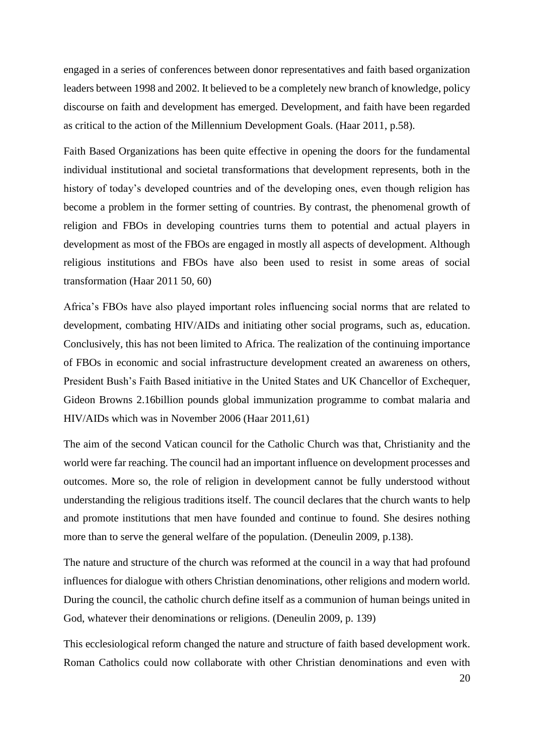engaged in a series of conferences between donor representatives and faith based organization leaders between 1998 and 2002. It believed to be a completely new branch of knowledge, policy discourse on faith and development has emerged. Development, and faith have been regarded as critical to the action of the Millennium Development Goals. (Haar 2011, p.58).

Faith Based Organizations has been quite effective in opening the doors for the fundamental individual institutional and societal transformations that development represents, both in the history of today's developed countries and of the developing ones, even though religion has become a problem in the former setting of countries. By contrast, the phenomenal growth of religion and FBOs in developing countries turns them to potential and actual players in development as most of the FBOs are engaged in mostly all aspects of development. Although religious institutions and FBOs have also been used to resist in some areas of social transformation (Haar 2011 50, 60)

Africa's FBOs have also played important roles influencing social norms that are related to development, combating HIV/AIDs and initiating other social programs, such as, education. Conclusively, this has not been limited to Africa. The realization of the continuing importance of FBOs in economic and social infrastructure development created an awareness on others, President Bush's Faith Based initiative in the United States and UK Chancellor of Exchequer, Gideon Browns 2.16billion pounds global immunization programme to combat malaria and HIV/AIDs which was in November 2006 (Haar 2011,61)

The aim of the second Vatican council for the Catholic Church was that, Christianity and the world were far reaching. The council had an important influence on development processes and outcomes. More so, the role of religion in development cannot be fully understood without understanding the religious traditions itself. The council declares that the church wants to help and promote institutions that men have founded and continue to found. She desires nothing more than to serve the general welfare of the population. (Deneulin 2009, p.138).

The nature and structure of the church was reformed at the council in a way that had profound influences for dialogue with others Christian denominations, other religions and modern world. During the council, the catholic church define itself as a communion of human beings united in God, whatever their denominations or religions. (Deneulin 2009, p. 139)

This ecclesiological reform changed the nature and structure of faith based development work. Roman Catholics could now collaborate with other Christian denominations and even with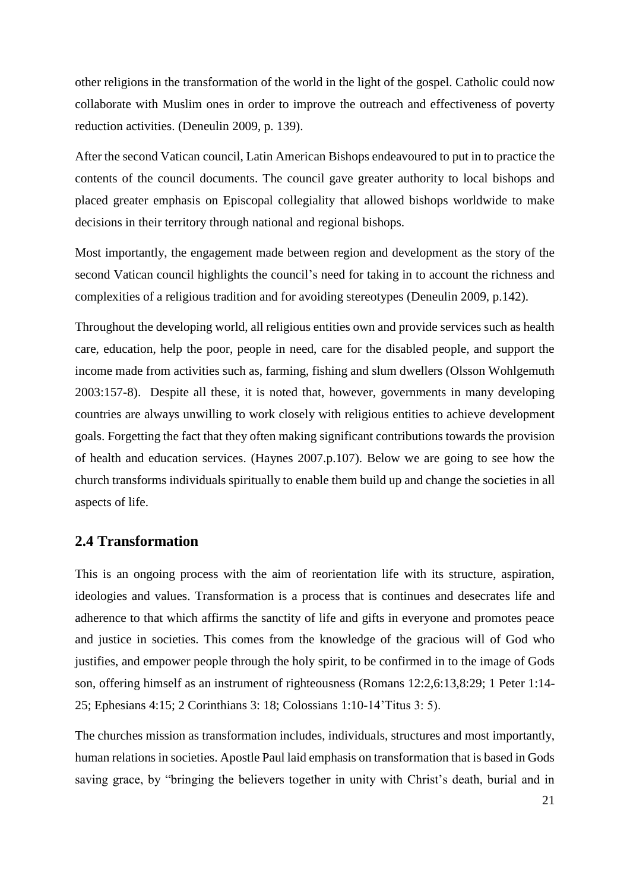other religions in the transformation of the world in the light of the gospel. Catholic could now collaborate with Muslim ones in order to improve the outreach and effectiveness of poverty reduction activities. (Deneulin 2009, p. 139).

After the second Vatican council, Latin American Bishops endeavoured to put in to practice the contents of the council documents. The council gave greater authority to local bishops and placed greater emphasis on Episcopal collegiality that allowed bishops worldwide to make decisions in their territory through national and regional bishops.

Most importantly, the engagement made between region and development as the story of the second Vatican council highlights the council's need for taking in to account the richness and complexities of a religious tradition and for avoiding stereotypes (Deneulin 2009, p.142).

Throughout the developing world, all religious entities own and provide services such as health care, education, help the poor, people in need, care for the disabled people, and support the income made from activities such as, farming, fishing and slum dwellers (Olsson Wohlgemuth 2003:157-8). Despite all these, it is noted that, however, governments in many developing countries are always unwilling to work closely with religious entities to achieve development goals. Forgetting the fact that they often making significant contributions towards the provision of health and education services. (Haynes 2007.p.107). Below we are going to see how the church transforms individuals spiritually to enable them build up and change the societies in all aspects of life.

## 2.4 Transformation

This is an ongoing process with the aim of reorientation life with its structure, aspiration, ideologies and values. Transformation is a process that is continues and desecrates life and adherence to that which affirms the sanctity of life and gifts in everyone and promotes peace and justice in societies. This comes from the knowledge of the gracious will of God who justifies, and empower people through the holy spirit, to be confirmed in to the image of Gods son, offering himself as an instrument of righteousness (Romans 12:2,6:13,8:29; 1 Peter 1:14-25; Ephesians 4:15; 2 Corinthians 3: 18; Colossians 1:10-14'Titus 3: 5).

The churches mission as transformation includes, individuals, structures and most importantly, human relations in societies. Apostle Paul laid emphasis on transformation that is based in Gods saving grace, by "bringing the believers together in unity with Christ's death, burial and in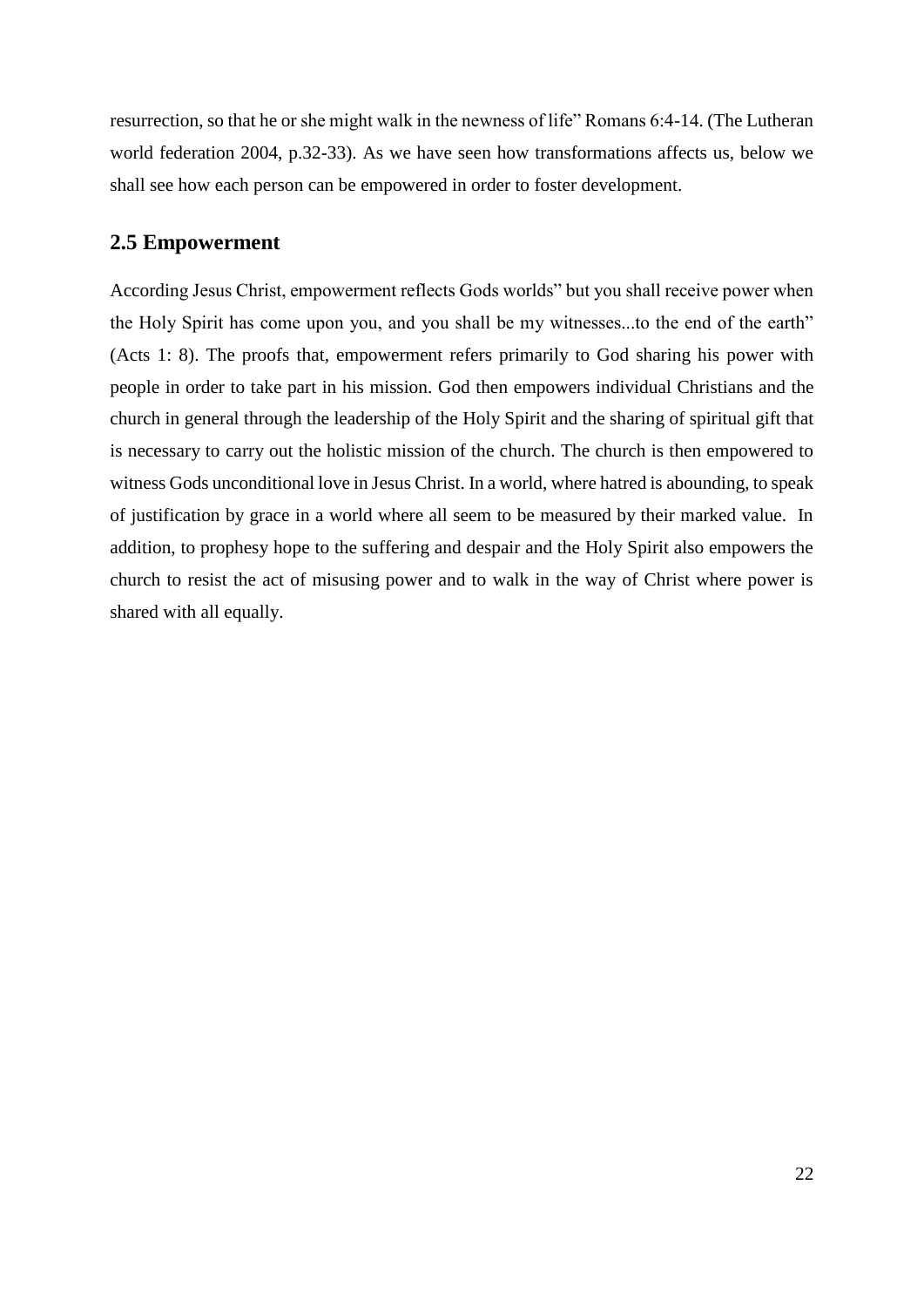resurrection, so that he or she might walk in the newness of life" Romans 6:4-14. (The Lutheran world federation 2004, p.32-33). As we have seen how transformations affects us, below we shall see how each person can be empowered in order to foster development.

## 2.5 Empowerment

According Jesus Christ, empowerment reflects Gods worlds" but you shall receive power when the Holy Spirit has come upon you, and you shall be my witnesses...to the end of the earth" (Acts 1: 8). The proofs that, empowerment refers primarily to God sharing his power with people in order to take part in his mission. God then empowers individual Christians and the church in general through the leadership of the Holy Spirit and the sharing of spiritual gift that is necessary to carry out the holistic mission of the church. The church is then empowered to witness Gods unconditional love in Jesus Christ. In a world, where hatred is abounding, to speak of justification by grace in a world where all seem to be measured by their marked value. In addition, to prophesy hope to the suffering and despair and the Holy Spirit also empowers the church to resist the act of misusing power and to walk in the way of Christ where power is shared with all equally.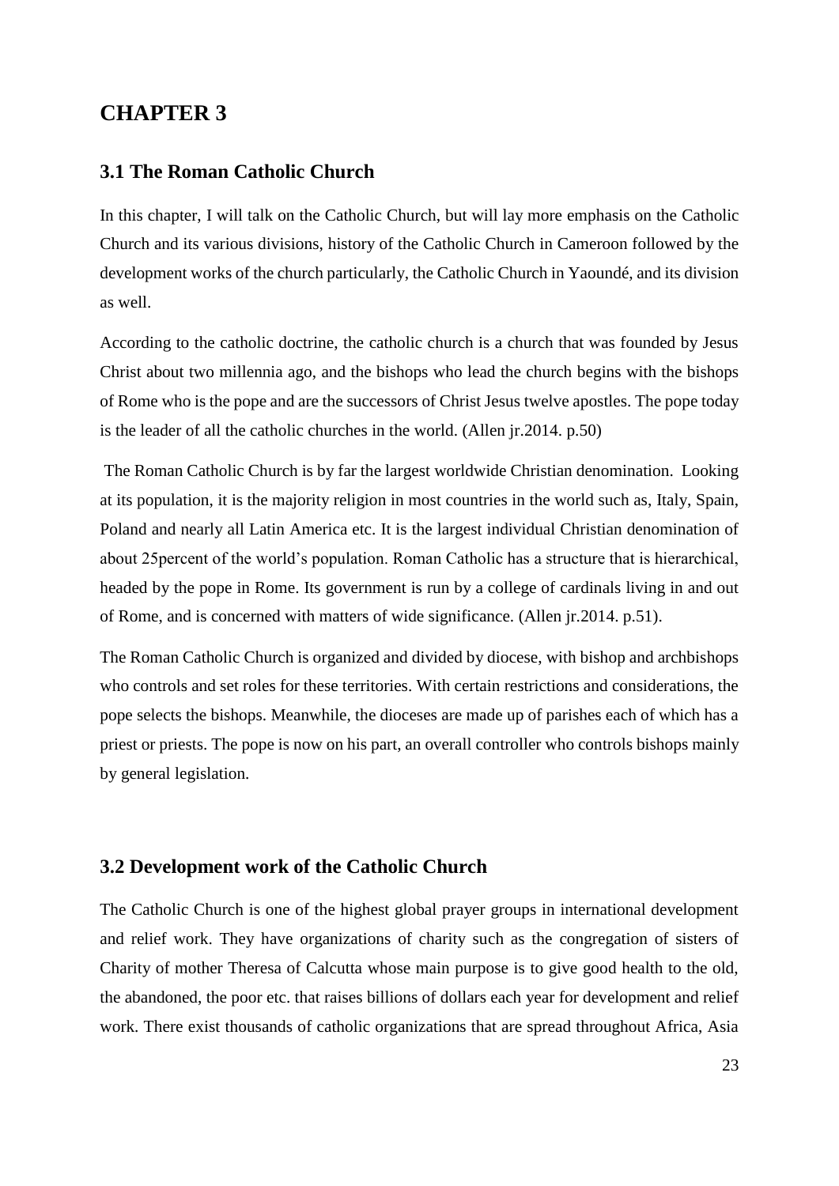# CHAPTER 3

## 3.1 The Roman Catholic Church

In this chapter, I will talk on the Catholic Church, but will lay more emphasis on the Catholic Church and its various divisions, history of the Catholic Church in Cameroon followed by the development works of the church particularly, the Catholic Church in Yaoundé, and its division as well.

According to the catholic doctrine, the catholic church is a church that was founded by Jesus Christ about two millennia ago, and the bishops who lead the church begins with the bishops of Rome who is the pope and are the successors of Christ Jesus twelve apostles. The pope today is the leader of all the catholic churches in the world. (Allen jr.2014. p.50)

The Roman Catholic Church is by far the largest worldwide Christian denomination. Looking at its population, it is the majority religion in most countries in the world such as, Italy, Spain, Poland and nearly all Latin America etc. It is the largest individual Christian denomination of about 25percent of the world's population. Roman Catholic has a structure that is hierarchical, headed by the pope in Rome. Its government is run by a college of cardinals living in and out of Rome, and is concerned with matters of wide significance. (Allen jr.2014. p.51).

The Roman Catholic Church is organized and divided by diocese, with bishop and archbishops who controls and set roles for these territories. With certain restrictions and considerations, the pope selects the bishops. Meanwhile, the dioceses are made up of parishes each of which has a priest or priests. The pope is now on his part, an overall controller who controls bishops mainly by general legislation.

## 3.2 Development work of the Catholic Church

The Catholic Church is one of the highest global prayer groups in international development and relief work. They have organizations of charity such as the congregation of sisters of Charity of mother Theresa of Calcutta whose main purpose is to give good health to the old, the abandoned, the poor etc. that raises billions of dollars each year for development and relief work. There exist thousands of catholic organizations that are spread throughout Africa, Asia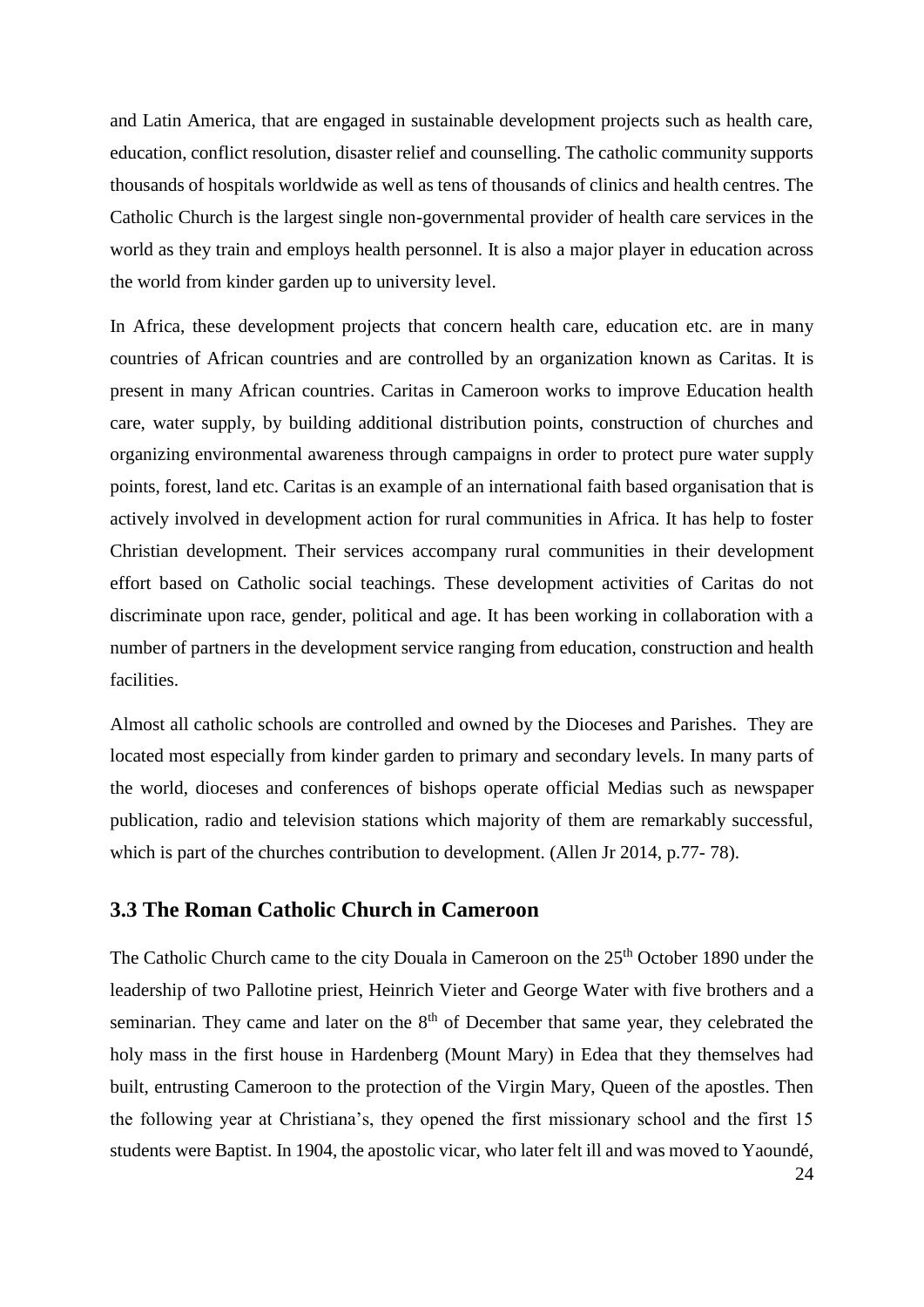and Latin America, that are engaged in sustainable development projects such as health care, education, conflict resolution, disaster relief and counselling. The catholic community supports thousands of hospitals worldwide as well as tens of thousands of clinics and health centres. The Catholic Church is the largest single non-governmental provider of health care services in the world as they train and employs health personnel. It is also a major player in education across the world from kinder garden up to university level.

In Africa, these development projects that concern health care, education etc. are in many countries of African countries and are controlled by an organization known as Caritas. It is present in many African countries. Caritas in Cameroon works to improve Education health care, water supply, by building additional distribution points, construction of churches and organizing environmental awareness through campaigns in order to protect pure water supply points, forest, land etc. Caritas is an example of an international faith based organisation that is actively involved in development action for rural communities in Africa. It has help to foster Christian development. Their services accompany rural communities in their development effort based on Catholic social teachings. These development activities of Caritas do not discriminate upon race, gender, political and age. It has been working in collaboration with a number of partners in the development service ranging from education, construction and health facilities.

Almost all catholic schools are controlled and owned by the Dioceses and Parishes. They are located most especially from kinder garden to primary and secondary levels. In many parts of the world, dioceses and conferences of bishops operate official Medias such as newspaper publication, radio and television stations which majority of them are remarkably successful, which is part of the churches contribution to development. (Allen Jr 2014, p.77- 78).

## 3.3 The Roman Catholic Church in Cameroon

The Catholic Church came to the city Douala in Cameroon on the 25th October 1890 under the leadership of two Pallotine priest, Heinrich Vieter and George Water with five brothers and a seminarian. They came and later on the 8th of December that same year, they celebrated the holy mass in the first house in Hardenberg (Mount Mary) in Edea that they themselves had built, entrusting Cameroon to the protection of the Virgin Mary, Queen of the apostles. Then the following year at Christiana's, they opened the first missionary school and the first 15 students were Baptist. In 1904, the apostolic vicar, who later felt ill and was moved to Yaoundé,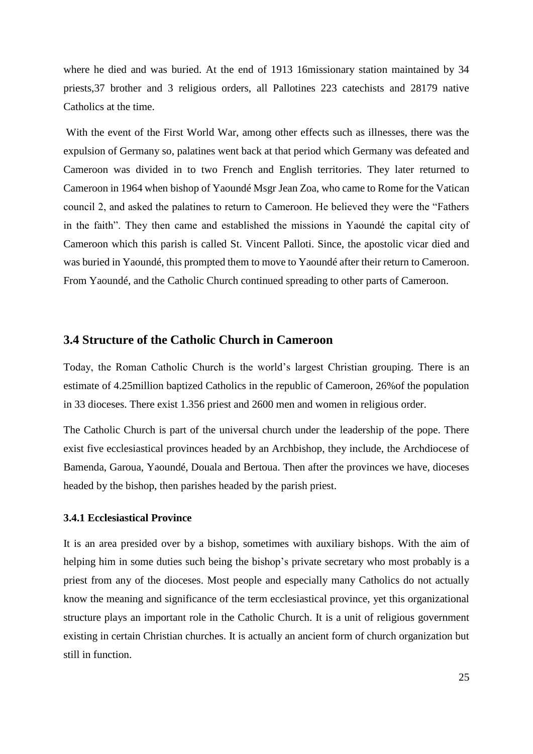where he died and was buried. At the end of 1913 16missionary station maintained by 34 priests,37 brother and 3 religious orders, all Pallotines 223 catechists and 28179 native Catholics at the time.

With the event of the First World War, among other effects such as illnesses, there was the expulsion of Germany so, palatines went back at that period which Germany was defeated and Cameroon was divided in to two French and English territories. They later returned to Cameroon in 1964 when bishop of Yaoundé Msgr Jean Zoa, who came to Rome for the Vatican council 2, and asked the palatines to return to Cameroon. He believed they were the "Fathers in the faith". They then came and established the missions in Yaoundé the capital city of Cameroon which this parish is called St. Vincent Palloti. Since, the apostolic vicar died and was buried in Yaoundé, this prompted them to move to Yaoundé after their return to Cameroon. From Yaoundé, and the Catholic Church continued spreading to other parts of Cameroon.

## 3.4 Structure of the Catholic Church in Cameroon

Today, the Roman Catholic Church is the world's largest Christian grouping. There is an estimate of 4.25million baptized Catholics in the republic of Cameroon, 26%of the population in 33 dioceses. There exist 1.356 priest and 2600 men and women in religious order.

The Catholic Church is part of the universal church under the leadership of the pope. There exist five ecclesiastical provinces headed by an Archbishop, they include, the Archdiocese of Bamenda, Garoua, Yaoundé, Douala and Bertoua. Then after the provinces we have, dioceses headed by the bishop, then parishes headed by the parish priest.

### 3.4.1 Ecclesiastical Province

It is an area presided over by a bishop, sometimes with auxiliary bishops. With the aim of helping him in some duties such being the bishop's private secretary who most probably is a priest from any of the dioceses. Most people and especially many Catholics do not actually know the meaning and significance of the term ecclesiastical province, yet this organizational structure plays an important role in the Catholic Church. It is a unit of religious government existing in certain Christian churches. It is actually an ancient form of church organization but still in function.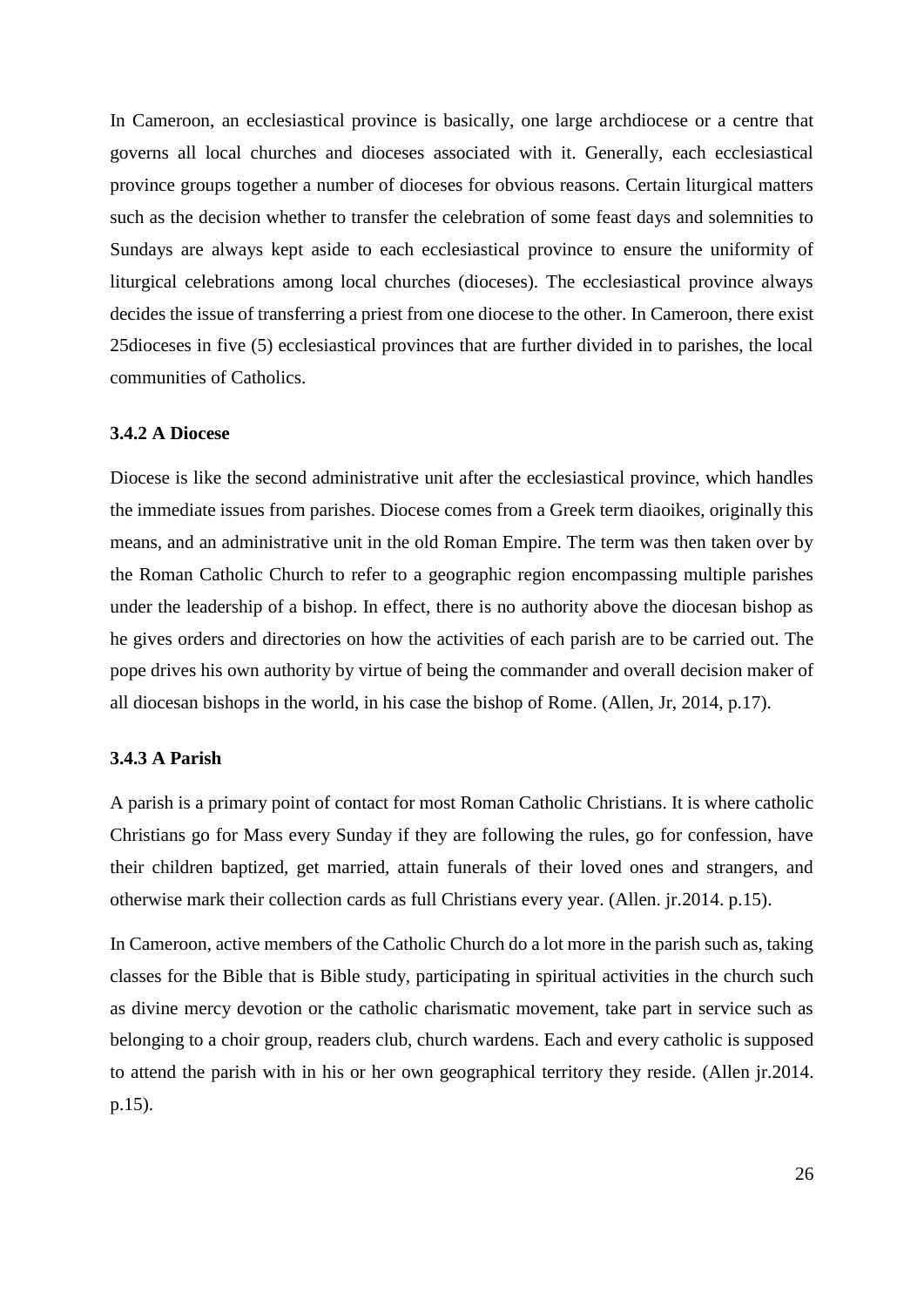In Cameroon, an ecclesiastical province is basically, one large archdiocese or a centre that governs all local churches and dioceses associated with it. Generally, each ecclesiastical province groups together a number of dioceses for obvious reasons. Certain liturgical matters such as the decision whether to transfer the celebration of some feast days and solemnities to Sundays are always kept aside to each ecclesiastical province to ensure the uniformity of liturgical celebrations among local churches (dioceses). The ecclesiastical province always decides the issue of transferring a priest from one diocese to the other. In Cameroon, there exist 25dioceses in five (5) ecclesiastical provinces that are further divided in to parishes, the local communities of Catholics.

### 3.4.2 A Diocese

Diocese is like the second administrative unit after the ecclesiastical province, which handles the immediate issues from parishes. Diocese comes from a Greek term diaoikes, originally this means, and an administrative unit in the old Roman Empire. The term was then taken over by the Roman Catholic Church to refer to a geographic region encompassing multiple parishes under the leadership of a bishop. In effect, there is no authority above the diocesan bishop as he gives orders and directories on how the activities of each parish are to be carried out. The pope drives his own authority by virtue of being the commander and overall decision maker of all diocesan bishops in the world, in his case the bishop of Rome. (Allen, Jr, 2014, p.17).

### 3.4.3 A Parish

A parish is a primary point of contact for most Roman Catholic Christians. It is where catholic Christians go for Mass every Sunday if they are following the rules, go for confession, have their children baptized, get married, attain funerals of their loved ones and strangers, and otherwise mark their collection cards as full Christians every year. (Allen. jr.2014. p.15).

In Cameroon, active members of the Catholic Church do a lot more in the parish such as, taking classes for the Bible that is Bible study, participating in spiritual activities in the church such as divine mercy devotion or the catholic charismatic movement, take part in service such as belonging to a choir group, readers club, church wardens. Each and every catholic is supposed to attend the parish with in his or her own geographical territory they reside. (Allen jr.2014. p.15).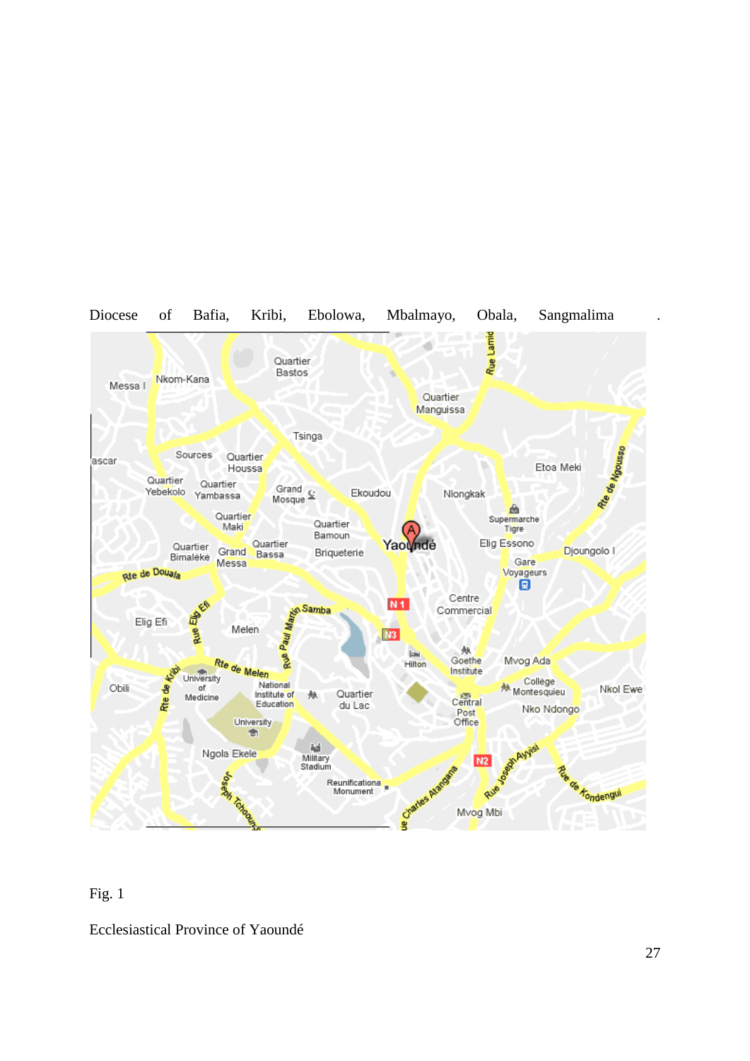Diocese of Bafia, Kribi, Ebolowa, Mbalmayo, Obala, Sangmalima .

Fig. 1

Ecclesiastical Province of Yaoundé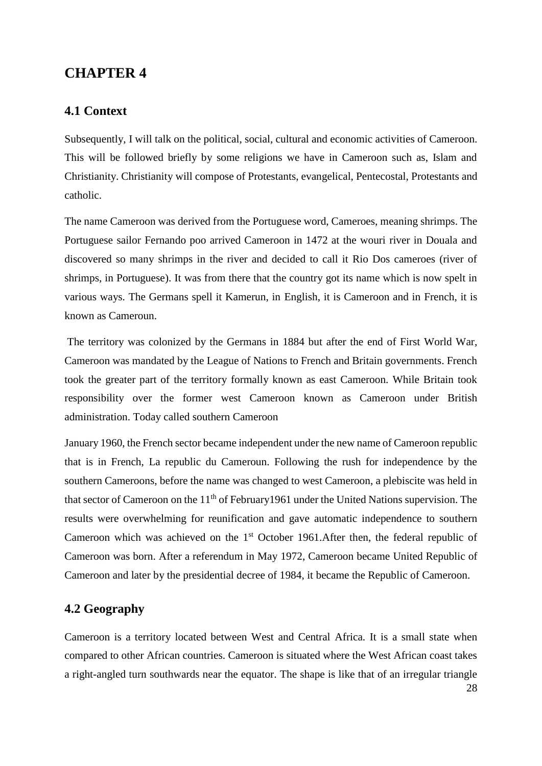# CHAPTER 4

## 4.1 Context

Subsequently, I will talk on the political, social, cultural and economic activities of Cameroon. This will be followed briefly by some religions we have in Cameroon such as, Islam and Christianity. Christianity will compose of Protestants, evangelical, Pentecostal, Protestants and catholic.

The name Cameroon was derived from the Portuguese word, Cameroes, meaning shrimps. The Portuguese sailor Fernando poo arrived Cameroon in 1472 at the wouri river in Douala and discovered so many shrimps in the river and decided to call it Rio Dos cameroes (river of shrimps, in Portuguese). It was from there that the country got its name which is now spelt in various ways. The Germans spell it Kamerun, in English, it is Cameroon and in French, it is known as Cameroun.

The territory was colonized by the Germans in 1884 but after the end of First World War, Cameroon was mandated by the League of Nations to French and Britain governments. French took the greater part of the territory formally known as east Cameroon. While Britain took responsibility over the former west Cameroon known as Cameroon under British administration. Today called southern Cameroon

January 1960, the French sector became independent under the new name of Cameroon republic that is in French, La republic du Cameroun. Following the rush for independence by the southern Cameroons, before the name was changed to west Cameroon, a plebiscite was held in that sector of Cameroon on the 11th of February1961 under the United Nations supervision. The results were overwhelming for reunification and gave automatic independence to southern Cameroon which was achieved on the 1st October 1961.After then, the federal republic of Cameroon was born. After a referendum in May 1972, Cameroon became United Republic of Cameroon and later by the presidential decree of 1984, it became the Republic of Cameroon.

## 4.2 Geography

Cameroon is a territory located between West and Central Africa. It is a small state when compared to other African countries. Cameroon is situated where the West African coast takes a right-angled turn southwards near the equator. The shape is like that of an irregular triangle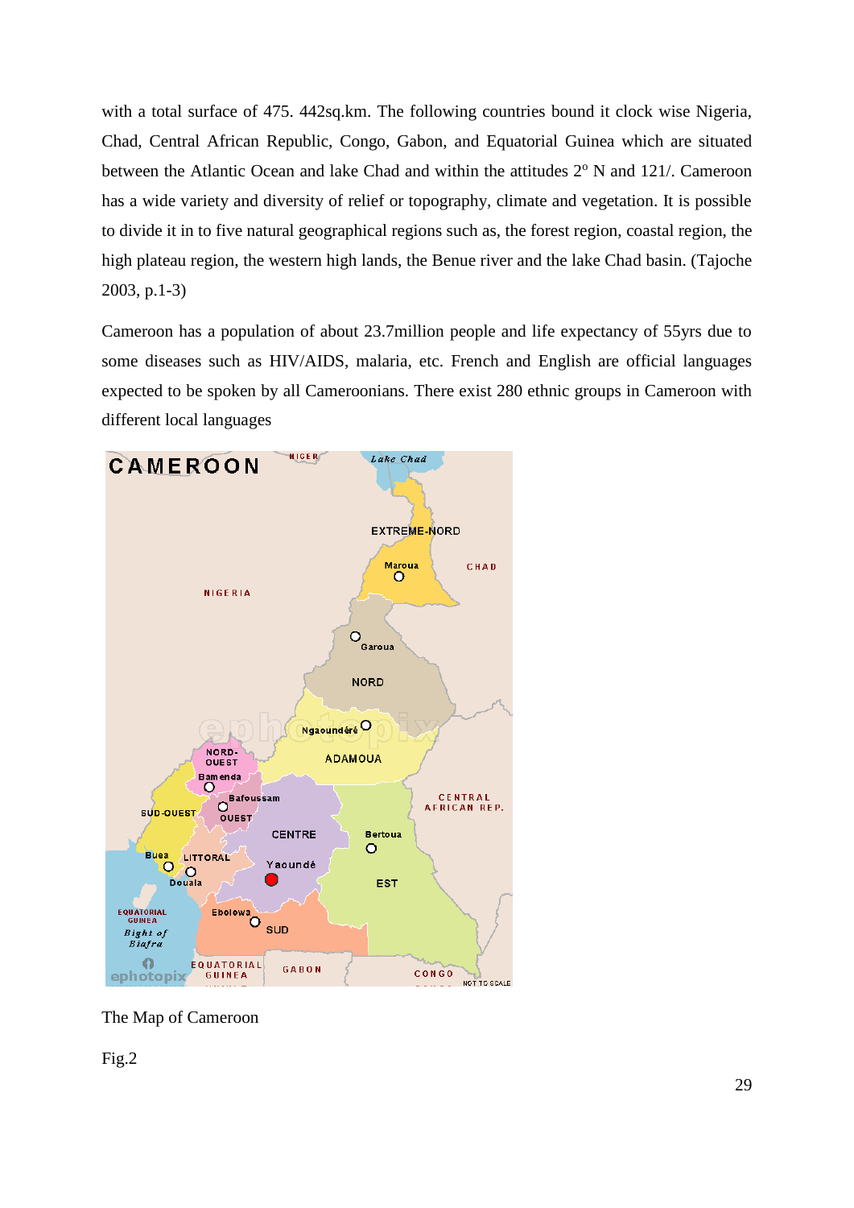with a total surface of 475. 442sq.km. The following countries bound it clock wise Nigeria, Chad, Central African Republic, Congo, Gabon, and Equatorial Guinea which are situated between the Atlantic Ocean and lake Chad and within the attitudes 2° N and 121/. Cameroon has a wide variety and diversity of relief or topography, climate and vegetation. It is possible to divide it in to five natural geographical regions such as, the forest region, coastal region, the high plateau region, the western high lands, the Benue river and the lake Chad basin. (Tajoche 2003, p.1-3)

Cameroon has a population of about 23.7million people and life expectancy of 55yrs due to some diseases such as HIV/AIDS, malaria, etc. French and English are official languages expected to be spoken by all Cameroonians. There exist 280 ethnic groups in Cameroon with different local languages

The Map of Cameroon

Fig.2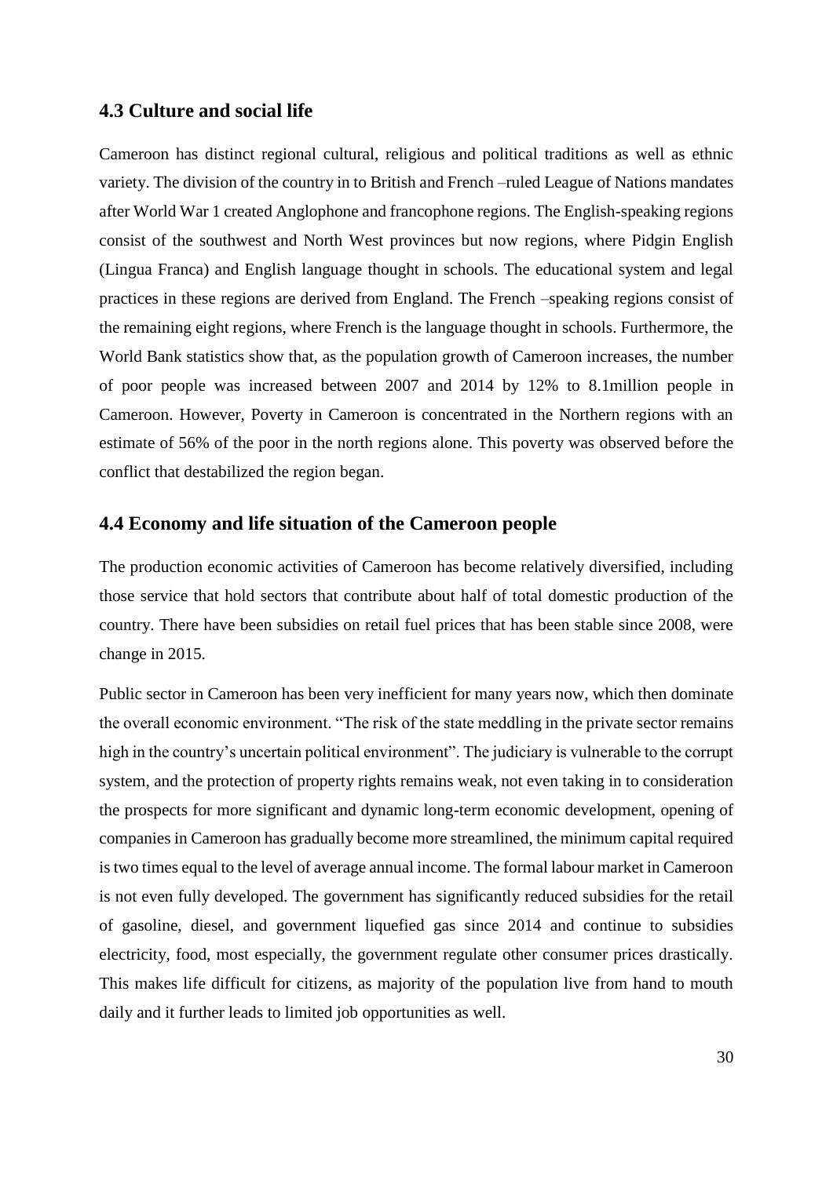## 4.3 Culture and social life

Cameroon has distinct regional cultural, religious and political traditions as well as ethnic variety. The division of the country in to British and French –ruled League of Nations mandates after World War 1 created Anglophone and francophone regions. The English-speaking regions consist of the southwest and North West provinces but now regions, where Pidgin English (Lingua Franca) and English language thought in schools. The educational system and legal practices in these regions are derived from England. The French –speaking regions consist of the remaining eight regions, where French is the language thought in schools. Furthermore, the World Bank statistics show that, as the population growth of Cameroon increases, the number of poor people was increased between 2007 and 2014 by 12% to 8.1million people in Cameroon. However, Poverty in Cameroon is concentrated in the Northern regions with an estimate of 56% of the poor in the north regions alone. This poverty was observed before the conflict that destabilized the region began.

## 4.4 Economy and life situation of the Cameroon people

The production economic activities of Cameroon has become relatively diversified, including those service that hold sectors that contribute about half of total domestic production of the country. There have been subsidies on retail fuel prices that has been stable since 2008, were change in 2015.

Public sector in Cameroon has been very inefficient for many years now, which then dominate the overall economic environment. "The risk of the state meddling in the private sector remains high in the country's uncertain political environment". The judiciary is vulnerable to the corrupt system, and the protection of property rights remains weak, not even taking in to consideration the prospects for more significant and dynamic long-term economic development, opening of companies in Cameroon has gradually become more streamlined, the minimum capital required is two times equal to the level of average annual income. The formal labour market in Cameroon is not even fully developed. The government has significantly reduced subsidies for the retail of gasoline, diesel, and government liquefied gas since 2014 and continue to subsidies electricity, food, most especially, the government regulate other consumer prices drastically. This makes life difficult for citizens, as majority of the population live from hand to mouth daily and it further leads to limited job opportunities as well.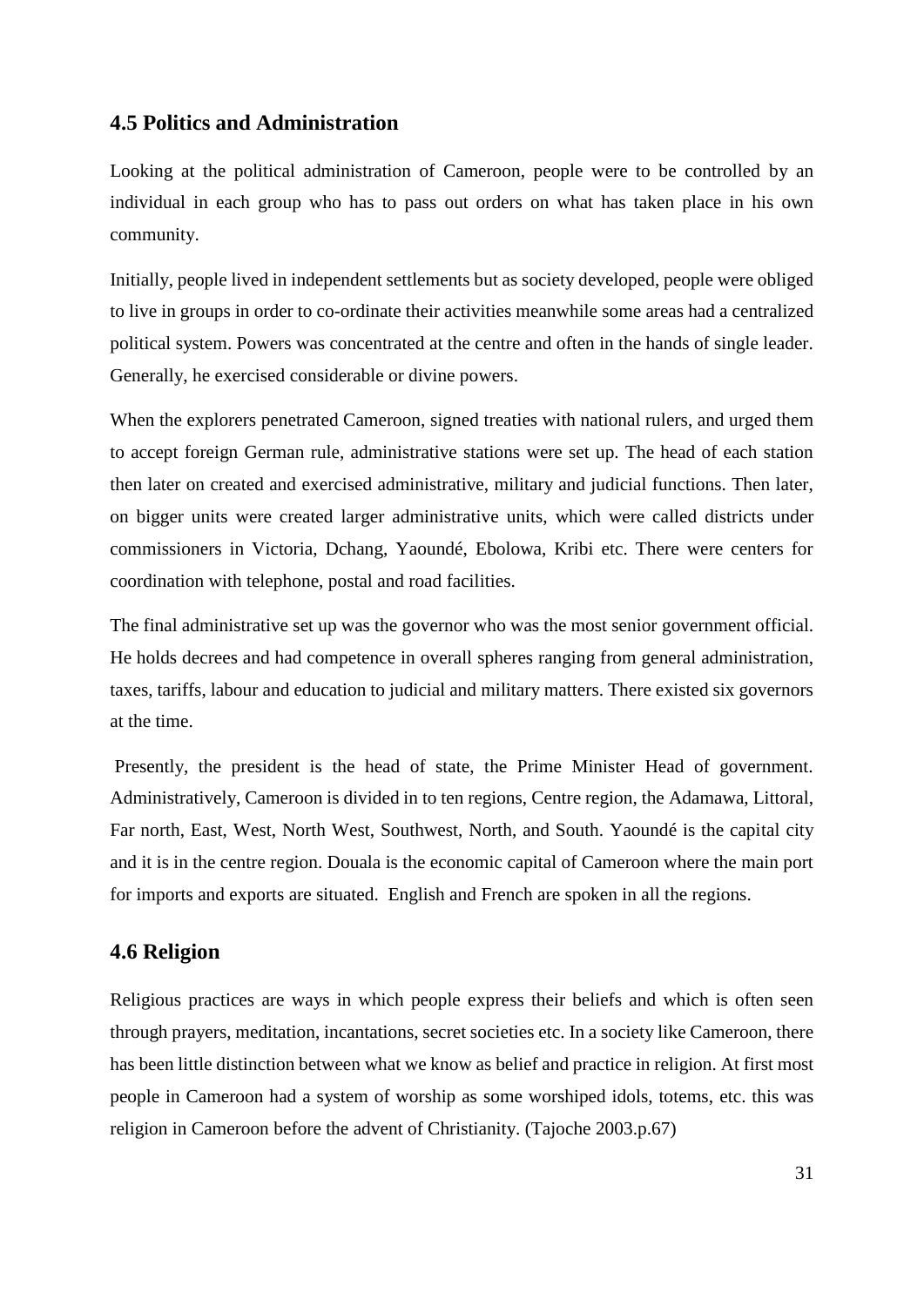### 4.5 Politics and Administration

Looking at the political administration of Cameroon, people were to be controlled by an individual in each group who has to pass out orders on what has taken place in his own community.

Initially, people lived in independent settlements but as society developed, people were obliged to live in groups in order to co-ordinate their activities meanwhile some areas had a centralized political system. Powers was concentrated at the centre and often in the hands of single leader. Generally, he exercised considerable or divine powers.

When the explorers penetrated Cameroon, signed treaties with national rulers, and urged them to accept foreign German rule, administrative stations were set up. The head of each station then later on created and exercised administrative, military and judicial functions. Then later, on bigger units were created larger administrative units, which were called districts under commissioners in Victoria, Dchang, Yaoundé, Ebolowa, Kribi etc. There were centers for coordination with telephone, postal and road facilities.

The final administrative set up was the governor who was the most senior government official. He holds decrees and had competence in overall spheres ranging from general administration, taxes, tariffs, labour and education to judicial and military matters. There existed six governors at the time.

Presently, the president is the head of state, the Prime Minister Head of government. Administratively, Cameroon is divided in to ten regions, Centre region, the Adamawa, Littoral, Far north, East, West, North West, Southwest, North, and South. Yaoundé is the capital city and it is in the centre region. Douala is the economic capital of Cameroon where the main port for imports and exports are situated. English and French are spoken in all the regions.

### 4.6 Religion

Religious practices are ways in which people express their beliefs and which is often seen through prayers, meditation, incantations, secret societies etc. In a society like Cameroon, there has been little distinction between what we know as belief and practice in religion. At first most people in Cameroon had a system of worship as some worshiped idols, totems, etc. this was religion in Cameroon before the advent of Christianity. (Tajoche 2003.p.67)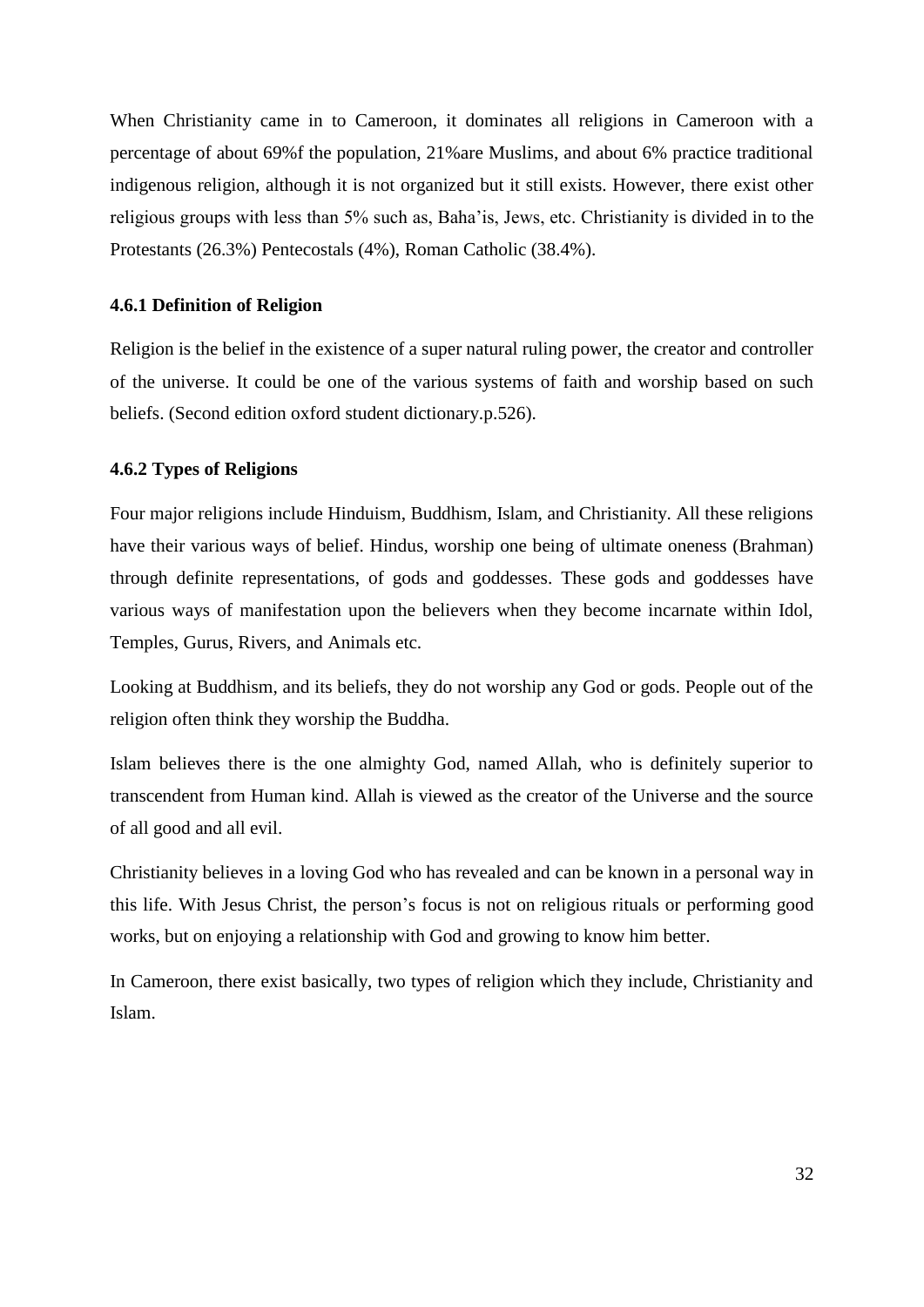When Christianity came in to Cameroon, it dominates all religions in Cameroon with a percentage of about 69%f the population, 21%are Muslims, and about 6% practice traditional indigenous religion, although it is not organized but it still exists. However, there exist other religious groups with less than 5% such as, Baha'is, Jews, etc. Christianity is divided in to the Protestants (26.3%) Pentecostals (4%), Roman Catholic (38.4%).

### 4.6.1 Definition of Religion

Religion is the belief in the existence of a super natural ruling power, the creator and controller of the universe. It could be one of the various systems of faith and worship based on such beliefs. (Second edition oxford student dictionary.p.526).

### 4.6.2 Types of Religions

Four major religions include Hinduism, Buddhism, Islam, and Christianity. All these religions have their various ways of belief. Hindus, worship one being of ultimate oneness (Brahman) through definite representations, of gods and goddesses. These gods and goddesses have various ways of manifestation upon the believers when they become incarnate within Idol, Temples, Gurus, Rivers, and Animals etc.

Looking at Buddhism, and its beliefs, they do not worship any God or gods. People out of the religion often think they worship the Buddha.

Islam believes there is the one almighty God, named Allah, who is definitely superior to transcendent from Human kind. Allah is viewed as the creator of the Universe and the source of all good and all evil.

Christianity believes in a loving God who has revealed and can be known in a personal way in this life. With Jesus Christ, the person's focus is not on religious rituals or performing good works, but on enjoying a relationship with God and growing to know him better.

In Cameroon, there exist basically, two types of religion which they include, Christianity and Islam.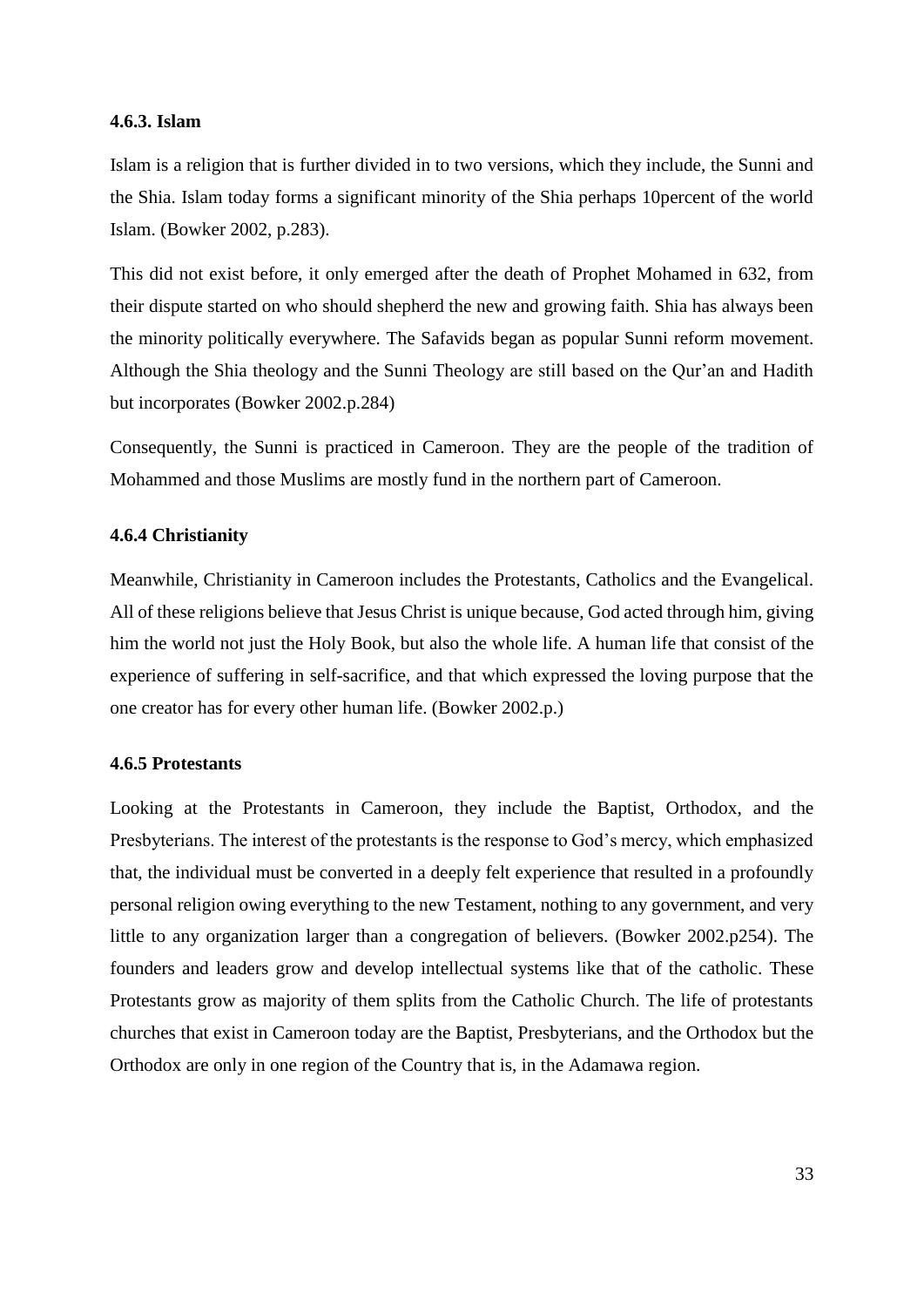#### 4.6.3. Islam

Islam is a religion that is further divided in to two versions, which they include, the Sunni and the Shia. Islam today forms a significant minority of the Shia perhaps 10percent of the world Islam. (Bowker 2002, p.283).

This did not exist before, it only emerged after the death of Prophet Mohamed in 632, from their dispute started on who should shepherd the new and growing faith. Shia has always been the minority politically everywhere. The Safavids began as popular Sunni reform movement. Although the Shia theology and the Sunni Theology are still based on the Qur'an and Hadith but incorporates (Bowker 2002.p.284)

Consequently, the Sunni is practiced in Cameroon. They are the people of the tradition of Mohammed and those Muslims are mostly fund in the northern part of Cameroon.

#### 4.6.4 Christianity

Meanwhile, Christianity in Cameroon includes the Protestants, Catholics and the Evangelical. All of these religions believe that Jesus Christ is unique because, God acted through him, giving him the world not just the Holy Book, but also the whole life. A human life that consist of the experience of suffering in self-sacrifice, and that which expressed the loving purpose that the one creator has for every other human life. (Bowker 2002.p.)

#### 4.6.5 Protestants

Looking at the Protestants in Cameroon, they include the Baptist, Orthodox, and the Presbyterians. The interest of the protestants is the response to God's mercy, which emphasized that, the individual must be converted in a deeply felt experience that resulted in a profoundly personal religion owing everything to the new Testament, nothing to any government, and very little to any organization larger than a congregation of believers. (Bowker 2002.p254). The founders and leaders grow and develop intellectual systems like that of the catholic. These Protestants grow as majority of them splits from the Catholic Church. The life of protestants churches that exist in Cameroon today are the Baptist, Presbyterians, and the Orthodox but the Orthodox are only in one region of the Country that is, in the Adamawa region.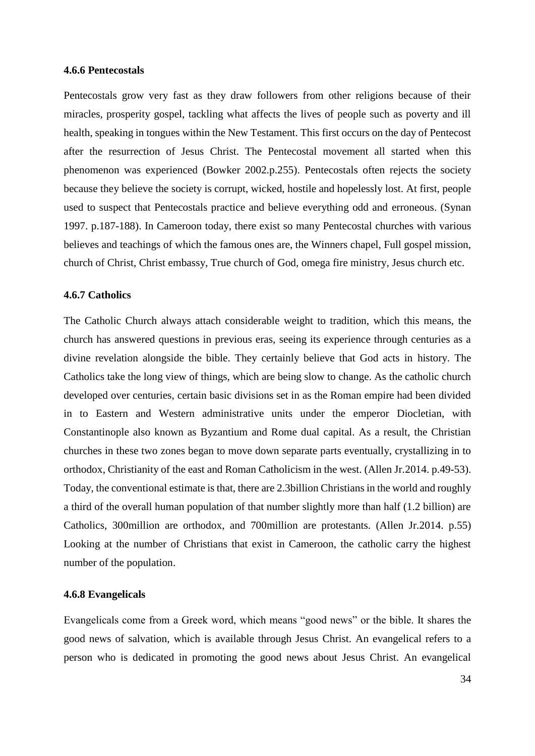#### 4.6.6 Pentecostals

Pentecostals grow very fast as they draw followers from other religions because of their miracles, prosperity gospel, tackling what affects the lives of people such as poverty and ill health, speaking in tongues within the New Testament. This first occurs on the day of Pentecost after the resurrection of Jesus Christ. The Pentecostal movement all started when this phenomenon was experienced (Bowker 2002.p.255). Pentecostals often rejects the society because they believe the society is corrupt, wicked, hostile and hopelessly lost. At first, people used to suspect that Pentecostals practice and believe everything odd and erroneous. (Synan 1997. p.187-188). In Cameroon today, there exist so many Pentecostal churches with various believes and teachings of which the famous ones are, the Winners chapel, Full gospel mission, church of Christ, Christ embassy, True church of God, omega fire ministry, Jesus church etc.

#### 4.6.7 Catholics

The Catholic Church always attach considerable weight to tradition, which this means, the church has answered questions in previous eras, seeing its experience through centuries as a divine revelation alongside the bible. They certainly believe that God acts in history. The Catholics take the long view of things, which are being slow to change. As the catholic church developed over centuries, certain basic divisions set in as the Roman empire had been divided in to Eastern and Western administrative units under the emperor Diocletian, with Constantinople also known as Byzantium and Rome dual capital. As a result, the Christian churches in these two zones began to move down separate parts eventually, crystallizing in to orthodox, Christianity of the east and Roman Catholicism in the west. (Allen Jr.2014. p.49-53). Today, the conventional estimate is that, there are 2.3billion Christians in the world and roughly a third of the overall human population of that number slightly more than half (1.2 billion) are Catholics, 300million are orthodox, and 700million are protestants. (Allen Jr.2014. p.55) Looking at the number of Christians that exist in Cameroon, the catholic carry the highest number of the population.

#### 4.6.8 Evangelicals

Evangelicals come from a Greek word, which means "good news" or the bible. It shares the good news of salvation, which is available through Jesus Christ. An evangelical refers to a person who is dedicated in promoting the good news about Jesus Christ. An evangelical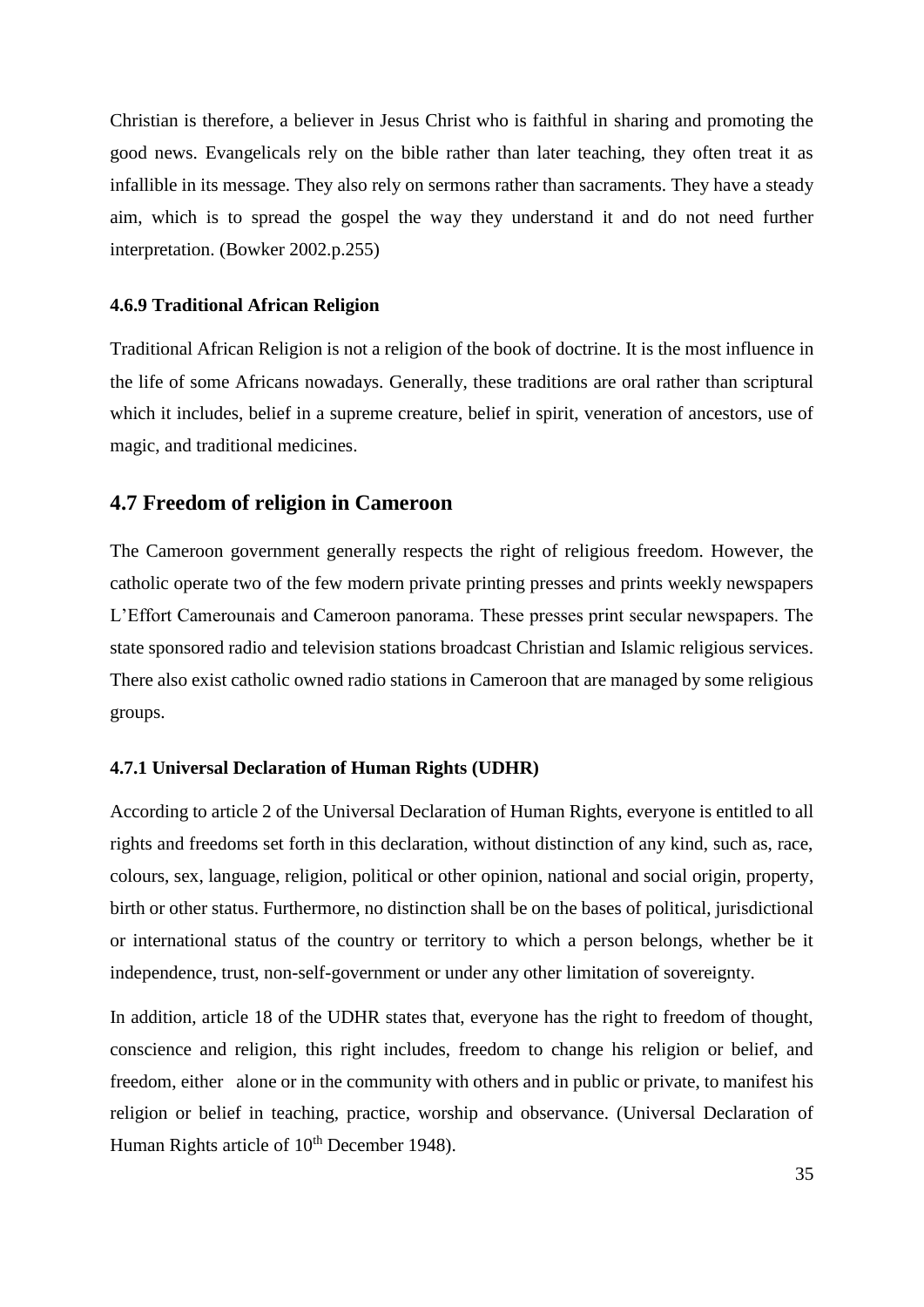Christian is therefore, a believer in Jesus Christ who is faithful in sharing and promoting the good news. Evangelicals rely on the bible rather than later teaching, they often treat it as infallible in its message. They also rely on sermons rather than sacraments. They have a steady aim, which is to spread the gospel the way they understand it and do not need further interpretation. (Bowker 2002.p.255)

### 4.6.9 Traditional African Religion

Traditional African Religion is not a religion of the book of doctrine. It is the most influence in the life of some Africans nowadays. Generally, these traditions are oral rather than scriptural which it includes, belief in a supreme creature, belief in spirit, veneration of ancestors, use of magic, and traditional medicines.

## 4.7 Freedom of religion in Cameroon

The Cameroon government generally respects the right of religious freedom. However, the catholic operate two of the few modern private printing presses and prints weekly newspapers L'Effort Camerounais and Cameroon panorama. These presses print secular newspapers. The state sponsored radio and television stations broadcast Christian and Islamic religious services. There also exist catholic owned radio stations in Cameroon that are managed by some religious groups.

### 4.7.1 Universal Declaration of Human Rights (UDHR)

According to article 2 of the Universal Declaration of Human Rights, everyone is entitled to all rights and freedoms set forth in this declaration, without distinction of any kind, such as, race, colours, sex, language, religion, political or other opinion, national and social origin, property, birth or other status. Furthermore, no distinction shall be on the bases of political, jurisdictional or international status of the country or territory to which a person belongs, whether be it independence, trust, non-self-government or under any other limitation of sovereignty.

In addition, article 18 of the UDHR states that, everyone has the right to freedom of thought, conscience and religion, this right includes, freedom to change his religion or belief, and freedom, either alone or in the community with others and in public or private, to manifest his religion or belief in teaching, practice, worship and observance. (Universal Declaration of Human Rights article of 10th December 1948).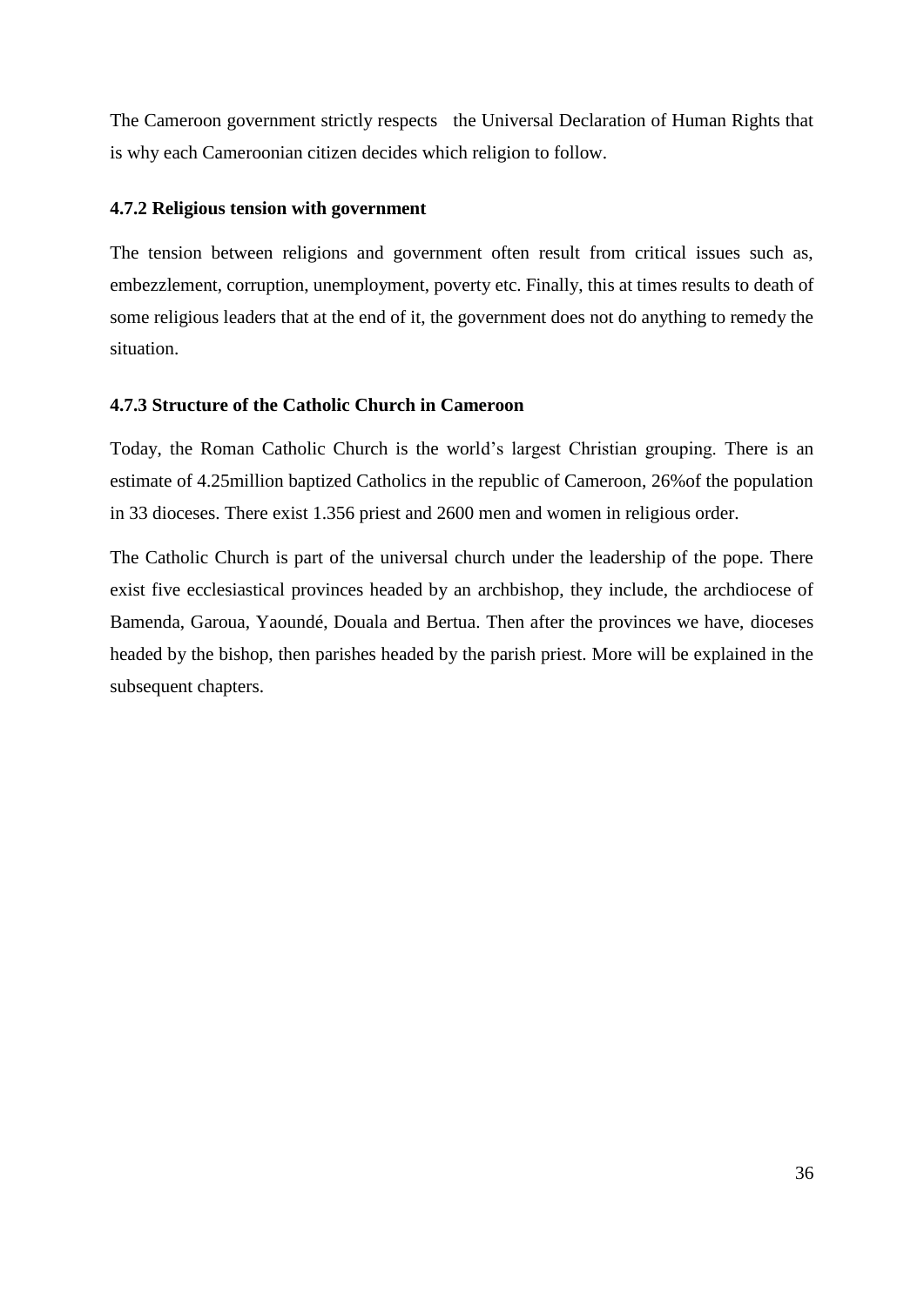The Cameroon government strictly respects the Universal Declaration of Human Rights that is why each Cameroonian citizen decides which religion to follow.

### 4.7.2 Religious tension with government

The tension between religions and government often result from critical issues such as, embezzlement, corruption, unemployment, poverty etc. Finally, this at times results to death of some religious leaders that at the end of it, the government does not do anything to remedy the situation.

### 4.7.3 Structure of the Catholic Church in Cameroon

Today, the Roman Catholic Church is the world's largest Christian grouping. There is an estimate of 4.25million baptized Catholics in the republic of Cameroon, 26%of the population in 33 dioceses. There exist 1.356 priest and 2600 men and women in religious order.

The Catholic Church is part of the universal church under the leadership of the pope. There exist five ecclesiastical provinces headed by an archbishop, they include, the archdiocese of Bamenda, Garoua, Yaoundé, Douala and Bertua. Then after the provinces we have, dioceses headed by the bishop, then parishes headed by the parish priest. More will be explained in the subsequent chapters.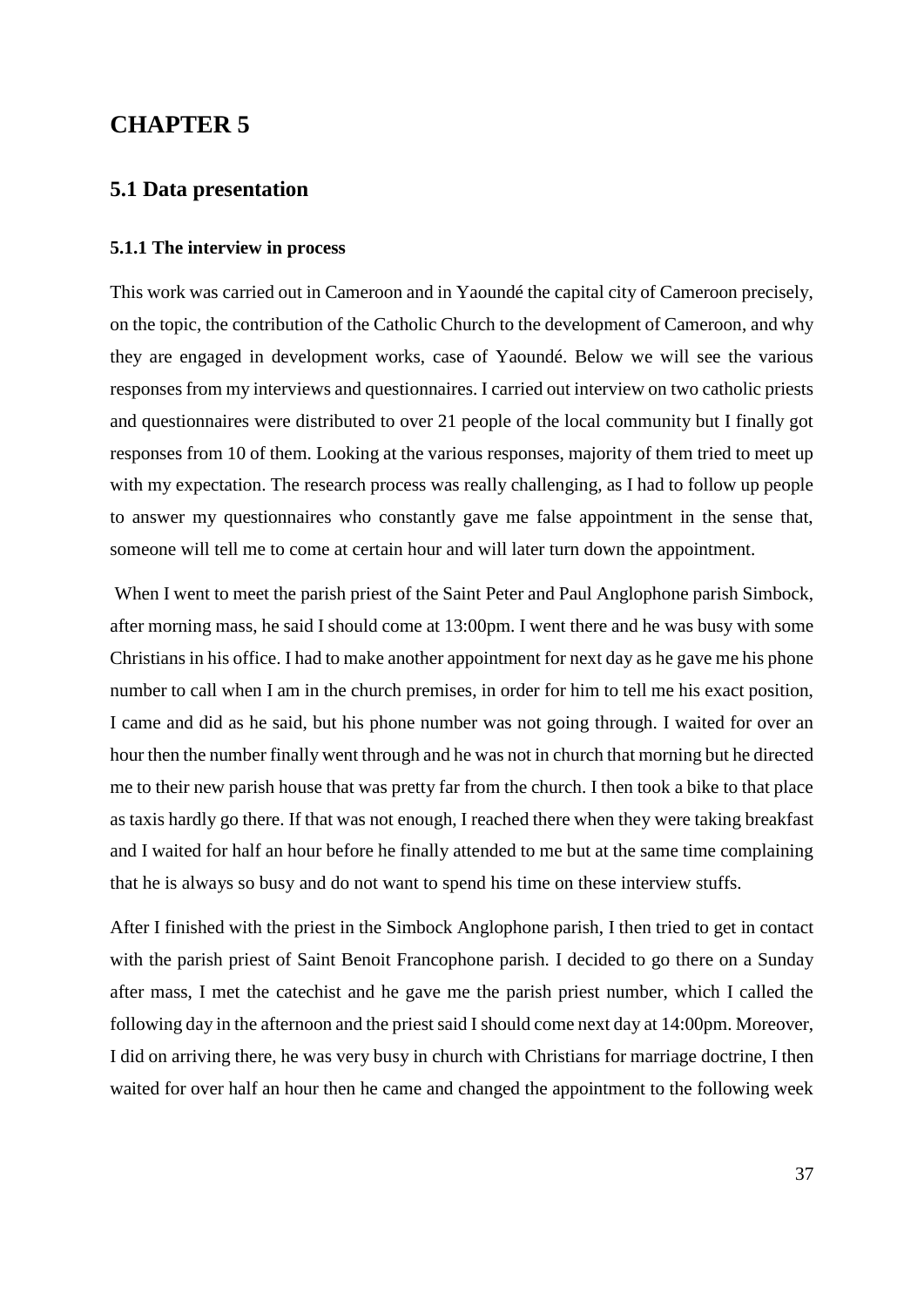# CHAPTER 5

## 5.1 Data presentation

### 5.1.1 The interview in process

This work was carried out in Cameroon and in Yaoundé the capital city of Cameroon precisely, on the topic, the contribution of the Catholic Church to the development of Cameroon, and why they are engaged in development works, case of Yaoundé. Below we will see the various responses from my interviews and questionnaires. I carried out interview on two catholic priests and questionnaires were distributed to over 21 people of the local community but I finally got responses from 10 of them. Looking at the various responses, majority of them tried to meet up with my expectation. The research process was really challenging, as I had to follow up people to answer my questionnaires who constantly gave me false appointment in the sense that, someone will tell me to come at certain hour and will later turn down the appointment.

When I went to meet the parish priest of the Saint Peter and Paul Anglophone parish Simbock, after morning mass, he said I should come at 13:00pm. I went there and he was busy with some Christians in his office. I had to make another appointment for next day as he gave me his phone number to call when I am in the church premises, in order for him to tell me his exact position, I came and did as he said, but his phone number was not going through. I waited for over an hour then the number finally went through and he was not in church that morning but he directed me to their new parish house that was pretty far from the church. I then took a bike to that place as taxis hardly go there. If that was not enough, I reached there when they were taking breakfast and I waited for half an hour before he finally attended to me but at the same time complaining that he is always so busy and do not want to spend his time on these interview stuffs.

After I finished with the priest in the Simbock Anglophone parish, I then tried to get in contact with the parish priest of Saint Benoit Francophone parish. I decided to go there on a Sunday after mass, I met the catechist and he gave me the parish priest number, which I called the following day in the afternoon and the priest said I should come next day at 14:00pm. Moreover, I did on arriving there, he was very busy in church with Christians for marriage doctrine, I then waited for over half an hour then he came and changed the appointment to the following week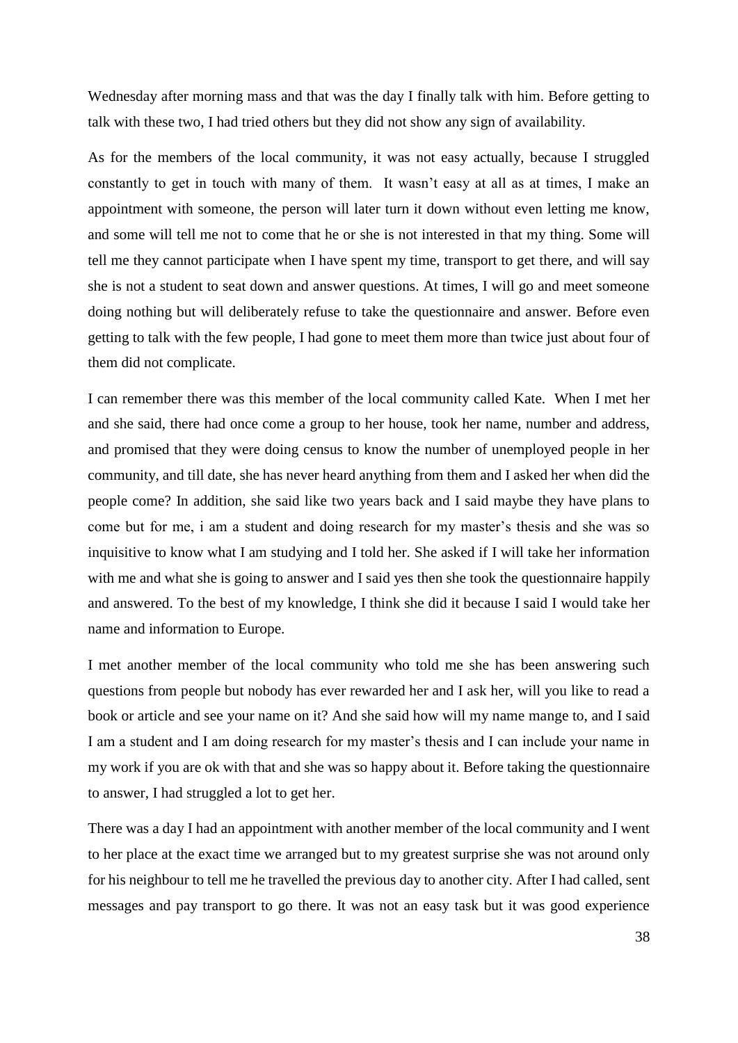Wednesday after morning mass and that was the day I finally talk with him. Before getting to talk with these two, I had tried others but they did not show any sign of availability.

As for the members of the local community, it was not easy actually, because I struggled constantly to get in touch with many of them. It wasn't easy at all as at times, I make an appointment with someone, the person will later turn it down without even letting me know, and some will tell me not to come that he or she is not interested in that my thing. Some will tell me they cannot participate when I have spent my time, transport to get there, and will say she is not a student to seat down and answer questions. At times, I will go and meet someone doing nothing but will deliberately refuse to take the questionnaire and answer. Before even getting to talk with the few people, I had gone to meet them more than twice just about four of them did not complicate.

I can remember there was this member of the local community called Kate. When I met her and she said, there had once come a group to her house, took her name, number and address, and promised that they were doing census to know the number of unemployed people in her community, and till date, she has never heard anything from them and I asked her when did the people come? In addition, she said like two years back and I said maybe they have plans to come but for me, i am a student and doing research for my master's thesis and she was so inquisitive to know what I am studying and I told her. She asked if I will take her information with me and what she is going to answer and I said yes then she took the questionnaire happily and answered. To the best of my knowledge, I think she did it because I said I would take her name and information to Europe.

I met another member of the local community who told me she has been answering such questions from people but nobody has ever rewarded her and I ask her, will you like to read a book or article and see your name on it? And she said how will my name mange to, and I said I am a student and I am doing research for my master's thesis and I can include your name in my work if you are ok with that and she was so happy about it. Before taking the questionnaire to answer, I had struggled a lot to get her.

There was a day I had an appointment with another member of the local community and I went to her place at the exact time we arranged but to my greatest surprise she was not around only for his neighbour to tell me he travelled the previous day to another city. After I had called, sent messages and pay transport to go there. It was not an easy task but it was good experience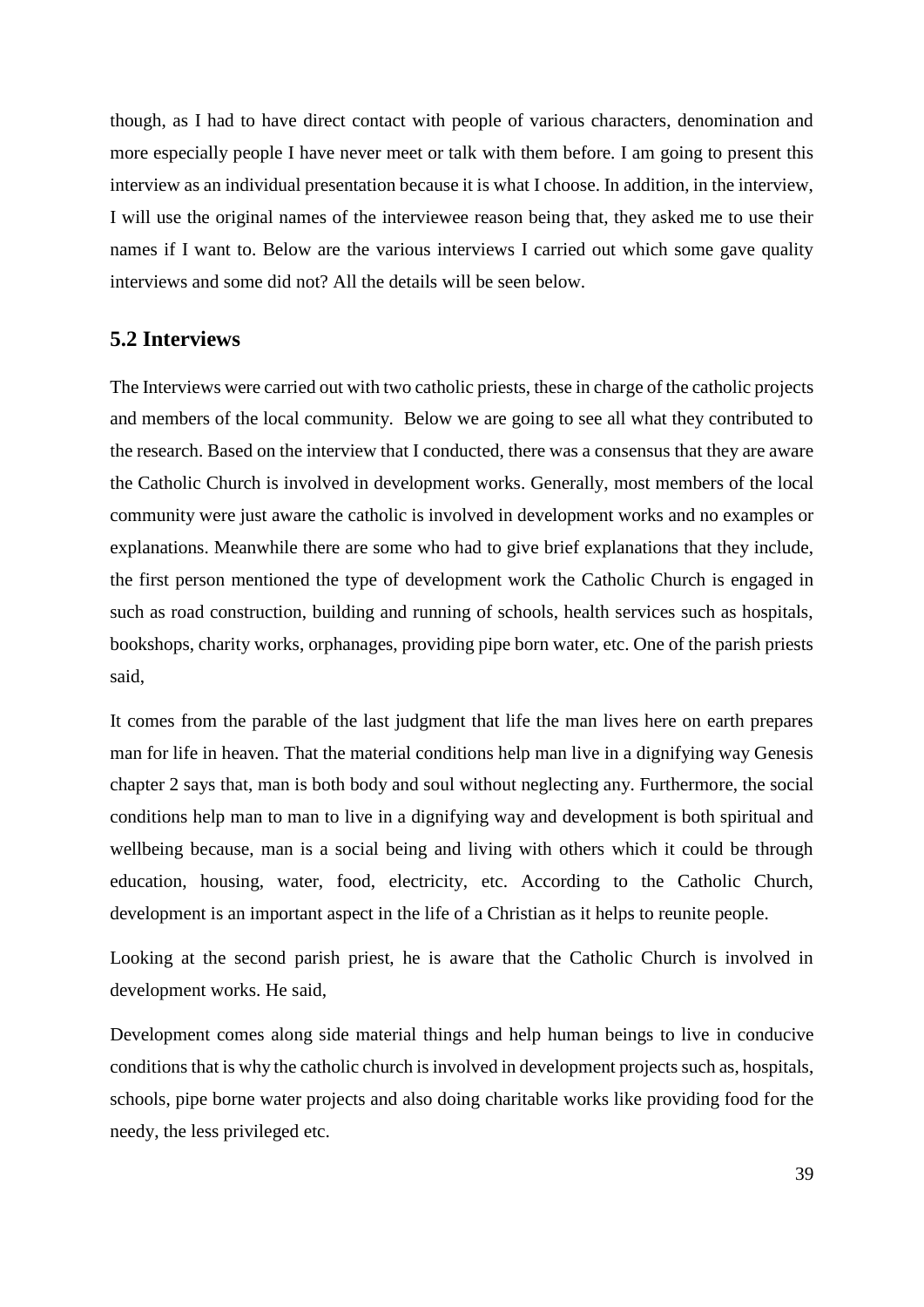though, as I had to have direct contact with people of various characters, denomination and more especially people I have never meet or talk with them before. I am going to present this interview as an individual presentation because it is what I choose. In addition, in the interview, I will use the original names of the interviewee reason being that, they asked me to use their names if I want to. Below are the various interviews I carried out which some gave quality interviews and some did not? All the details will be seen below.

## 5.2 Interviews

The Interviews were carried out with two catholic priests, these in charge of the catholic projects and members of the local community. Below we are going to see all what they contributed to the research. Based on the interview that I conducted, there was a consensus that they are aware the Catholic Church is involved in development works. Generally, most members of the local community were just aware the catholic is involved in development works and no examples or explanations. Meanwhile there are some who had to give brief explanations that they include, the first person mentioned the type of development work the Catholic Church is engaged in such as road construction, building and running of schools, health services such as hospitals, bookshops, charity works, orphanages, providing pipe born water, etc. One of the parish priests said,

It comes from the parable of the last judgment that life the man lives here on earth prepares man for life in heaven. That the material conditions help man live in a dignifying way Genesis chapter 2 says that, man is both body and soul without neglecting any. Furthermore, the social conditions help man to man to live in a dignifying way and development is both spiritual and wellbeing because, man is a social being and living with others which it could be through education, housing, water, food, electricity, etc. According to the Catholic Church, development is an important aspect in the life of a Christian as it helps to reunite people.

Looking at the second parish priest, he is aware that the Catholic Church is involved in development works. He said,

Development comes along side material things and help human beings to live in conducive conditions that is why the catholic church is involved in development projects such as, hospitals, schools, pipe borne water projects and also doing charitable works like providing food for the needy, the less privileged etc.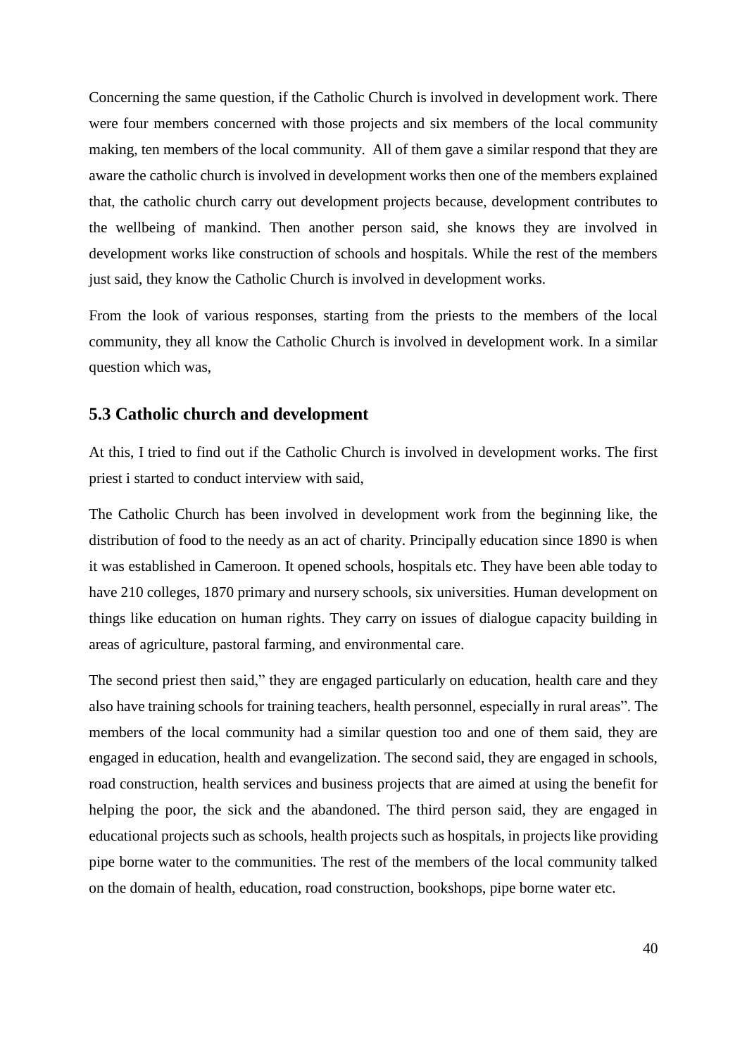Concerning the same question, if the Catholic Church is involved in development work. There were four members concerned with those projects and six members of the local community making, ten members of the local community. All of them gave a similar respond that they are aware the catholic church is involved in development works then one of the members explained that, the catholic church carry out development projects because, development contributes to the wellbeing of mankind. Then another person said, she knows they are involved in development works like construction of schools and hospitals. While the rest of the members just said, they know the Catholic Church is involved in development works.

From the look of various responses, starting from the priests to the members of the local community, they all know the Catholic Church is involved in development work. In a similar question which was,

## 5.3 Catholic church and development

At this, I tried to find out if the Catholic Church is involved in development works. The first priest i started to conduct interview with said,

The Catholic Church has been involved in development work from the beginning like, the distribution of food to the needy as an act of charity. Principally education since 1890 is when it was established in Cameroon. It opened schools, hospitals etc. They have been able today to have 210 colleges, 1870 primary and nursery schools, six universities. Human development on things like education on human rights. They carry on issues of dialogue capacity building in areas of agriculture, pastoral farming, and environmental care.

The second priest then said," they are engaged particularly on education, health care and they also have training schools for training teachers, health personnel, especially in rural areas". The members of the local community had a similar question too and one of them said, they are engaged in education, health and evangelization. The second said, they are engaged in schools, road construction, health services and business projects that are aimed at using the benefit for helping the poor, the sick and the abandoned. The third person said, they are engaged in educational projects such as schools, health projects such as hospitals, in projects like providing pipe borne water to the communities. The rest of the members of the local community talked on the domain of health, education, road construction, bookshops, pipe borne water etc.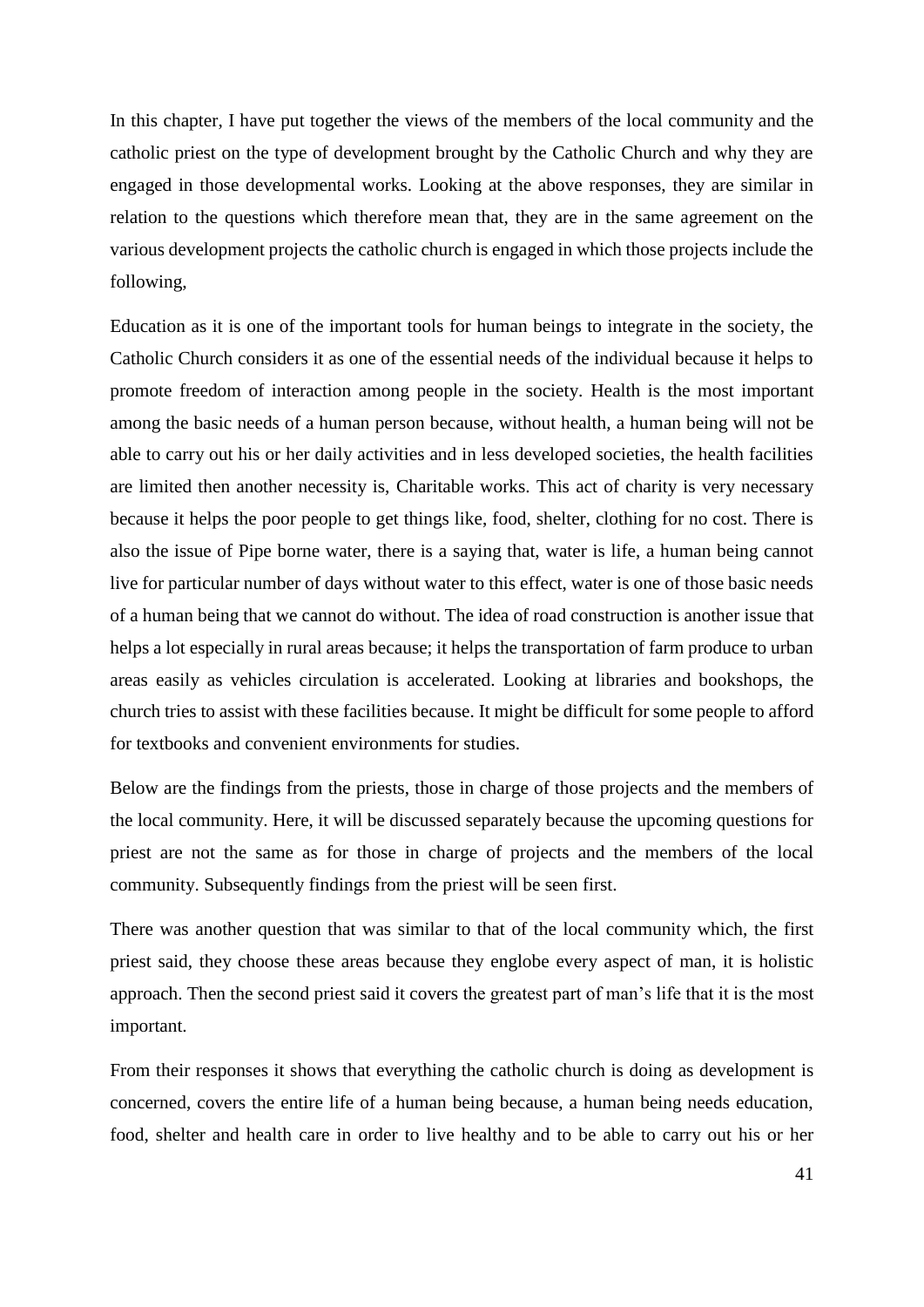In this chapter, I have put together the views of the members of the local community and the catholic priest on the type of development brought by the Catholic Church and why they are engaged in those developmental works. Looking at the above responses, they are similar in relation to the questions which therefore mean that, they are in the same agreement on the various development projects the catholic church is engaged in which those projects include the following,

Education as it is one of the important tools for human beings to integrate in the society, the Catholic Church considers it as one of the essential needs of the individual because it helps to promote freedom of interaction among people in the society. Health is the most important among the basic needs of a human person because, without health, a human being will not be able to carry out his or her daily activities and in less developed societies, the health facilities are limited then another necessity is, Charitable works. This act of charity is very necessary because it helps the poor people to get things like, food, shelter, clothing for no cost. There is also the issue of Pipe borne water, there is a saying that, water is life, a human being cannot live for particular number of days without water to this effect, water is one of those basic needs of a human being that we cannot do without. The idea of road construction is another issue that helps a lot especially in rural areas because; it helps the transportation of farm produce to urban areas easily as vehicles circulation is accelerated. Looking at libraries and bookshops, the church tries to assist with these facilities because. It might be difficult for some people to afford for textbooks and convenient environments for studies.

Below are the findings from the priests, those in charge of those projects and the members of the local community. Here, it will be discussed separately because the upcoming questions for priest are not the same as for those in charge of projects and the members of the local community. Subsequently findings from the priest will be seen first.

There was another question that was similar to that of the local community which, the first priest said, they choose these areas because they englobe every aspect of man, it is holistic approach. Then the second priest said it covers the greatest part of man's life that it is the most important.

From their responses it shows that everything the catholic church is doing as development is concerned, covers the entire life of a human being because, a human being needs education, food, shelter and health care in order to live healthy and to be able to carry out his or her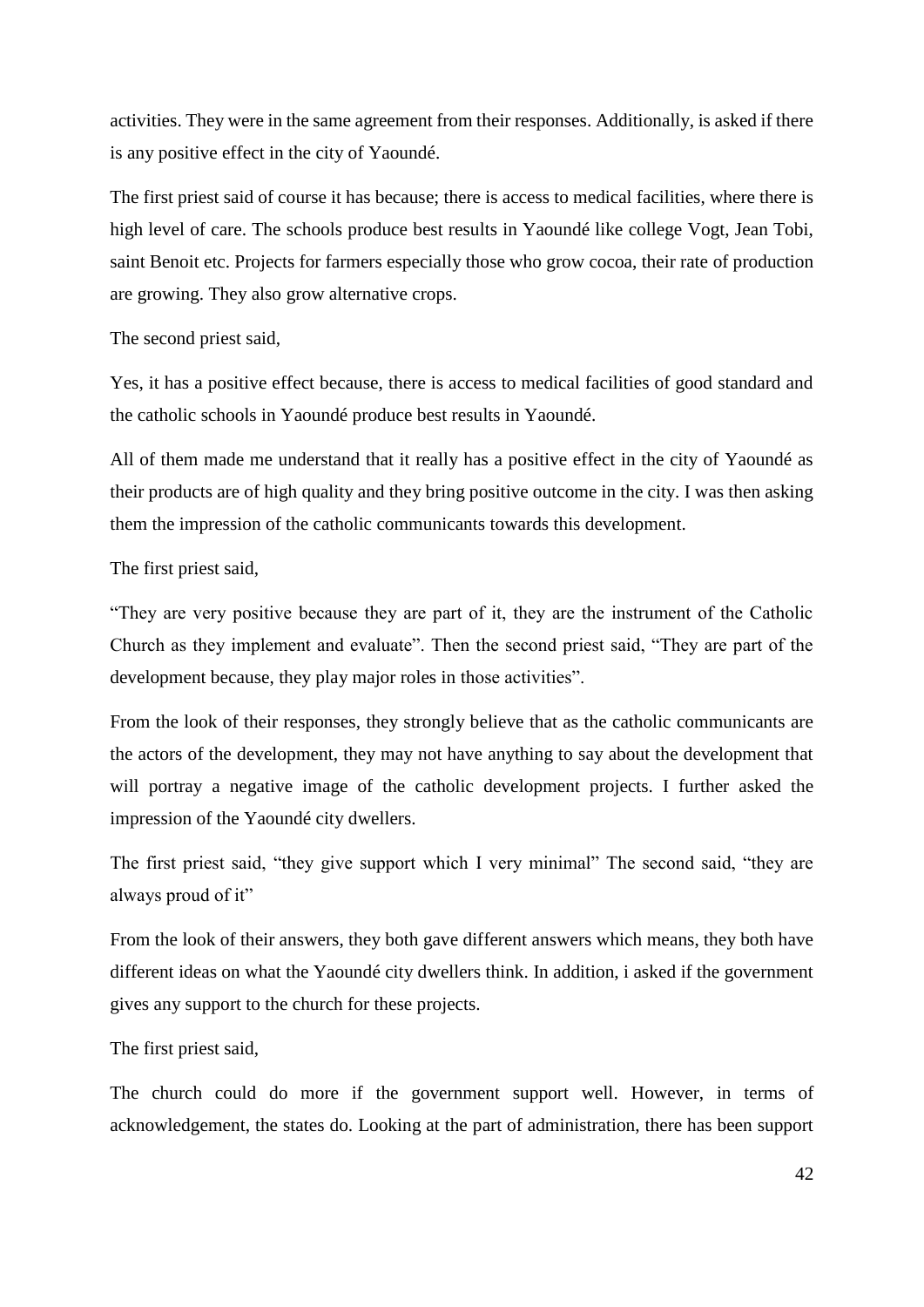activities. They were in the same agreement from their responses. Additionally, is asked if there is any positive effect in the city of Yaoundé.

The first priest said of course it has because; there is access to medical facilities, where there is high level of care. The schools produce best results in Yaoundé like college Vogt, Jean Tobi, saint Benoit etc. Projects for farmers especially those who grow cocoa, their rate of production are growing. They also grow alternative crops.

The second priest said,

Yes, it has a positive effect because, there is access to medical facilities of good standard and the catholic schools in Yaoundé produce best results in Yaoundé.

All of them made me understand that it really has a positive effect in the city of Yaoundé as their products are of high quality and they bring positive outcome in the city. I was then asking them the impression of the catholic communicants towards this development.

The first priest said,

"They are very positive because they are part of it, they are the instrument of the Catholic Church as they implement and evaluate". Then the second priest said, "They are part of the development because, they play major roles in those activities".

From the look of their responses, they strongly believe that as the catholic communicants are the actors of the development, they may not have anything to say about the development that will portray a negative image of the catholic development projects. I further asked the impression of the Yaoundé city dwellers.

The first priest said, "they give support which I very minimal" The second said, "they are always proud of it"

From the look of their answers, they both gave different answers which means, they both have different ideas on what the Yaoundé city dwellers think. In addition, i asked if the government gives any support to the church for these projects.

The first priest said,

The church could do more if the government support well. However, in terms of acknowledgement, the states do. Looking at the part of administration, there has been support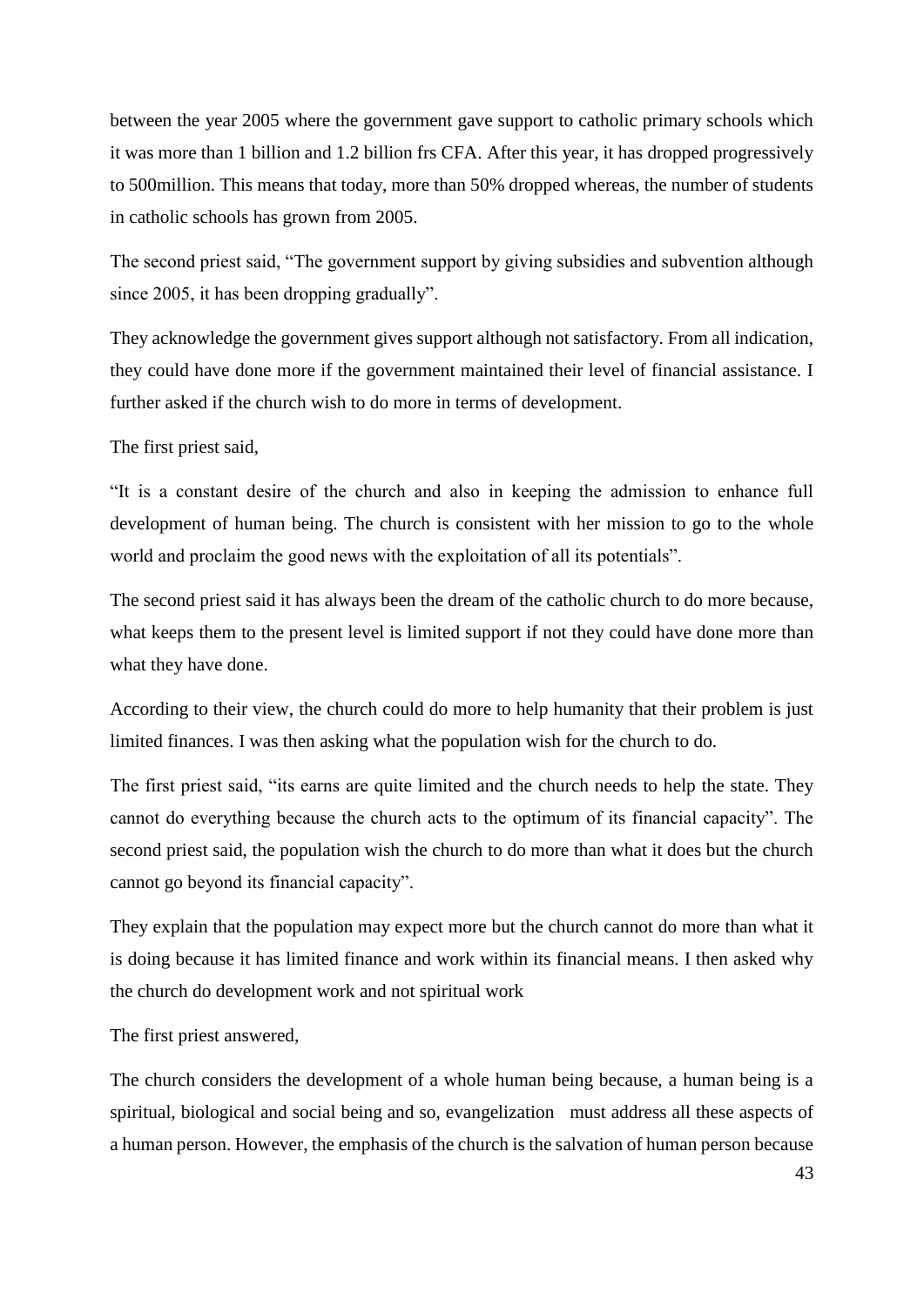between the year 2005 where the government gave support to catholic primary schools which it was more than 1 billion and 1.2 billion frs CFA. After this year, it has dropped progressively to 500million. This means that today, more than 50% dropped whereas, the number of students in catholic schools has grown from 2005.

The second priest said, "The government support by giving subsidies and subvention although since 2005, it has been dropping gradually".

They acknowledge the government gives support although not satisfactory. From all indication, they could have done more if the government maintained their level of financial assistance. I further asked if the church wish to do more in terms of development.

The first priest said,

"It is a constant desire of the church and also in keeping the admission to enhance full development of human being. The church is consistent with her mission to go to the whole world and proclaim the good news with the exploitation of all its potentials".

The second priest said it has always been the dream of the catholic church to do more because, what keeps them to the present level is limited support if not they could have done more than what they have done.

According to their view, the church could do more to help humanity that their problem is just limited finances. I was then asking what the population wish for the church to do.

The first priest said, "its earns are quite limited and the church needs to help the state. They cannot do everything because the church acts to the optimum of its financial capacity". The second priest said, the population wish the church to do more than what it does but the church cannot go beyond its financial capacity".

They explain that the population may expect more but the church cannot do more than what it is doing because it has limited finance and work within its financial means. I then asked why the church do development work and not spiritual work

The first priest answered,

The church considers the development of a whole human being because, a human being is a spiritual, biological and social being and so, evangelization must address all these aspects of a human person. However, the emphasis of the church is the salvation of human person because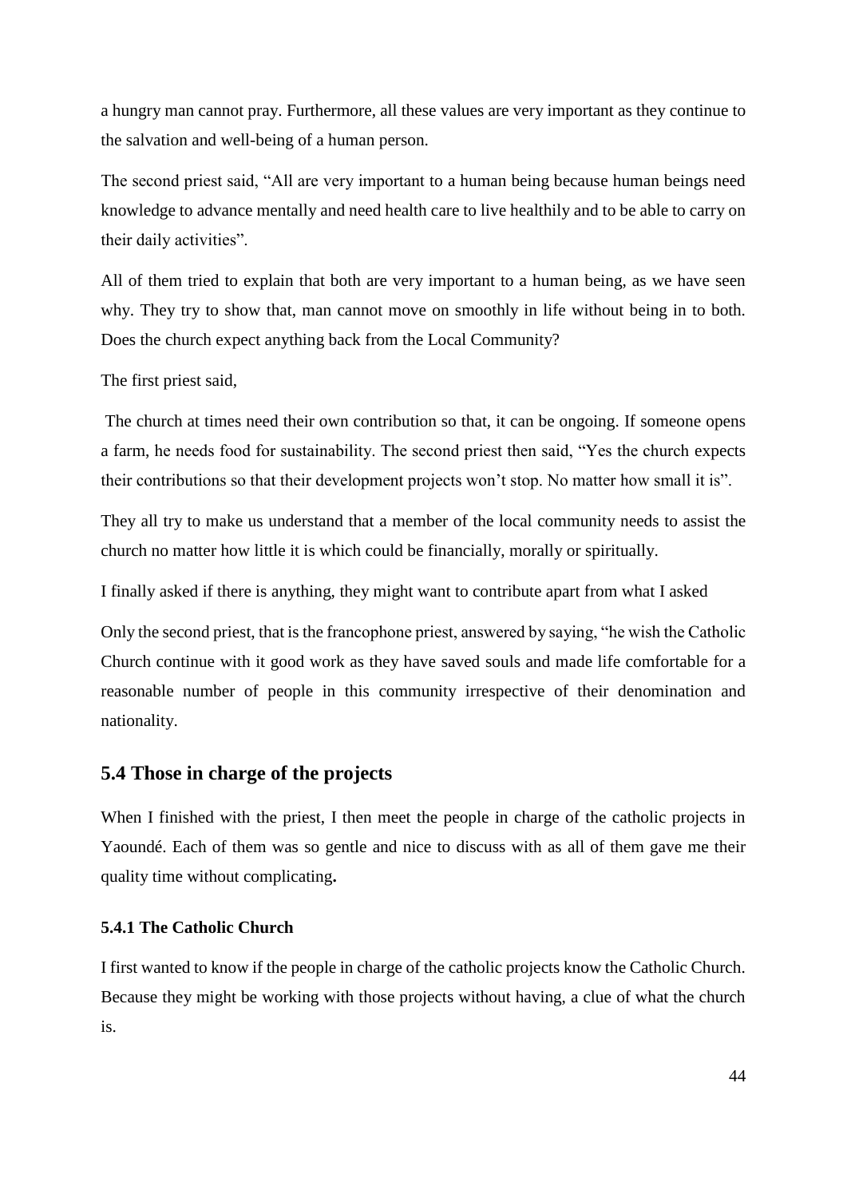a hungry man cannot pray. Furthermore, all these values are very important as they continue to the salvation and well-being of a human person.

The second priest said, “All are very important to a human being because human beings need knowledge to advance mentally and need health care to live healthily and to be able to carry on their daily activities”.

All of them tried to explain that both are very important to a human being, as we have seen why. They try to show that, man cannot move on smoothly in life without being in to both. Does the church expect anything back from the Local Community?

The first priest said,

The church at times need their own contribution so that, it can be ongoing. If someone opens a farm, he needs food for sustainability. The second priest then said, “Yes the church expects their contributions so that their development projects won’t stop. No matter how small it is”.

They all try to make us understand that a member of the local community needs to assist the church no matter how little it is which could be financially, morally or spiritually.

I finally asked if there is anything, they might want to contribute apart from what I asked

Only the second priest, that is the francophone priest, answered by saying, “he wish the Catholic Church continue with it good work as they have saved souls and made life comfortable for a reasonable number of people in this community irrespective of their denomination and nationality.

## 5.4 Those in charge of the projects

When I finished with the priest, I then meet the people in charge of the catholic projects in Yaoundé. Each of them was so gentle and nice to discuss with as all of them gave me their quality time without complicating**.**

### 5.4.1 The Catholic Church

I first wanted to know if the people in charge of the catholic projects know the Catholic Church. Because they might be working with those projects without having, a clue of what the church is.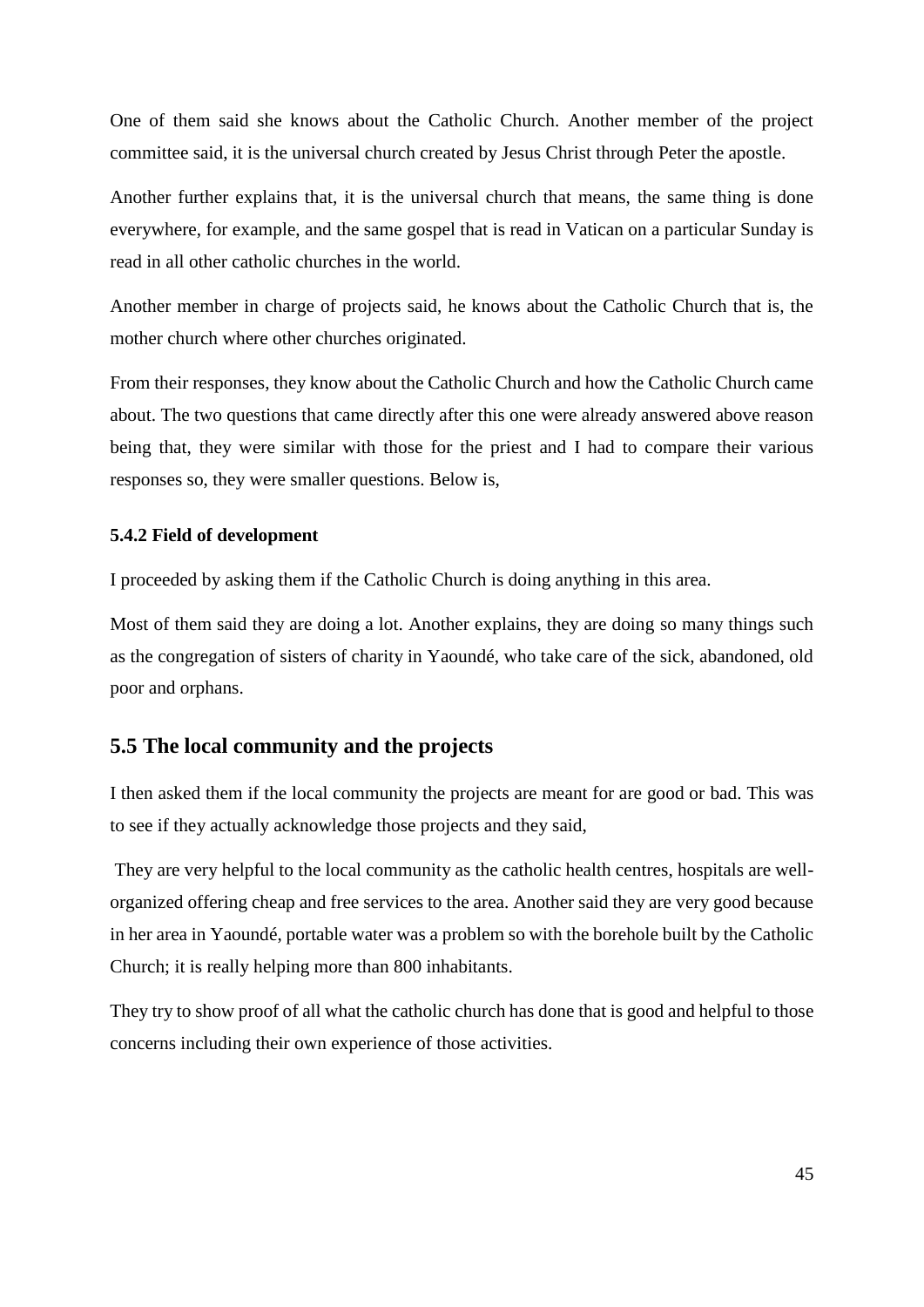One of them said she knows about the Catholic Church. Another member of the project committee said, it is the universal church created by Jesus Christ through Peter the apostle.

Another further explains that, it is the universal church that means, the same thing is done everywhere, for example, and the same gospel that is read in Vatican on a particular Sunday is read in all other catholic churches in the world.

Another member in charge of projects said, he knows about the Catholic Church that is, the mother church where other churches originated.

From their responses, they know about the Catholic Church and how the Catholic Church came about. The two questions that came directly after this one were already answered above reason being that, they were similar with those for the priest and I had to compare their various responses so, they were smaller questions. Below is,

### 5.4.2 Field of development

I proceeded by asking them if the Catholic Church is doing anything in this area.

Most of them said they are doing a lot. Another explains, they are doing so many things such as the congregation of sisters of charity in Yaoundé, who take care of the sick, abandoned, old poor and orphans.

## 5.5 The local community and the projects

I then asked them if the local community the projects are meant for are good or bad. This was to see if they actually acknowledge those projects and they said,

They are very helpful to the local community as the catholic health centres, hospitals are well-organized offering cheap and free services to the area. Another said they are very good because in her area in Yaoundé, portable water was a problem so with the borehole built by the Catholic Church; it is really helping more than 800 inhabitants.

They try to show proof of all what the catholic church has done that is good and helpful to those concerns including their own experience of those activities.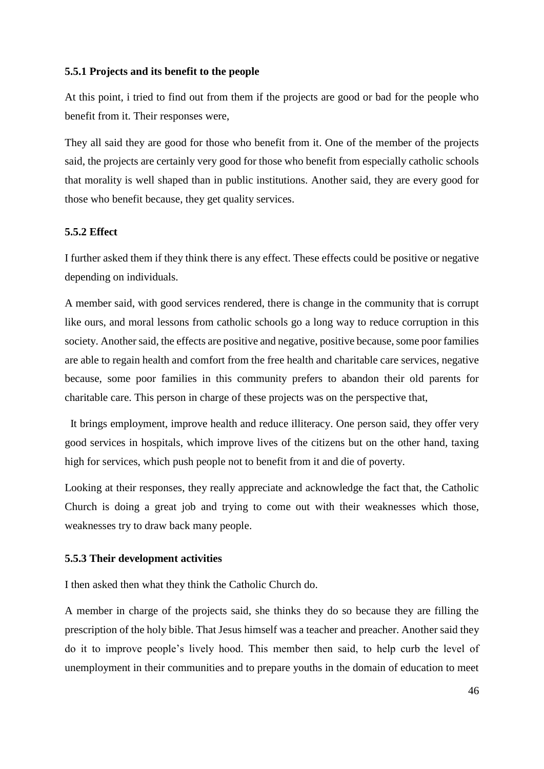### 5.5.1 Projects and its benefit to the people

At this point, i tried to find out from them if the projects are good or bad for the people who benefit from it. Their responses were,

They all said they are good for those who benefit from it. One of the member of the projects said, the projects are certainly very good for those who benefit from especially catholic schools that morality is well shaped than in public institutions. Another said, they are every good for those who benefit because, they get quality services.

### 5.5.2 Effect

I further asked them if they think there is any effect. These effects could be positive or negative depending on individuals.

A member said, with good services rendered, there is change in the community that is corrupt like ours, and moral lessons from catholic schools go a long way to reduce corruption in this society. Another said, the effects are positive and negative, positive because, some poor families are able to regain health and comfort from the free health and charitable care services, negative because, some poor families in this community prefers to abandon their old parents for charitable care. This person in charge of these projects was on the perspective that,

It brings employment, improve health and reduce illiteracy. One person said, they offer very good services in hospitals, which improve lives of the citizens but on the other hand, taxing high for services, which push people not to benefit from it and die of poverty.

Looking at their responses, they really appreciate and acknowledge the fact that, the Catholic Church is doing a great job and trying to come out with their weaknesses which those, weaknesses try to draw back many people.

### 5.5.3 Their development activities

I then asked then what they think the Catholic Church do.

A member in charge of the projects said, she thinks they do so because they are filling the prescription of the holy bible. That Jesus himself was a teacher and preacher. Another said they do it to improve people's lively hood. This member then said, to help curb the level of unemployment in their communities and to prepare youths in the domain of education to meet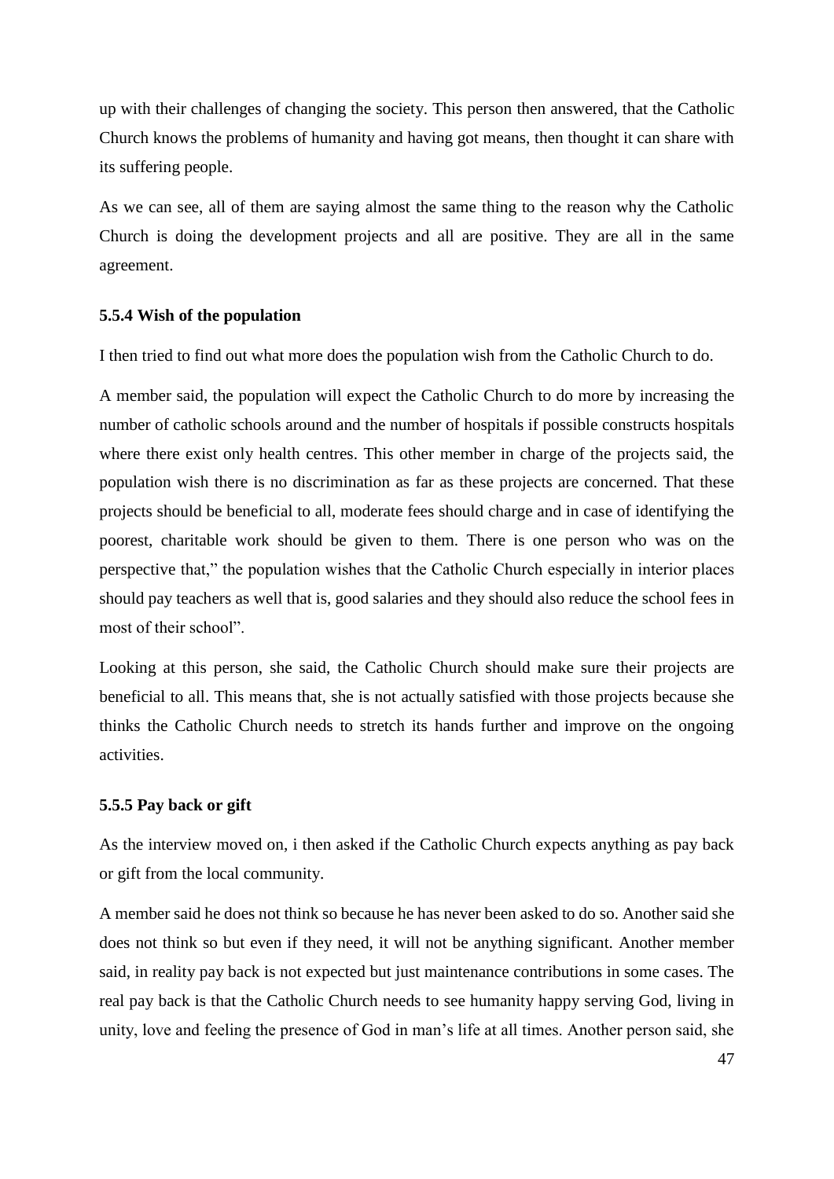up with their challenges of changing the society. This person then answered, that the Catholic Church knows the problems of humanity and having got means, then thought it can share with its suffering people.

As we can see, all of them are saying almost the same thing to the reason why the Catholic Church is doing the development projects and all are positive. They are all in the same agreement.

### 5.5.4 Wish of the population

I then tried to find out what more does the population wish from the Catholic Church to do.

A member said, the population will expect the Catholic Church to do more by increasing the number of catholic schools around and the number of hospitals if possible constructs hospitals where there exist only health centres. This other member in charge of the projects said, the population wish there is no discrimination as far as these projects are concerned. That these projects should be beneficial to all, moderate fees should charge and in case of identifying the poorest, charitable work should be given to them. There is one person who was on the perspective that," the population wishes that the Catholic Church especially in interior places should pay teachers as well that is, good salaries and they should also reduce the school fees in most of their school".

Looking at this person, she said, the Catholic Church should make sure their projects are beneficial to all. This means that, she is not actually satisfied with those projects because she thinks the Catholic Church needs to stretch its hands further and improve on the ongoing activities.

### 5.5.5 Pay back or gift

As the interview moved on, i then asked if the Catholic Church expects anything as pay back or gift from the local community.

A member said he does not think so because he has never been asked to do so. Another said she does not think so but even if they need, it will not be anything significant. Another member said, in reality pay back is not expected but just maintenance contributions in some cases. The real pay back is that the Catholic Church needs to see humanity happy serving God, living in unity, love and feeling the presence of God in man's life at all times. Another person said, she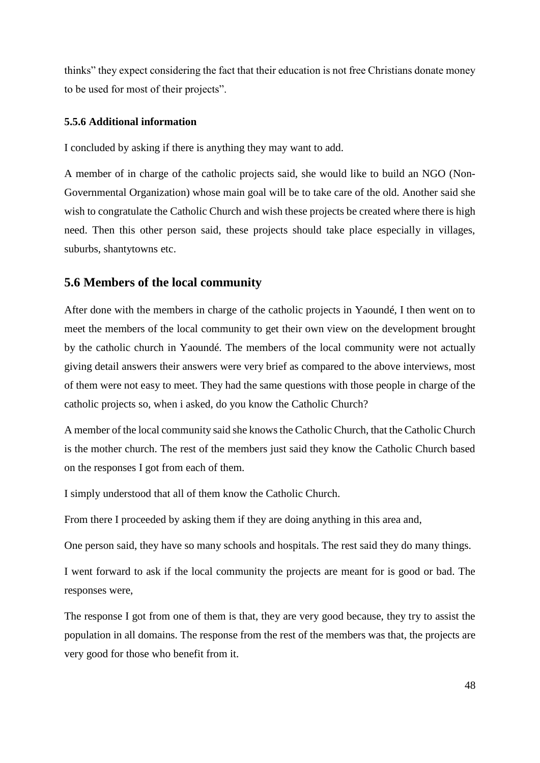thinks" they expect considering the fact that their education is not free Christians donate money to be used for most of their projects".

### 5.5.6 Additional information

I concluded by asking if there is anything they may want to add.

A member of in charge of the catholic projects said, she would like to build an NGO (Non-Governmental Organization) whose main goal will be to take care of the old. Another said she wish to congratulate the Catholic Church and wish these projects be created where there is high need. Then this other person said, these projects should take place especially in villages, suburbs, shantytowns etc.

## 5.6 Members of the local community

After done with the members in charge of the catholic projects in Yaoundé, I then went on to meet the members of the local community to get their own view on the development brought by the catholic church in Yaoundé. The members of the local community were not actually giving detail answers their answers were very brief as compared to the above interviews, most of them were not easy to meet. They had the same questions with those people in charge of the catholic projects so, when i asked, do you know the Catholic Church?

A member of the local community said she knows the Catholic Church, that the Catholic Church is the mother church. The rest of the members just said they know the Catholic Church based on the responses I got from each of them.

I simply understood that all of them know the Catholic Church.

From there I proceeded by asking them if they are doing anything in this area and,

One person said, they have so many schools and hospitals. The rest said they do many things.

I went forward to ask if the local community the projects are meant for is good or bad. The responses were,

The response I got from one of them is that, they are very good because, they try to assist the population in all domains. The response from the rest of the members was that, the projects are very good for those who benefit from it.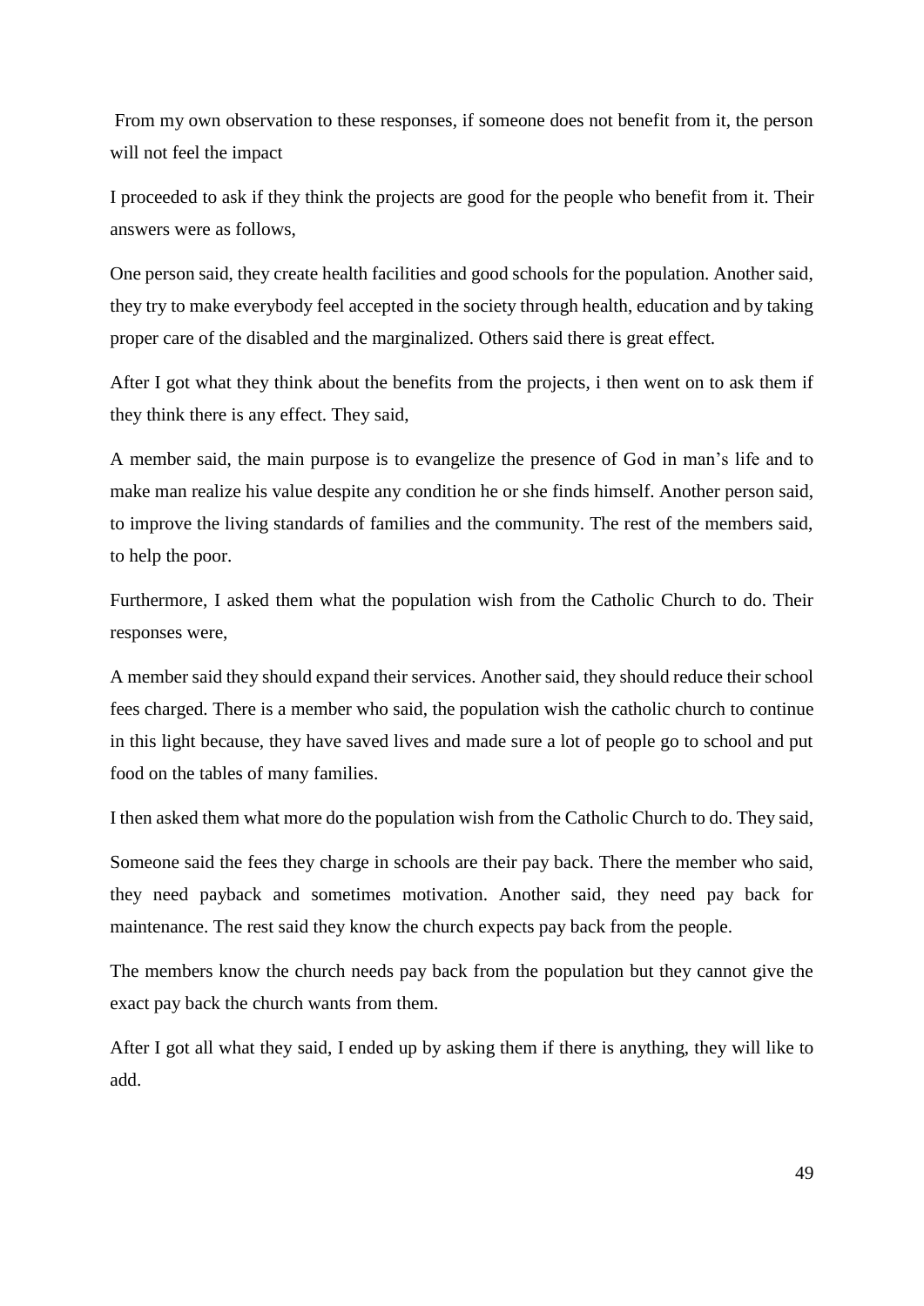From my own observation to these responses, if someone does not benefit from it, the person will not feel the impact

I proceeded to ask if they think the projects are good for the people who benefit from it. Their answers were as follows,

One person said, they create health facilities and good schools for the population. Another said, they try to make everybody feel accepted in the society through health, education and by taking proper care of the disabled and the marginalized. Others said there is great effect.

After I got what they think about the benefits from the projects, i then went on to ask them if they think there is any effect. They said,

A member said, the main purpose is to evangelize the presence of God in man's life and to make man realize his value despite any condition he or she finds himself. Another person said, to improve the living standards of families and the community. The rest of the members said, to help the poor.

Furthermore, I asked them what the population wish from the Catholic Church to do. Their responses were,

A member said they should expand their services. Another said, they should reduce their school fees charged. There is a member who said, the population wish the catholic church to continue in this light because, they have saved lives and made sure a lot of people go to school and put food on the tables of many families.

I then asked them what more do the population wish from the Catholic Church to do. They said,

Someone said the fees they charge in schools are their pay back. There the member who said, they need payback and sometimes motivation. Another said, they need pay back for maintenance. The rest said they know the church expects pay back from the people.

The members know the church needs pay back from the population but they cannot give the exact pay back the church wants from them.

After I got all what they said, I ended up by asking them if there is anything, they will like to add.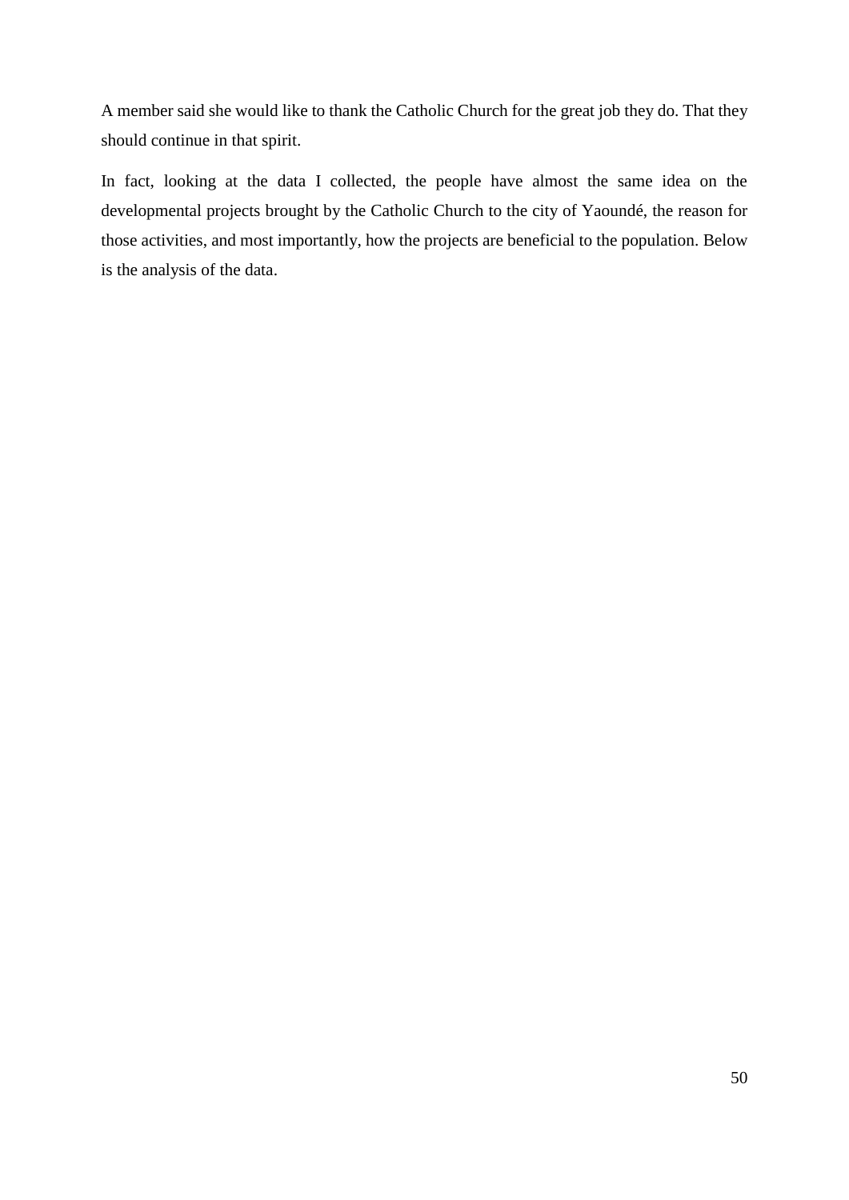A member said she would like to thank the Catholic Church for the great job they do. That they should continue in that spirit.

In fact, looking at the data I collected, the people have almost the same idea on the developmental projects brought by the Catholic Church to the city of Yaoundé, the reason for those activities, and most importantly, how the projects are beneficial to the population. Below is the analysis of the data.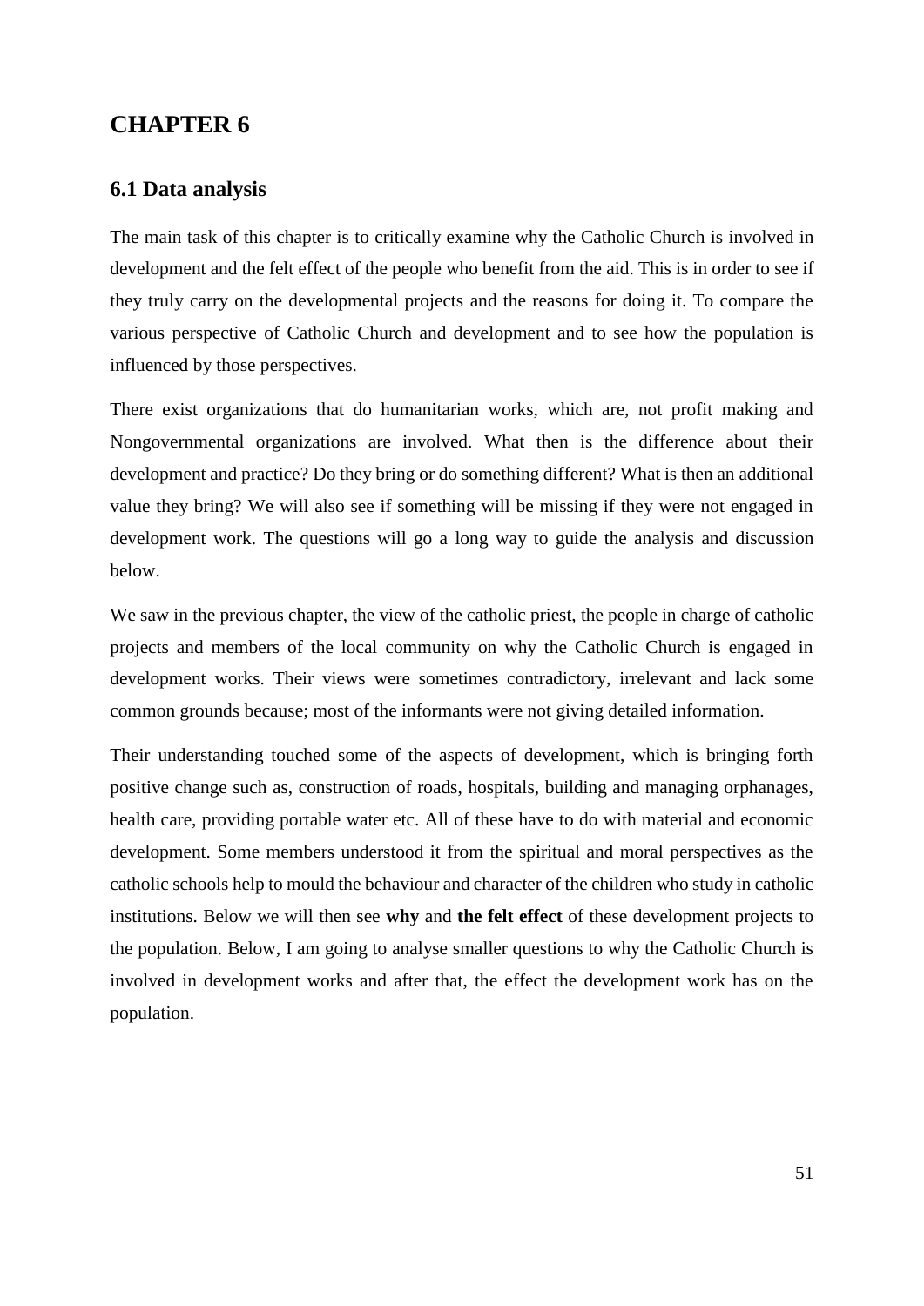# CHAPTER 6

## 6.1 Data analysis

The main task of this chapter is to critically examine why the Catholic Church is involved in development and the felt effect of the people who benefit from the aid. This is in order to see if they truly carry on the developmental projects and the reasons for doing it. To compare the various perspective of Catholic Church and development and to see how the population is influenced by those perspectives.

There exist organizations that do humanitarian works, which are, not profit making and Nongovernmental organizations are involved. What then is the difference about their development and practice? Do they bring or do something different? What is then an additional value they bring? We will also see if something will be missing if they were not engaged in development work. The questions will go a long way to guide the analysis and discussion below.

We saw in the previous chapter, the view of the catholic priest, the people in charge of catholic projects and members of the local community on why the Catholic Church is engaged in development works. Their views were sometimes contradictory, irrelevant and lack some common grounds because; most of the informants were not giving detailed information.

Their understanding touched some of the aspects of development, which is bringing forth positive change such as, construction of roads, hospitals, building and managing orphanages, health care, providing portable water etc. All of these have to do with material and economic development. Some members understood it from the spiritual and moral perspectives as the catholic schools help to mould the behaviour and character of the children who study in catholic institutions. Below we will then see **why** and **the felt effect** of these development projects to the population. Below, I am going to analyse smaller questions to why the Catholic Church is involved in development works and after that, the effect the development work has on the population.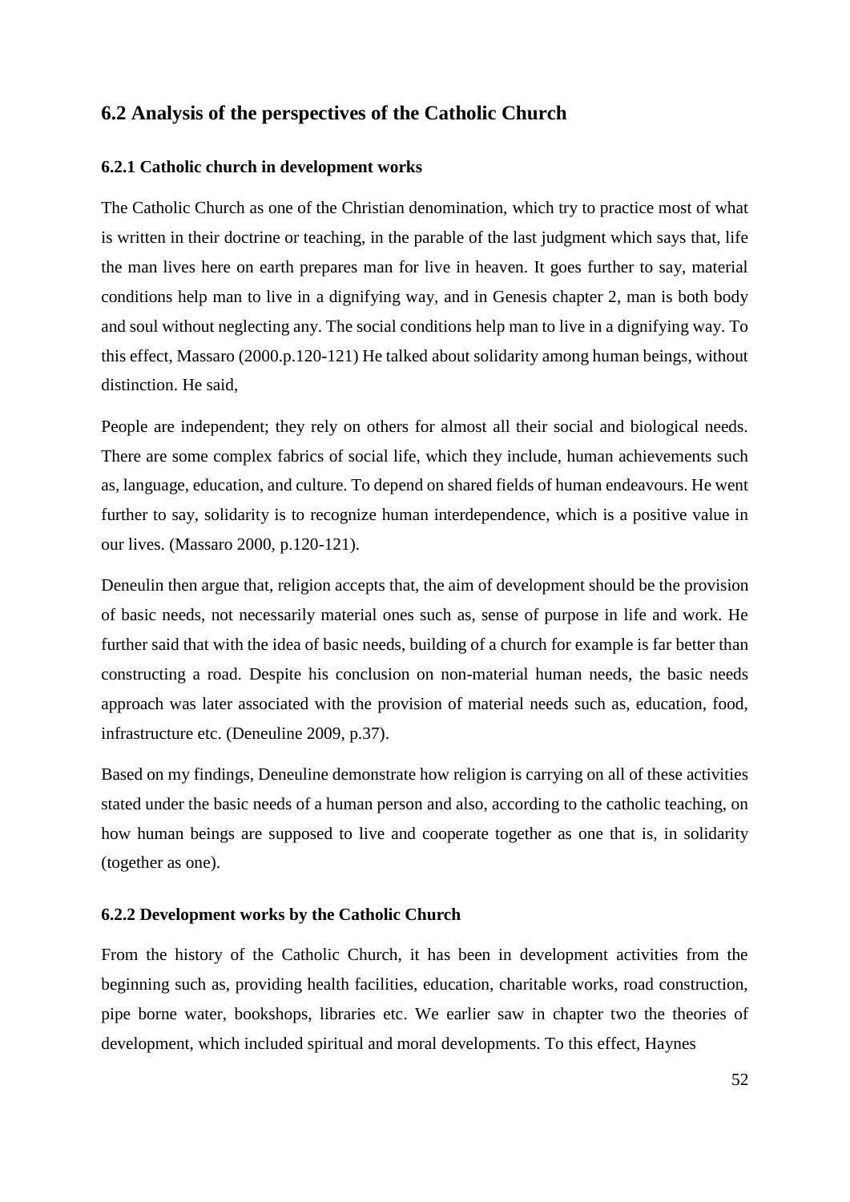## 6.2 Analysis of the perspectives of the Catholic Church

### 6.2.1 Catholic church in development works

The Catholic Church as one of the Christian denomination, which try to practice most of what is written in their doctrine or teaching, in the parable of the last judgment which says that, life the man lives here on earth prepares man for live in heaven. It goes further to say, material conditions help man to live in a dignifying way, and in Genesis chapter 2, man is both body and soul without neglecting any. The social conditions help man to live in a dignifying way. To this effect, Massaro (2000.p.120-121) He talked about solidarity among human beings, without distinction. He said,

People are independent; they rely on others for almost all their social and biological needs. There are some complex fabrics of social life, which they include, human achievements such as, language, education, and culture. To depend on shared fields of human endeavours. He went further to say, solidarity is to recognize human interdependence, which is a positive value in our lives. (Massaro 2000, p.120-121).

Deneulin then argue that, religion accepts that, the aim of development should be the provision of basic needs, not necessarily material ones such as, sense of purpose in life and work. He further said that with the idea of basic needs, building of a church for example is far better than constructing a road. Despite his conclusion on non-material human needs, the basic needs approach was later associated with the provision of material needs such as, education, food, infrastructure etc. (Deneuline 2009, p.37).

Based on my findings, Deneuline demonstrate how religion is carrying on all of these activities stated under the basic needs of a human person and also, according to the catholic teaching, on how human beings are supposed to live and cooperate together as one that is, in solidarity (together as one).

### 6.2.2 Development works by the Catholic Church

From the history of the Catholic Church, it has been in development activities from the beginning such as, providing health facilities, education, charitable works, road construction, pipe borne water, bookshops, libraries etc. We earlier saw in chapter two the theories of development, which included spiritual and moral developments. To this effect, Haynes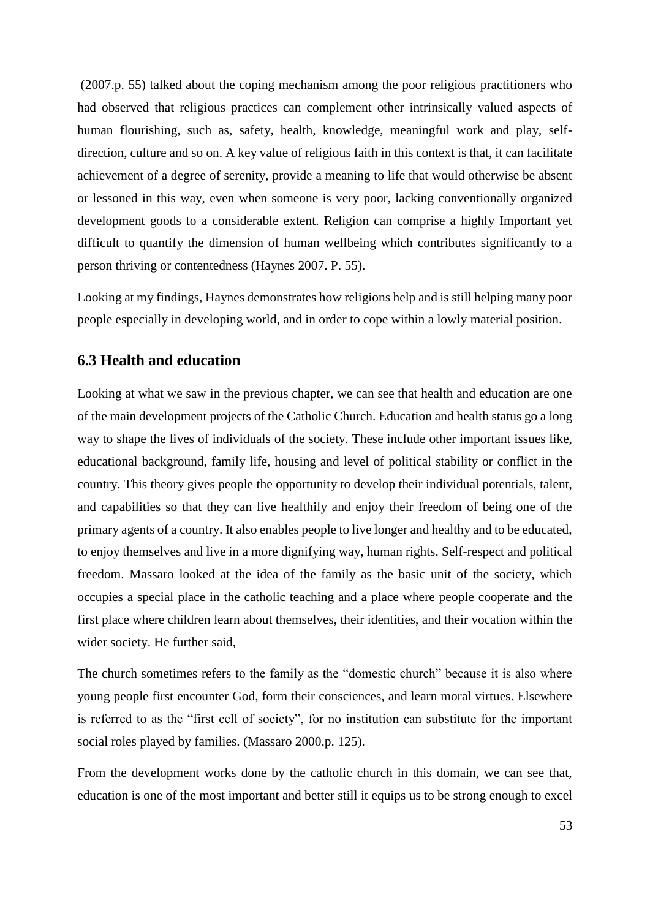(2007.p. 55) talked about the coping mechanism among the poor religious practitioners who had observed that religious practices can complement other intrinsically valued aspects of human flourishing, such as, safety, health, knowledge, meaningful work and play, self-direction, culture and so on. A key value of religious faith in this context is that, it can facilitate achievement of a degree of serenity, provide a meaning to life that would otherwise be absent or lessoned in this way, even when someone is very poor, lacking conventionally organized development goods to a considerable extent. Religion can comprise a highly Important yet difficult to quantify the dimension of human wellbeing which contributes significantly to a person thriving or contentedness (Haynes 2007. P. 55).

Looking at my findings, Haynes demonstrates how religions help and is still helping many poor people especially in developing world, and in order to cope within a lowly material position.

## 6.3 Health and education

Looking at what we saw in the previous chapter, we can see that health and education are one of the main development projects of the Catholic Church. Education and health status go a long way to shape the lives of individuals of the society. These include other important issues like, educational background, family life, housing and level of political stability or conflict in the country. This theory gives people the opportunity to develop their individual potentials, talent, and capabilities so that they can live healthily and enjoy their freedom of being one of the primary agents of a country. It also enables people to live longer and healthy and to be educated, to enjoy themselves and live in a more dignifying way, human rights. Self-respect and political freedom. Massaro looked at the idea of the family as the basic unit of the society, which occupies a special place in the catholic teaching and a place where people cooperate and the first place where children learn about themselves, their identities, and their vocation within the wider society. He further said,

The church sometimes refers to the family as the "domestic church" because it is also where young people first encounter God, form their consciences, and learn moral virtues. Elsewhere is referred to as the "first cell of society", for no institution can substitute for the important social roles played by families. (Massaro 2000.p. 125).

From the development works done by the catholic church in this domain, we can see that, education is one of the most important and better still it equips us to be strong enough to excel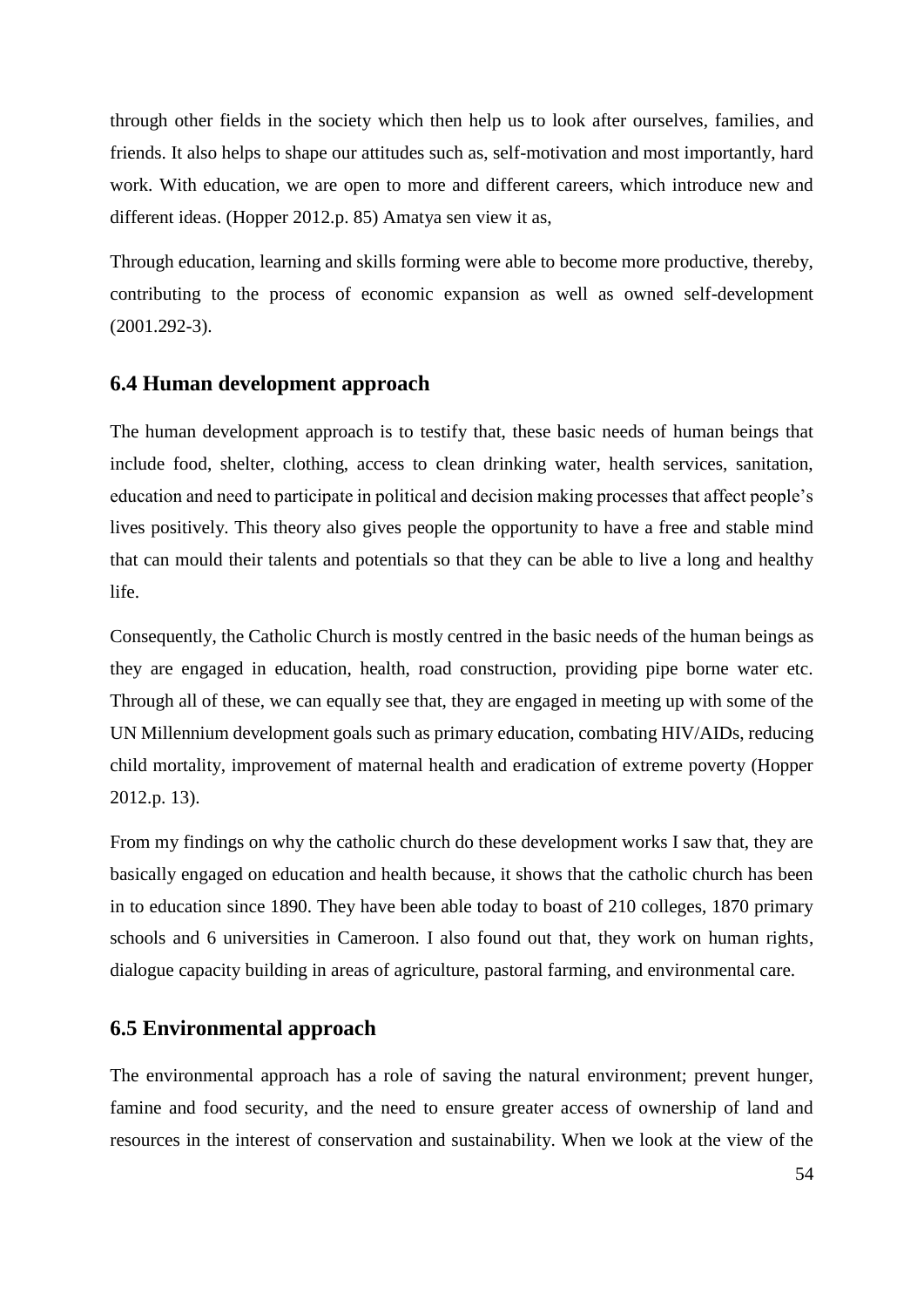through other fields in the society which then help us to look after ourselves, families, and friends. It also helps to shape our attitudes such as, self-motivation and most importantly, hard work. With education, we are open to more and different careers, which introduce new and different ideas. (Hopper 2012.p. 85) Amatya sen view it as,

Through education, learning and skills forming were able to become more productive, thereby, contributing to the process of economic expansion as well as owned self-development (2001.292-3).

## 6.4 Human development approach

The human development approach is to testify that, these basic needs of human beings that include food, shelter, clothing, access to clean drinking water, health services, sanitation, education and need to participate in political and decision making processes that affect people's lives positively. This theory also gives people the opportunity to have a free and stable mind that can mould their talents and potentials so that they can be able to live a long and healthy life.

Consequently, the Catholic Church is mostly centred in the basic needs of the human beings as they are engaged in education, health, road construction, providing pipe borne water etc. Through all of these, we can equally see that, they are engaged in meeting up with some of the UN Millennium development goals such as primary education, combating HIV/AIDs, reducing child mortality, improvement of maternal health and eradication of extreme poverty (Hopper 2012.p. 13).

From my findings on why the catholic church do these development works I saw that, they are basically engaged on education and health because, it shows that the catholic church has been in to education since 1890. They have been able today to boast of 210 colleges, 1870 primary schools and 6 universities in Cameroon. I also found out that, they work on human rights, dialogue capacity building in areas of agriculture, pastoral farming, and environmental care.

## 6.5 Environmental approach

The environmental approach has a role of saving the natural environment; prevent hunger, famine and food security, and the need to ensure greater access of ownership of land and resources in the interest of conservation and sustainability. When we look at the view of the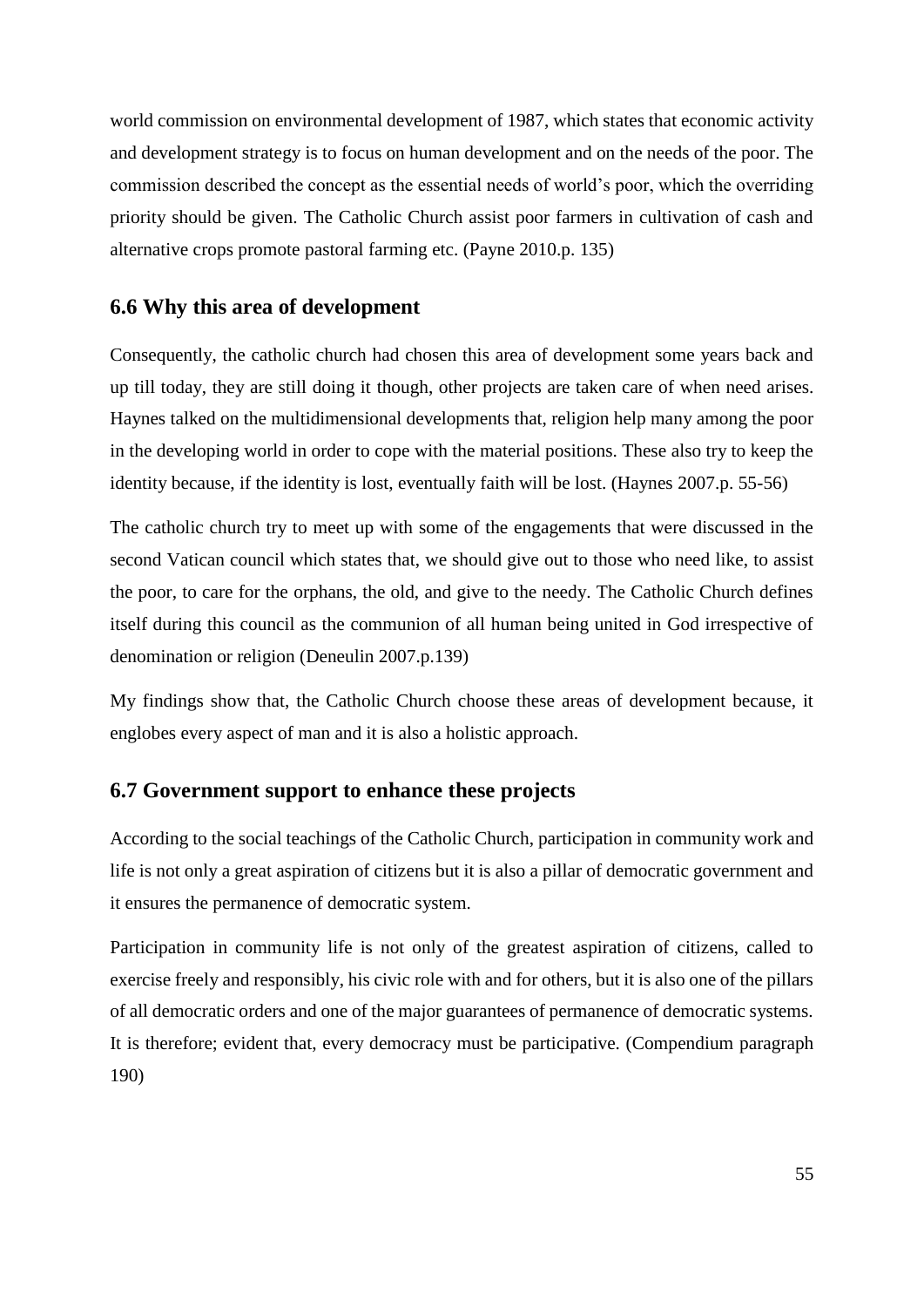world commission on environmental development of 1987, which states that economic activity and development strategy is to focus on human development and on the needs of the poor. The commission described the concept as the essential needs of world's poor, which the overriding priority should be given. The Catholic Church assist poor farmers in cultivation of cash and alternative crops promote pastoral farming etc. (Payne 2010.p. 135)

## 6.6 Why this area of development

Consequently, the catholic church had chosen this area of development some years back and up till today, they are still doing it though, other projects are taken care of when need arises. Haynes talked on the multidimensional developments that, religion help many among the poor in the developing world in order to cope with the material positions. These also try to keep the identity because, if the identity is lost, eventually faith will be lost. (Haynes 2007.p. 55-56)

The catholic church try to meet up with some of the engagements that were discussed in the second Vatican council which states that, we should give out to those who need like, to assist the poor, to care for the orphans, the old, and give to the needy. The Catholic Church defines itself during this council as the communion of all human being united in God irrespective of denomination or religion (Deneulin 2007.p.139)

My findings show that, the Catholic Church choose these areas of development because, it englobes every aspect of man and it is also a holistic approach.

## 6.7 Government support to enhance these projects

According to the social teachings of the Catholic Church, participation in community work and life is not only a great aspiration of citizens but it is also a pillar of democratic government and it ensures the permanence of democratic system.

Participation in community life is not only of the greatest aspiration of citizens, called to exercise freely and responsibly, his civic role with and for others, but it is also one of the pillars of all democratic orders and one of the major guarantees of permanence of democratic systems. It is therefore; evident that, every democracy must be participative. (Compendium paragraph 190)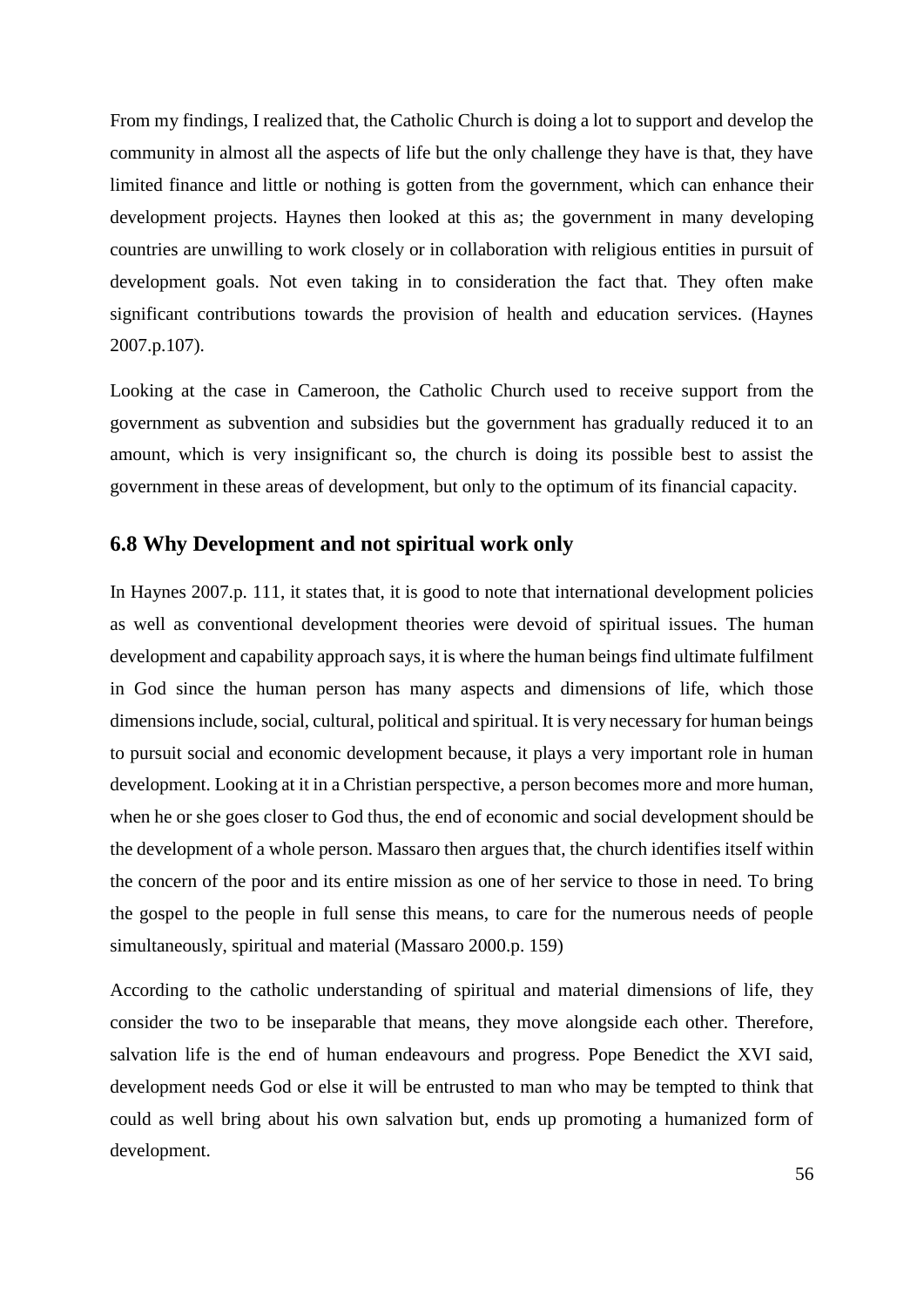From my findings, I realized that, the Catholic Church is doing a lot to support and develop the community in almost all the aspects of life but the only challenge they have is that, they have limited finance and little or nothing is gotten from the government, which can enhance their development projects. Haynes then looked at this as; the government in many developing countries are unwilling to work closely or in collaboration with religious entities in pursuit of development goals. Not even taking in to consideration the fact that. They often make significant contributions towards the provision of health and education services. (Haynes 2007.p.107).

Looking at the case in Cameroon, the Catholic Church used to receive support from the government as subvention and subsidies but the government has gradually reduced it to an amount, which is very insignificant so, the church is doing its possible best to assist the government in these areas of development, but only to the optimum of its financial capacity.

## 6.8 Why Development and not spiritual work only

In Haynes 2007.p. 111, it states that, it is good to note that international development policies as well as conventional development theories were devoid of spiritual issues. The human development and capability approach says, it is where the human beings find ultimate fulfilment in God since the human person has many aspects and dimensions of life, which those dimensions include, social, cultural, political and spiritual. It is very necessary for human beings to pursuit social and economic development because, it plays a very important role in human development. Looking at it in a Christian perspective, a person becomes more and more human, when he or she goes closer to God thus, the end of economic and social development should be the development of a whole person. Massaro then argues that, the church identifies itself within the concern of the poor and its entire mission as one of her service to those in need. To bring the gospel to the people in full sense this means, to care for the numerous needs of people simultaneously, spiritual and material (Massaro 2000.p. 159)

According to the catholic understanding of spiritual and material dimensions of life, they consider the two to be inseparable that means, they move alongside each other. Therefore, salvation life is the end of human endeavours and progress. Pope Benedict the XVI said, development needs God or else it will be entrusted to man who may be tempted to think that could as well bring about his own salvation but, ends up promoting a humanized form of development.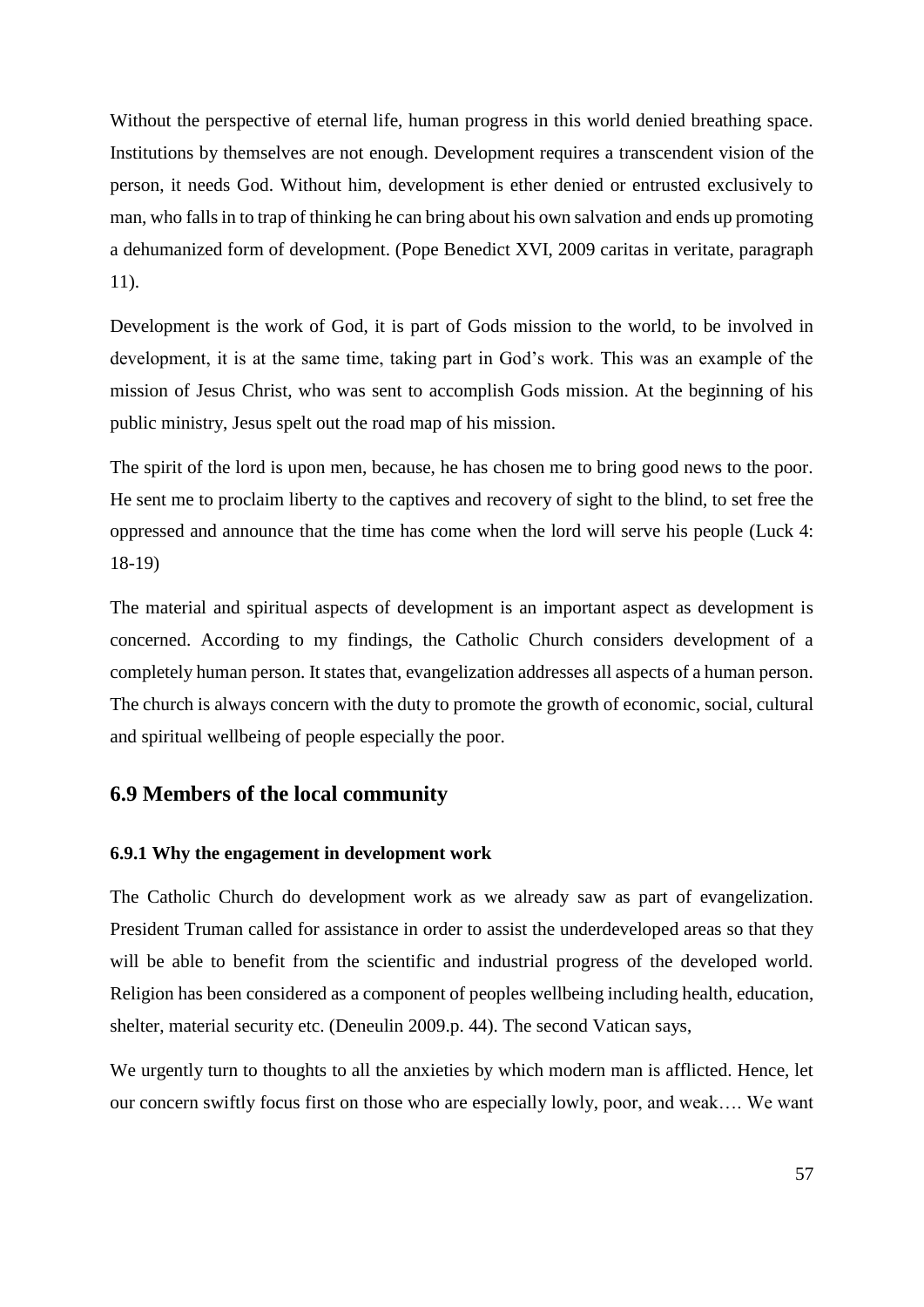Without the perspective of eternal life, human progress in this world denied breathing space. Institutions by themselves are not enough. Development requires a transcendent vision of the person, it needs God. Without him, development is ether denied or entrusted exclusively to man, who falls in to trap of thinking he can bring about his own salvation and ends up promoting a dehumanized form of development. (Pope Benedict XVI, 2009 caritas in veritate, paragraph 11).

Development is the work of God, it is part of Gods mission to the world, to be involved in development, it is at the same time, taking part in God's work. This was an example of the mission of Jesus Christ, who was sent to accomplish Gods mission. At the beginning of his public ministry, Jesus spelt out the road map of his mission.

The spirit of the lord is upon men, because, he has chosen me to bring good news to the poor. He sent me to proclaim liberty to the captives and recovery of sight to the blind, to set free the oppressed and announce that the time has come when the lord will serve his people (Luck 4: 18-19)

The material and spiritual aspects of development is an important aspect as development is concerned. According to my findings, the Catholic Church considers development of a completely human person. It states that, evangelization addresses all aspects of a human person. The church is always concern with the duty to promote the growth of economic, social, cultural and spiritual wellbeing of people especially the poor.

## 6.9 Members of the local community

### 6.9.1 Why the engagement in development work

The Catholic Church do development work as we already saw as part of evangelization. President Truman called for assistance in order to assist the underdeveloped areas so that they will be able to benefit from the scientific and industrial progress of the developed world. Religion has been considered as a component of peoples wellbeing including health, education, shelter, material security etc. (Deneulin 2009.p. 44). The second Vatican says,

We urgently turn to thoughts to all the anxieties by which modern man is afflicted. Hence, let our concern swiftly focus first on those who are especially lowly, poor, and weak…. We want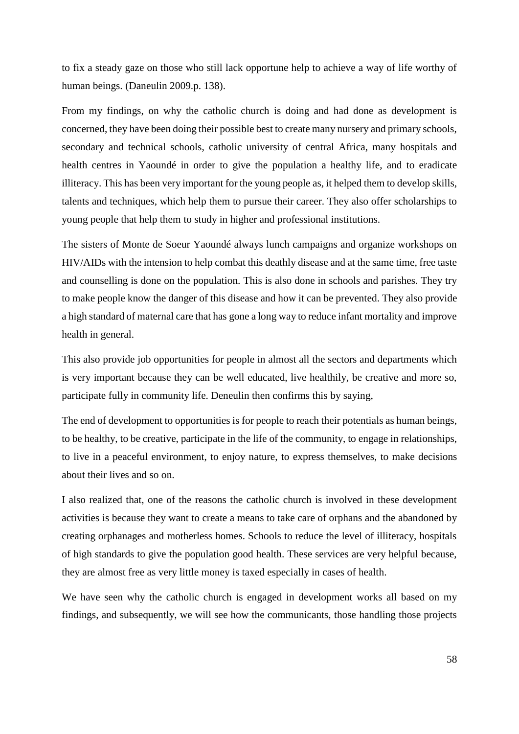to fix a steady gaze on those who still lack opportune help to achieve a way of life worthy of human beings. (Daneulin 2009.p. 138).

From my findings, on why the catholic church is doing and had done as development is concerned, they have been doing their possible best to create many nursery and primary schools, secondary and technical schools, catholic university of central Africa, many hospitals and health centres in Yaoundé in order to give the population a healthy life, and to eradicate illiteracy. This has been very important for the young people as, it helped them to develop skills, talents and techniques, which help them to pursue their career. They also offer scholarships to young people that help them to study in higher and professional institutions.

The sisters of Monte de Soeur Yaoundé always lunch campaigns and organize workshops on HIV/AIDs with the intension to help combat this deathly disease and at the same time, free taste and counselling is done on the population. This is also done in schools and parishes. They try to make people know the danger of this disease and how it can be prevented. They also provide a high standard of maternal care that has gone a long way to reduce infant mortality and improve health in general.

This also provide job opportunities for people in almost all the sectors and departments which is very important because they can be well educated, live healthily, be creative and more so, participate fully in community life. Deneulin then confirms this by saying,

The end of development to opportunities is for people to reach their potentials as human beings, to be healthy, to be creative, participate in the life of the community, to engage in relationships, to live in a peaceful environment, to enjoy nature, to express themselves, to make decisions about their lives and so on.

I also realized that, one of the reasons the catholic church is involved in these development activities is because they want to create a means to take care of orphans and the abandoned by creating orphanages and motherless homes. Schools to reduce the level of illiteracy, hospitals of high standards to give the population good health. These services are very helpful because, they are almost free as very little money is taxed especially in cases of health.

We have seen why the catholic church is engaged in development works all based on my findings, and subsequently, we will see how the communicants, those handling those projects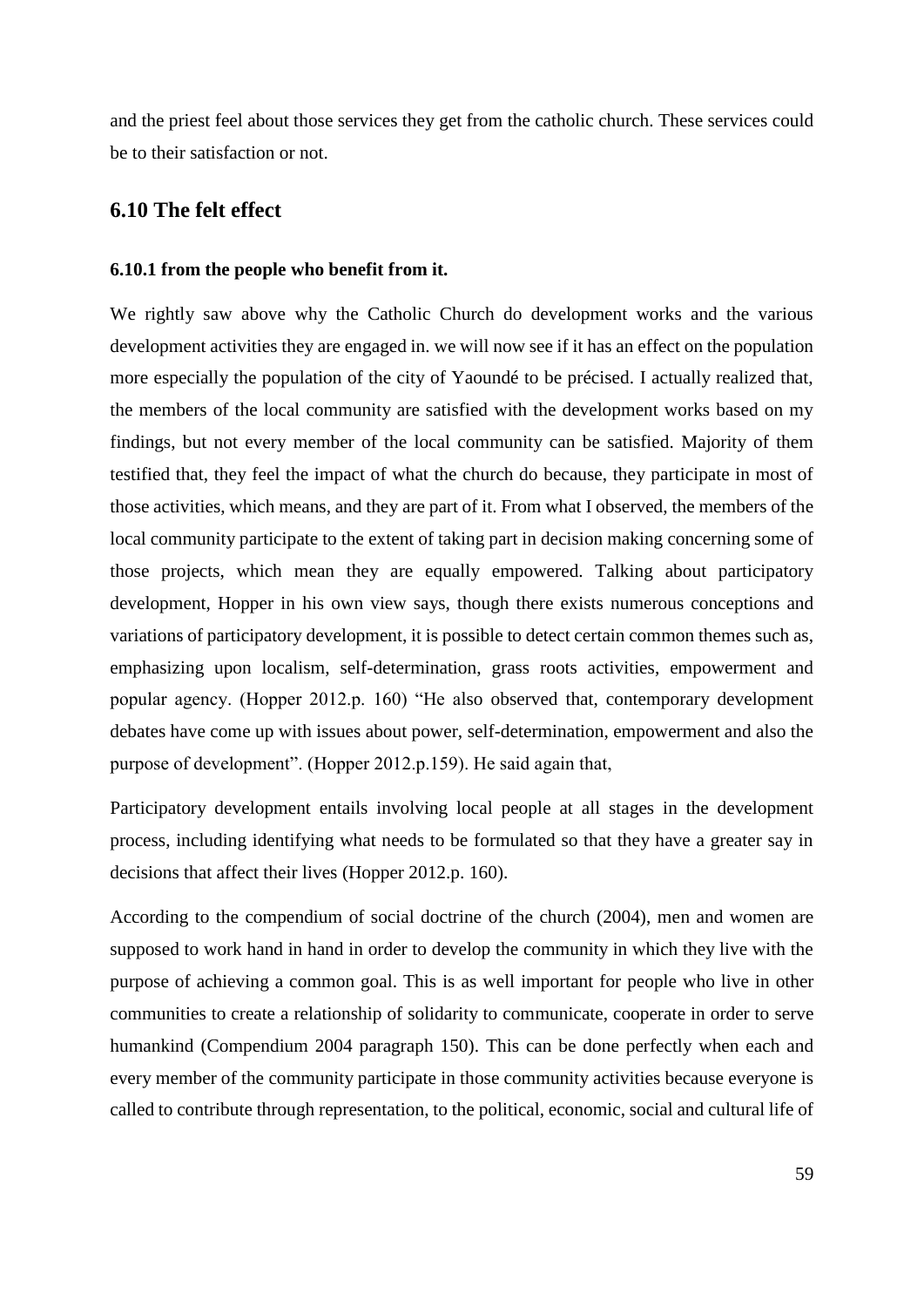and the priest feel about those services they get from the catholic church. These services could be to their satisfaction or not.

## 6.10 The felt effect

### 6.10.1 from the people who benefit from it.

We rightly saw above why the Catholic Church do development works and the various development activities they are engaged in. we will now see if it has an effect on the population more especially the population of the city of Yaoundé to be précised. I actually realized that, the members of the local community are satisfied with the development works based on my findings, but not every member of the local community can be satisfied. Majority of them testified that, they feel the impact of what the church do because, they participate in most of those activities, which means, and they are part of it. From what I observed, the members of the local community participate to the extent of taking part in decision making concerning some of those projects, which mean they are equally empowered. Talking about participatory development, Hopper in his own view says, though there exists numerous conceptions and variations of participatory development, it is possible to detect certain common themes such as, emphasizing upon localism, self-determination, grass roots activities, empowerment and popular agency. (Hopper 2012.p. 160) "He also observed that, contemporary development debates have come up with issues about power, self-determination, empowerment and also the purpose of development". (Hopper 2012.p.159). He said again that,

Participatory development entails involving local people at all stages in the development process, including identifying what needs to be formulated so that they have a greater say in decisions that affect their lives (Hopper 2012.p. 160).

According to the compendium of social doctrine of the church (2004), men and women are supposed to work hand in hand in order to develop the community in which they live with the purpose of achieving a common goal. This is as well important for people who live in other communities to create a relationship of solidarity to communicate, cooperate in order to serve humankind (Compendium 2004 paragraph 150). This can be done perfectly when each and every member of the community participate in those community activities because everyone is called to contribute through representation, to the political, economic, social and cultural life of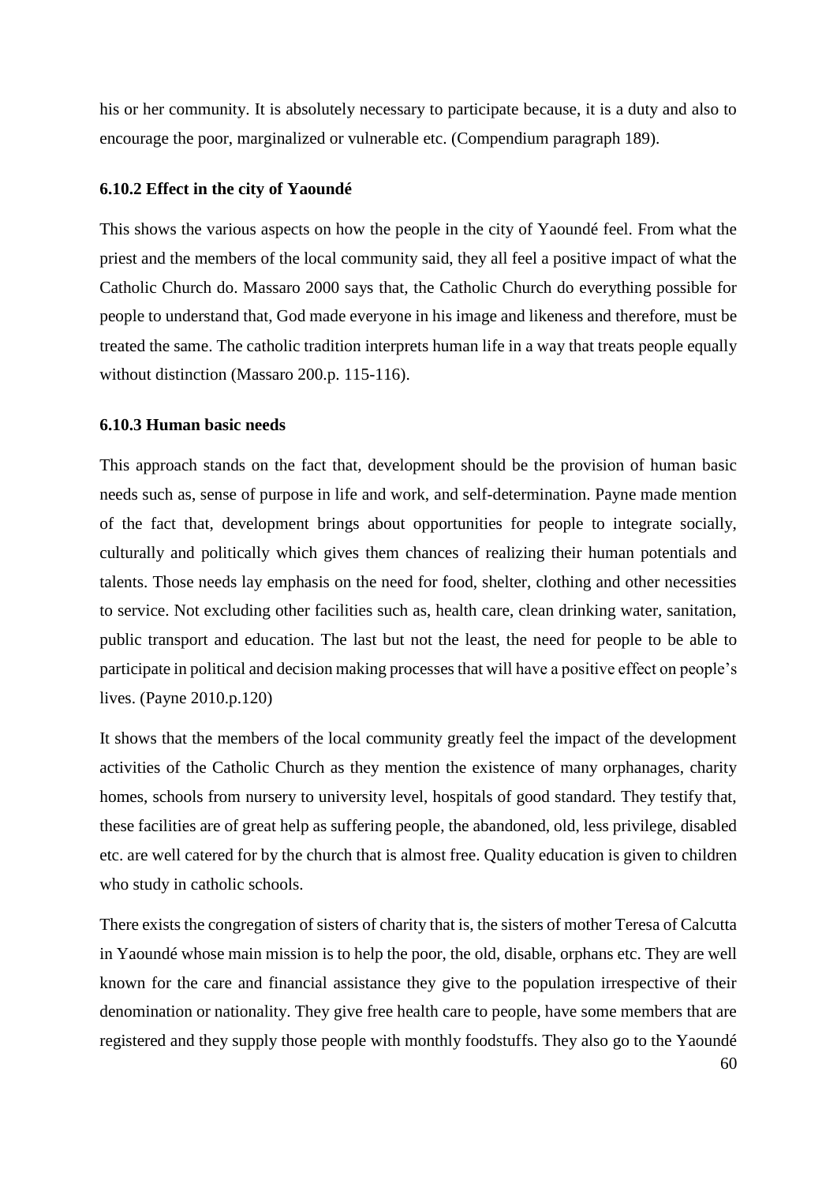his or her community. It is absolutely necessary to participate because, it is a duty and also to encourage the poor, marginalized or vulnerable etc. (Compendium paragraph 189).

### 6.10.2 Effect in the city of Yaoundé

This shows the various aspects on how the people in the city of Yaoundé feel. From what the priest and the members of the local community said, they all feel a positive impact of what the Catholic Church do. Massaro 2000 says that, the Catholic Church do everything possible for people to understand that, God made everyone in his image and likeness and therefore, must be treated the same. The catholic tradition interprets human life in a way that treats people equally without distinction (Massaro 200.p. 115-116).

### 6.10.3 Human basic needs

This approach stands on the fact that, development should be the provision of human basic needs such as, sense of purpose in life and work, and self-determination. Payne made mention of the fact that, development brings about opportunities for people to integrate socially, culturally and politically which gives them chances of realizing their human potentials and talents. Those needs lay emphasis on the need for food, shelter, clothing and other necessities to service. Not excluding other facilities such as, health care, clean drinking water, sanitation, public transport and education. The last but not the least, the need for people to be able to participate in political and decision making processes that will have a positive effect on people's lives. (Payne 2010.p.120)

It shows that the members of the local community greatly feel the impact of the development activities of the Catholic Church as they mention the existence of many orphanages, charity homes, schools from nursery to university level, hospitals of good standard. They testify that, these facilities are of great help as suffering people, the abandoned, old, less privilege, disabled etc. are well catered for by the church that is almost free. Quality education is given to children who study in catholic schools.

There exists the congregation of sisters of charity that is, the sisters of mother Teresa of Calcutta in Yaoundé whose main mission is to help the poor, the old, disable, orphans etc. They are well known for the care and financial assistance they give to the population irrespective of their denomination or nationality. They give free health care to people, have some members that are registered and they supply those people with monthly foodstuffs. They also go to the Yaoundé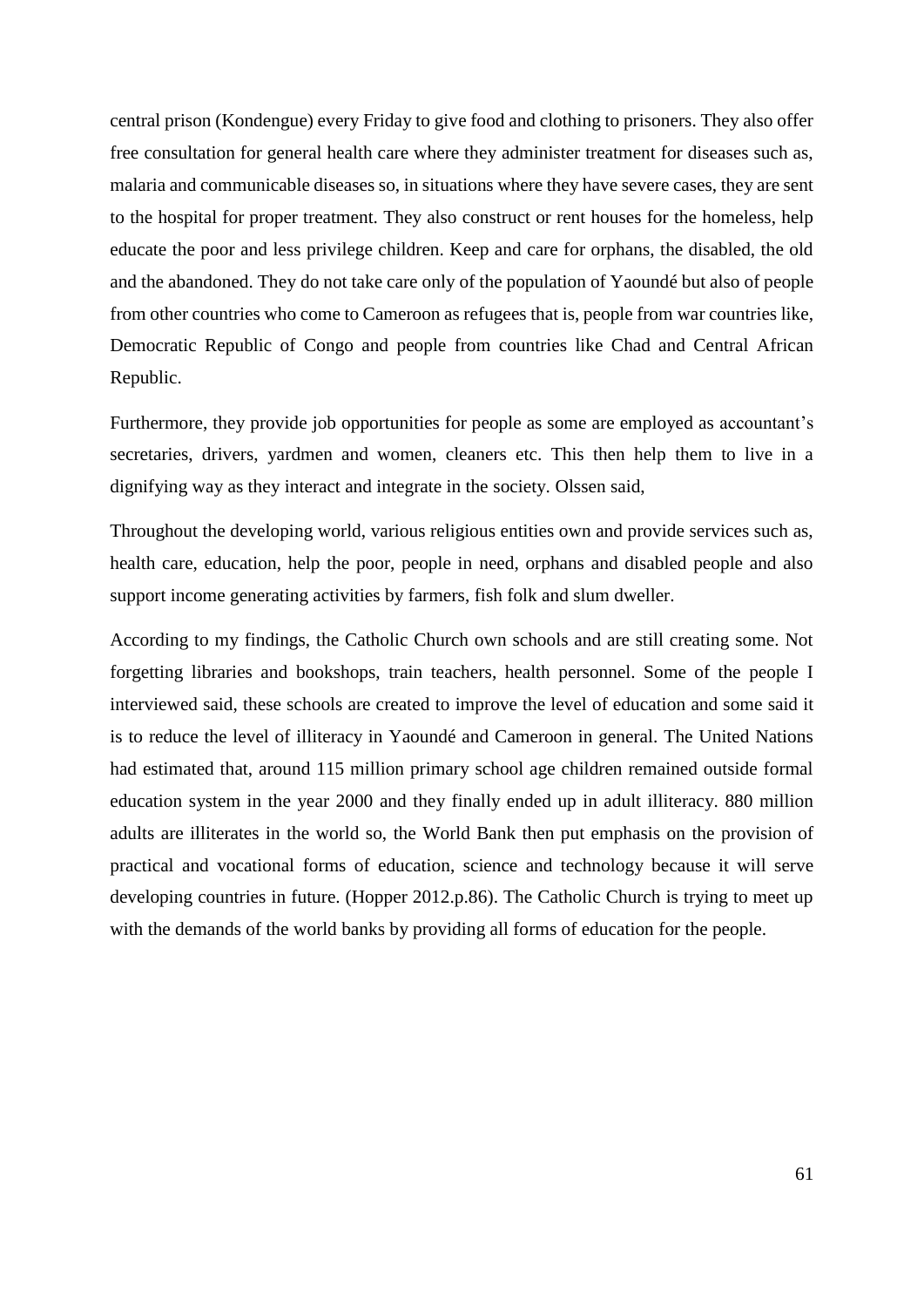central prison (Kondengue) every Friday to give food and clothing to prisoners. They also offer free consultation for general health care where they administer treatment for diseases such as, malaria and communicable diseases so, in situations where they have severe cases, they are sent to the hospital for proper treatment. They also construct or rent houses for the homeless, help educate the poor and less privilege children. Keep and care for orphans, the disabled, the old and the abandoned. They do not take care only of the population of Yaoundé but also of people from other countries who come to Cameroon as refugees that is, people from war countries like, Democratic Republic of Congo and people from countries like Chad and Central African Republic.

Furthermore, they provide job opportunities for people as some are employed as accountant's secretaries, drivers, yardmen and women, cleaners etc. This then help them to live in a dignifying way as they interact and integrate in the society. Olssen said,

Throughout the developing world, various religious entities own and provide services such as, health care, education, help the poor, people in need, orphans and disabled people and also support income generating activities by farmers, fish folk and slum dweller.

According to my findings, the Catholic Church own schools and are still creating some. Not forgetting libraries and bookshops, train teachers, health personnel. Some of the people I interviewed said, these schools are created to improve the level of education and some said it is to reduce the level of illiteracy in Yaoundé and Cameroon in general. The United Nations had estimated that, around 115 million primary school age children remained outside formal education system in the year 2000 and they finally ended up in adult illiteracy. 880 million adults are illiterates in the world so, the World Bank then put emphasis on the provision of practical and vocational forms of education, science and technology because it will serve developing countries in future. (Hopper 2012.p.86). The Catholic Church is trying to meet up with the demands of the world banks by providing all forms of education for the people.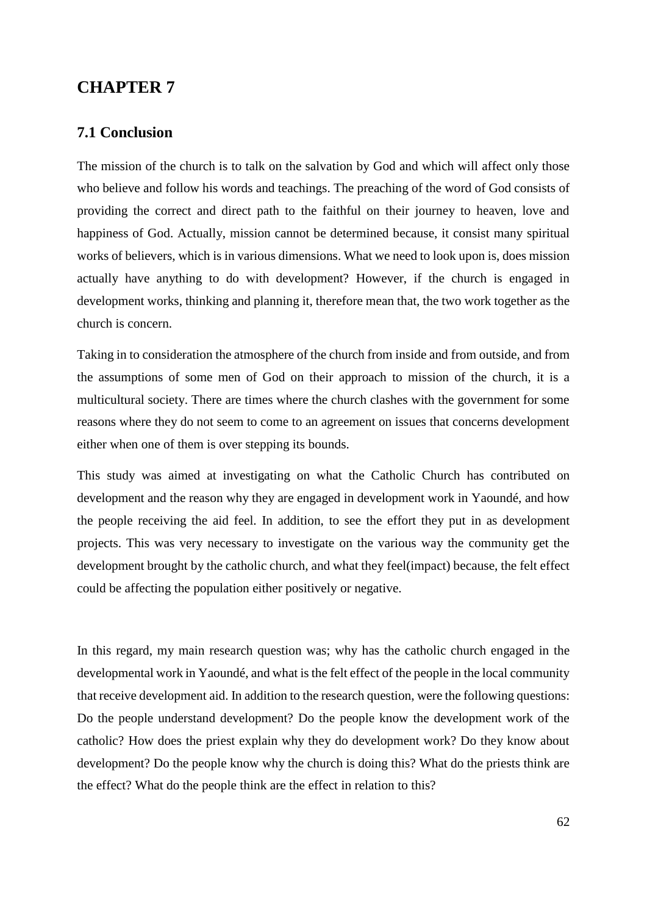# CHAPTER 7

## 7.1 Conclusion

The mission of the church is to talk on the salvation by God and which will affect only those who believe and follow his words and teachings. The preaching of the word of God consists of providing the correct and direct path to the faithful on their journey to heaven, love and happiness of God. Actually, mission cannot be determined because, it consist many spiritual works of believers, which is in various dimensions. What we need to look upon is, does mission actually have anything to do with development? However, if the church is engaged in development works, thinking and planning it, therefore mean that, the two work together as the church is concern.

Taking in to consideration the atmosphere of the church from inside and from outside, and from the assumptions of some men of God on their approach to mission of the church, it is a multicultural society. There are times where the church clashes with the government for some reasons where they do not seem to come to an agreement on issues that concerns development either when one of them is over stepping its bounds.

This study was aimed at investigating on what the Catholic Church has contributed on development and the reason why they are engaged in development work in Yaoundé, and how the people receiving the aid feel. In addition, to see the effort they put in as development projects. This was very necessary to investigate on the various way the community get the development brought by the catholic church, and what they feel(impact) because, the felt effect could be affecting the population either positively or negative.

In this regard, my main research question was; why has the catholic church engaged in the developmental work in Yaoundé, and what is the felt effect of the people in the local community that receive development aid. In addition to the research question, were the following questions: Do the people understand development? Do the people know the development work of the catholic? How does the priest explain why they do development work? Do they know about development? Do the people know why the church is doing this? What do the priests think are the effect? What do the people think are the effect in relation to this?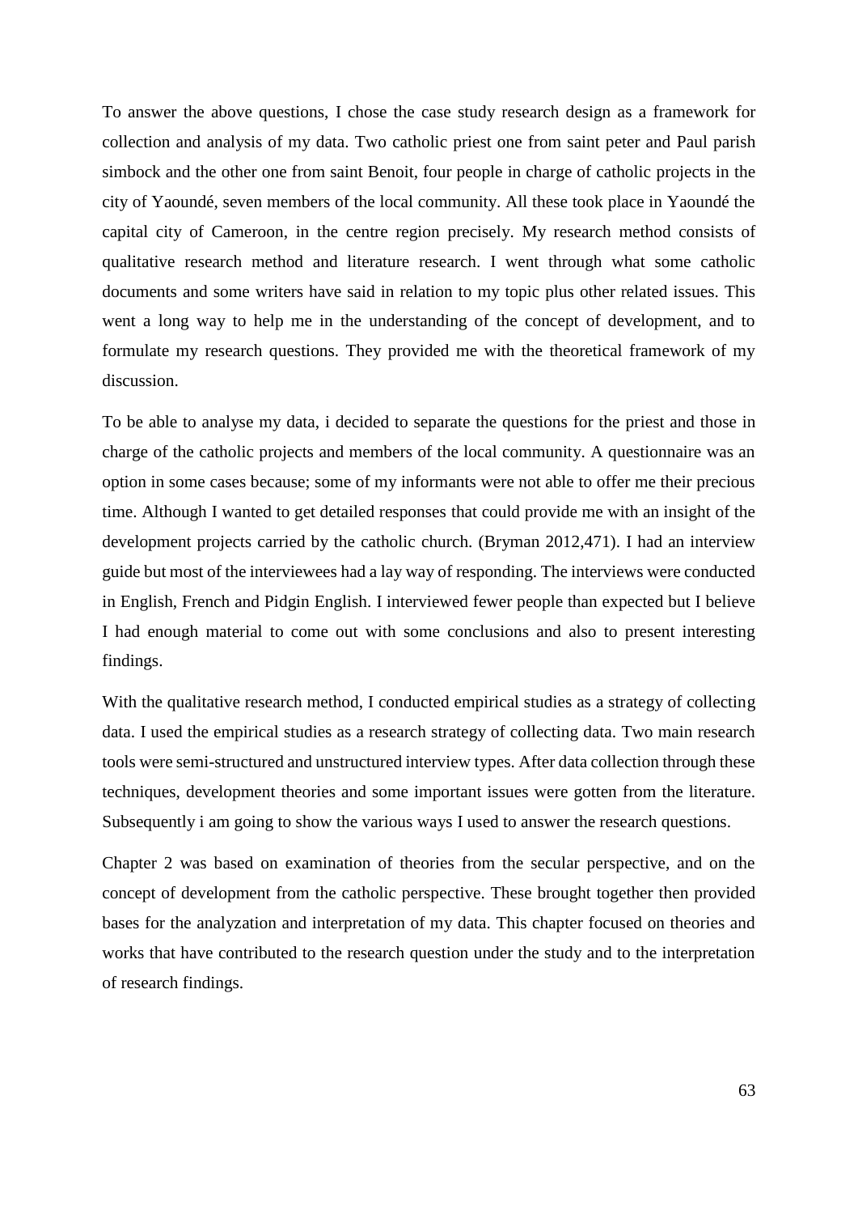To answer the above questions, I chose the case study research design as a framework for collection and analysis of my data. Two catholic priest one from saint peter and Paul parish simbock and the other one from saint Benoit, four people in charge of catholic projects in the city of Yaoundé, seven members of the local community. All these took place in Yaoundé the capital city of Cameroon, in the centre region precisely. My research method consists of qualitative research method and literature research. I went through what some catholic documents and some writers have said in relation to my topic plus other related issues. This went a long way to help me in the understanding of the concept of development, and to formulate my research questions. They provided me with the theoretical framework of my discussion.

To be able to analyse my data, i decided to separate the questions for the priest and those in charge of the catholic projects and members of the local community. A questionnaire was an option in some cases because; some of my informants were not able to offer me their precious time. Although I wanted to get detailed responses that could provide me with an insight of the development projects carried by the catholic church. (Bryman 2012,471). I had an interview guide but most of the interviewees had a lay way of responding. The interviews were conducted in English, French and Pidgin English. I interviewed fewer people than expected but I believe I had enough material to come out with some conclusions and also to present interesting findings.

With the qualitative research method, I conducted empirical studies as a strategy of collecting data. I used the empirical studies as a research strategy of collecting data. Two main research tools were semi-structured and unstructured interview types. After data collection through these techniques, development theories and some important issues were gotten from the literature. Subsequently i am going to show the various ways I used to answer the research questions.

Chapter 2 was based on examination of theories from the secular perspective, and on the concept of development from the catholic perspective. These brought together then provided bases for the analyzation and interpretation of my data. This chapter focused on theories and works that have contributed to the research question under the study and to the interpretation of research findings.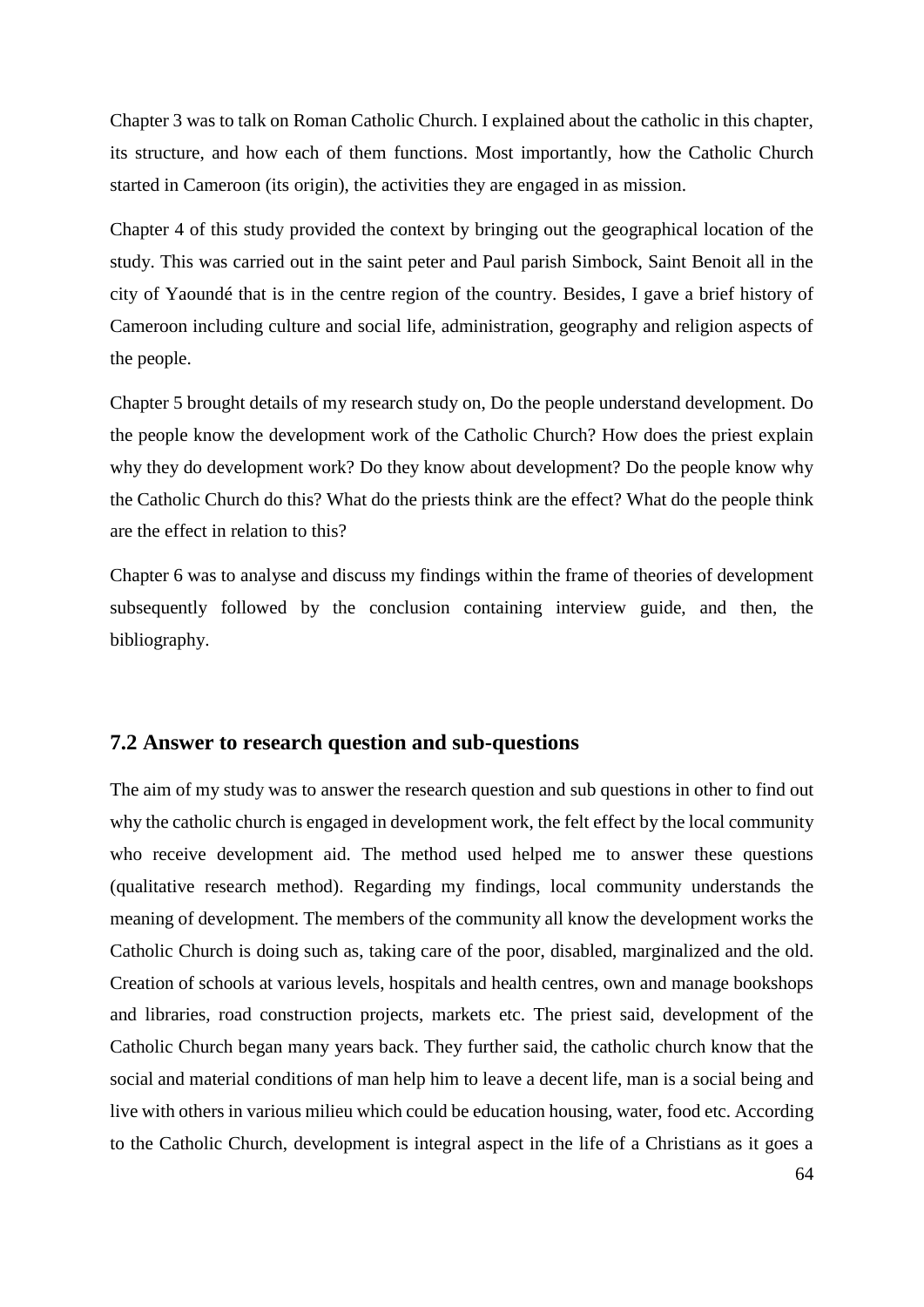Chapter 3 was to talk on Roman Catholic Church. I explained about the catholic in this chapter, its structure, and how each of them functions. Most importantly, how the Catholic Church started in Cameroon (its origin), the activities they are engaged in as mission.

Chapter 4 of this study provided the context by bringing out the geographical location of the study. This was carried out in the saint peter and Paul parish Simbock, Saint Benoit all in the city of Yaoundé that is in the centre region of the country. Besides, I gave a brief history of Cameroon including culture and social life, administration, geography and religion aspects of the people.

Chapter 5 brought details of my research study on, Do the people understand development. Do the people know the development work of the Catholic Church? How does the priest explain why they do development work? Do they know about development? Do the people know why the Catholic Church do this? What do the priests think are the effect? What do the people think are the effect in relation to this?

Chapter 6 was to analyse and discuss my findings within the frame of theories of development subsequently followed by the conclusion containing interview guide, and then, the bibliography.

## 7.2 Answer to research question and sub-questions

The aim of my study was to answer the research question and sub questions in other to find out why the catholic church is engaged in development work, the felt effect by the local community who receive development aid. The method used helped me to answer these questions (qualitative research method). Regarding my findings, local community understands the meaning of development. The members of the community all know the development works the Catholic Church is doing such as, taking care of the poor, disabled, marginalized and the old. Creation of schools at various levels, hospitals and health centres, own and manage bookshops and libraries, road construction projects, markets etc. The priest said, development of the Catholic Church began many years back. They further said, the catholic church know that the social and material conditions of man help him to leave a decent life, man is a social being and live with others in various milieu which could be education housing, water, food etc. According to the Catholic Church, development is integral aspect in the life of a Christians as it goes a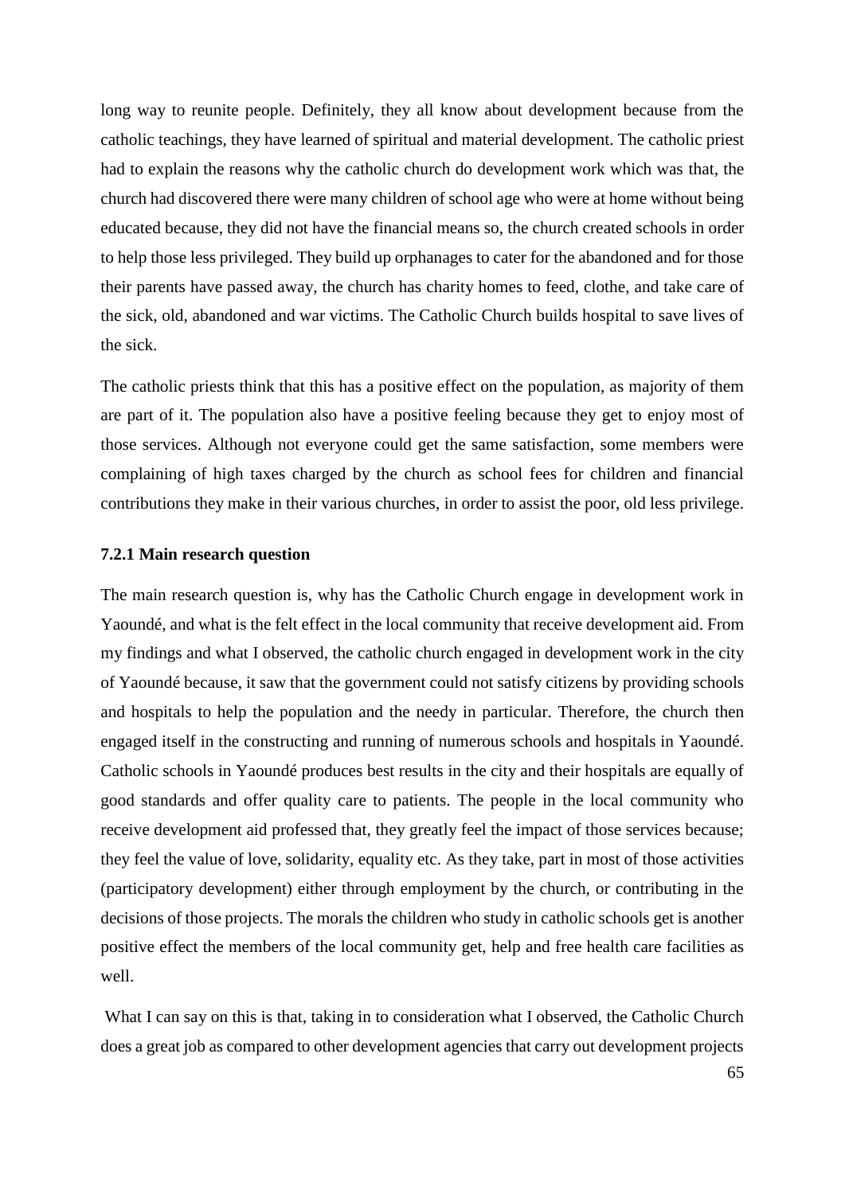long way to reunite people. Definitely, they all know about development because from the catholic teachings, they have learned of spiritual and material development. The catholic priest had to explain the reasons why the catholic church do development work which was that, the church had discovered there were many children of school age who were at home without being educated because, they did not have the financial means so, the church created schools in order to help those less privileged. They build up orphanages to cater for the abandoned and for those their parents have passed away, the church has charity homes to feed, clothe, and take care of the sick, old, abandoned and war victims. The Catholic Church builds hospital to save lives of the sick.

The catholic priests think that this has a positive effect on the population, as majority of them are part of it. The population also have a positive feeling because they get to enjoy most of those services. Although not everyone could get the same satisfaction, some members were complaining of high taxes charged by the church as school fees for children and financial contributions they make in their various churches, in order to assist the poor, old less privilege.

### 7.2.1 Main research question

The main research question is, why has the Catholic Church engage in development work in Yaoundé, and what is the felt effect in the local community that receive development aid. From my findings and what I observed, the catholic church engaged in development work in the city of Yaoundé because, it saw that the government could not satisfy citizens by providing schools and hospitals to help the population and the needy in particular. Therefore, the church then engaged itself in the constructing and running of numerous schools and hospitals in Yaoundé. Catholic schools in Yaoundé produces best results in the city and their hospitals are equally of good standards and offer quality care to patients. The people in the local community who receive development aid professed that, they greatly feel the impact of those services because; they feel the value of love, solidarity, equality etc. As they take, part in most of those activities (participatory development) either through employment by the church, or contributing in the decisions of those projects. The morals the children who study in catholic schools get is another positive effect the members of the local community get, help and free health care facilities as well.

What I can say on this is that, taking in to consideration what I observed, the Catholic Church does a great job as compared to other development agencies that carry out development projects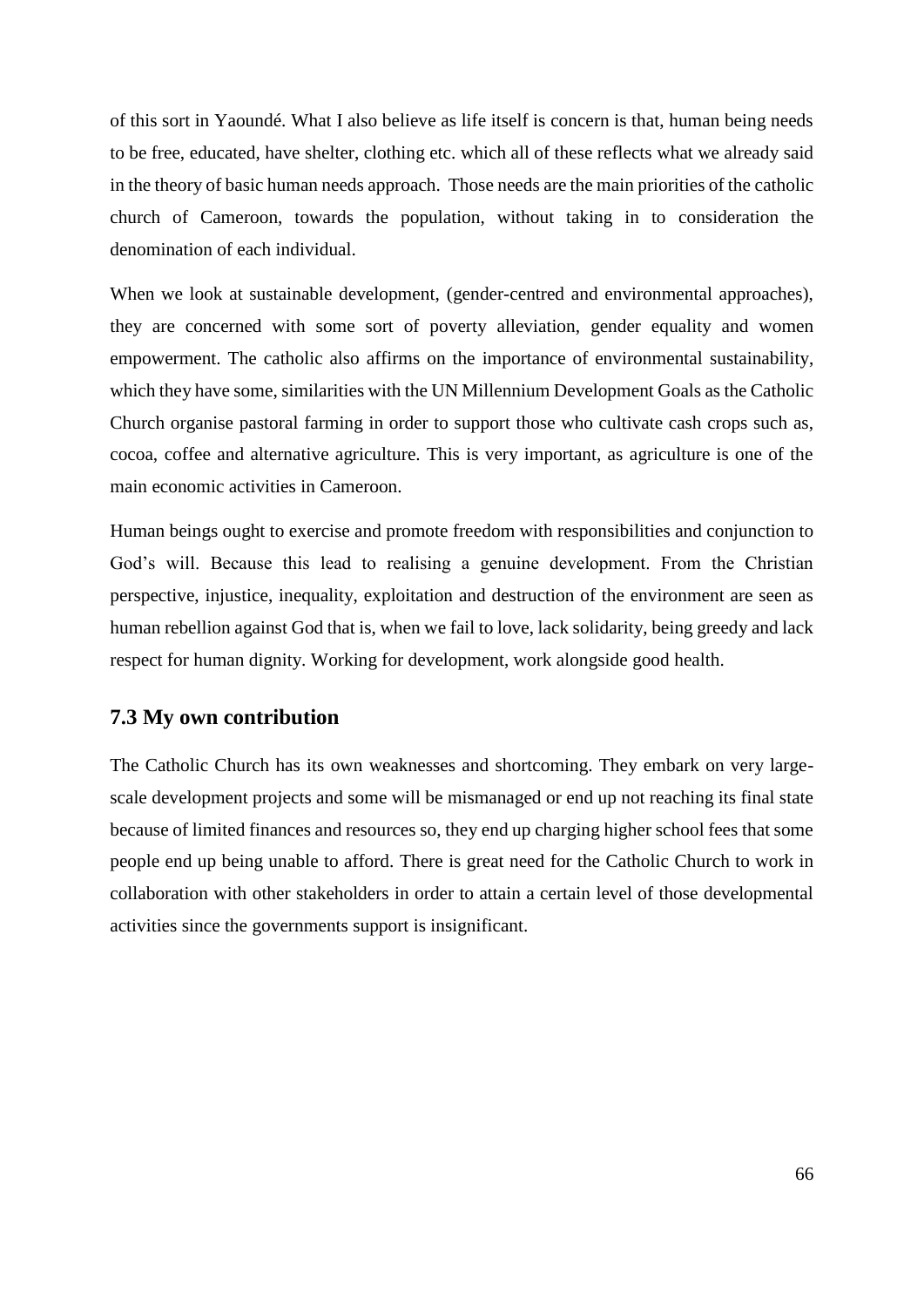of this sort in Yaoundé. What I also believe as life itself is concern is that, human being needs to be free, educated, have shelter, clothing etc. which all of these reflects what we already said in the theory of basic human needs approach. Those needs are the main priorities of the catholic church of Cameroon, towards the population, without taking in to consideration the denomination of each individual.

When we look at sustainable development, (gender-centred and environmental approaches), they are concerned with some sort of poverty alleviation, gender equality and women empowerment. The catholic also affirms on the importance of environmental sustainability, which they have some, similarities with the UN Millennium Development Goals as the Catholic Church organise pastoral farming in order to support those who cultivate cash crops such as, cocoa, coffee and alternative agriculture. This is very important, as agriculture is one of the main economic activities in Cameroon.

Human beings ought to exercise and promote freedom with responsibilities and conjunction to God's will. Because this lead to realising a genuine development. From the Christian perspective, injustice, inequality, exploitation and destruction of the environment are seen as human rebellion against God that is, when we fail to love, lack solidarity, being greedy and lack respect for human dignity. Working for development, work alongside good health.

## 7.3 My own contribution

The Catholic Church has its own weaknesses and shortcoming. They embark on very large-scale development projects and some will be mismanaged or end up not reaching its final state because of limited finances and resources so, they end up charging higher school fees that some people end up being unable to afford. There is great need for the Catholic Church to work in collaboration with other stakeholders in order to attain a certain level of those developmental activities since the governments support is insignificant.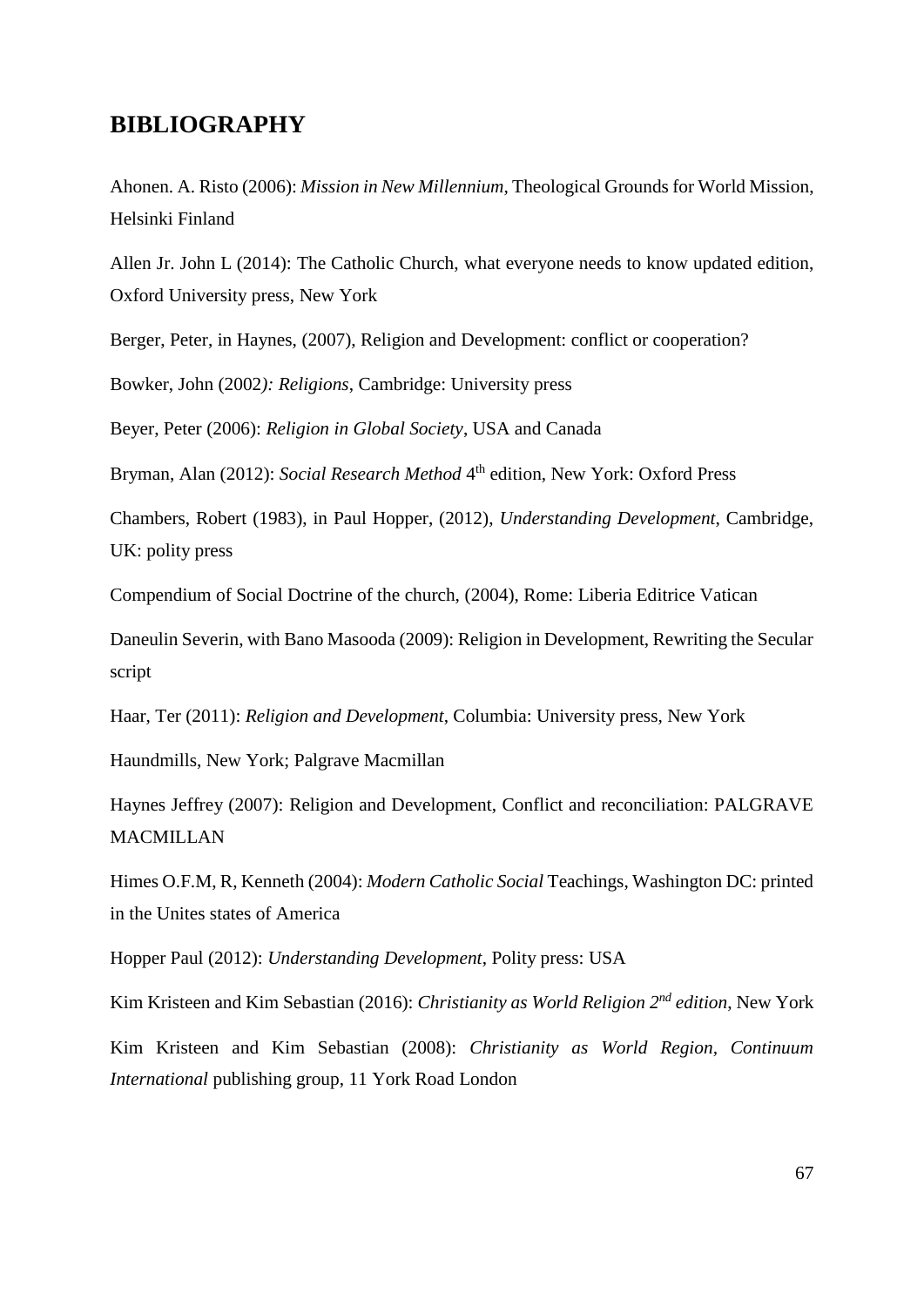## BIBLIOGRAPHY

Ahonen. A. Risto (2006): *Mission in New Millennium*, Theological Grounds for World Mission, Helsinki Finland

Allen Jr. John L (2014): The Catholic Church, what everyone needs to know updated edition, Oxford University press, New York

Berger, Peter, in Haynes, (2007), Religion and Development: conflict or cooperation?

Bowker, John (2002*): Religions*, Cambridge: University press

Beyer, Peter (2006): *Religion in Global Society*, USA and Canada

Bryman, Alan (2012): *Social Research Method* 4th edition, New York: Oxford Press

Chambers, Robert (1983), in Paul Hopper, (2012), *Understanding Development*, Cambridge, UK: polity press

Compendium of Social Doctrine of the church, (2004), Rome: Liberia Editrice Vatican

Daneulin Severin, with Bano Masooda (2009): Religion in Development, Rewriting the Secular script

Haar, Ter (2011): *Religion and Development*, Columbia: University press, New York

Haundmills, New York; Palgrave Macmillan

Haynes Jeffrey (2007): Religion and Development, Conflict and reconciliation: PALGRAVE MACMILLAN

Himes O.F.M, R, Kenneth (2004): *Modern Catholic Social* Teachings, Washington DC: printed in the Unites states of America

Hopper Paul (2012): *Understanding Development*, Polity press: USA

Kim Kristeen and Kim Sebastian (2016): *Christianity as World Religion 2nd edition*, New York

Kim Kristeen and Kim Sebastian (2008): *Christianity as World Region*, *Continuum International* publishing group, 11 York Road London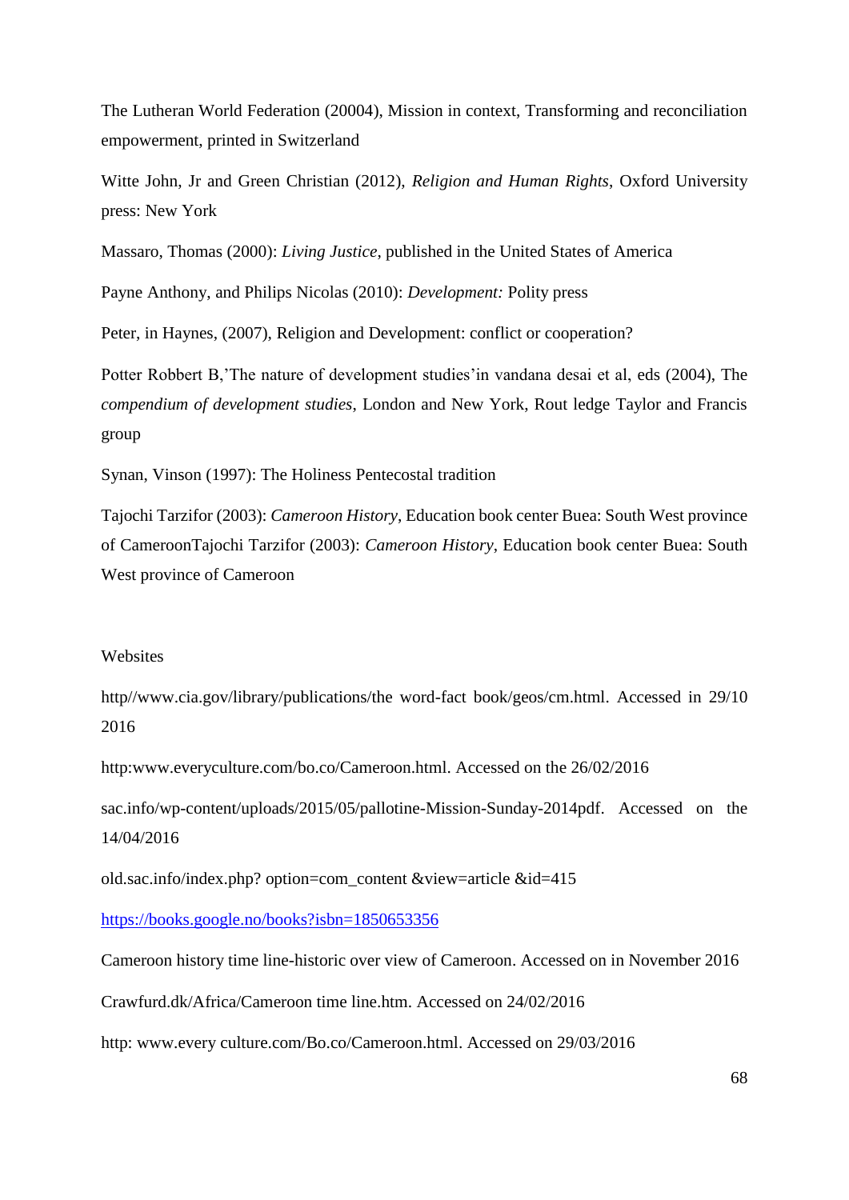The Lutheran World Federation (20004), Mission in context, Transforming and reconciliation empowerment, printed in Switzerland

Witte John, Jr and Green Christian (2012), *Religion and Human Rights*, Oxford University press: New York

Massaro, Thomas (2000): *Living Justice*, published in the United States of America

Payne Anthony, and Philips Nicolas (2010): *Development:* Polity press

Peter, in Haynes, (2007), Religion and Development: conflict or cooperation?

Potter Robbert B,'The nature of development studies'in vandana desai et al, eds (2004), The *compendium of development studies*, London and New York, Rout ledge Taylor and Francis group

Synan, Vinson (1997): The Holiness Pentecostal tradition

Tajochi Tarzifor (2003): *Cameroon History*, Education book center Buea: South West province of CameroonTajochi Tarzifor (2003): *Cameroon History*, Education book center Buea: South West province of Cameroon

Websites

http//www.cia.gov/library/publications/the word-fact book/geos/cm.html. Accessed in 29/10 2016

http:www.everyculture.com/bo.co/Cameroon.html. Accessed on the 26/02/2016

sac.info/wp-content/uploads/2015/05/pallotine-Mission-Sunday-2014pdf. Accessed on the 14/04/2016

old.sac.info/index.php? option=com_content &view=article &id=415

https://books.google.no/books?isbn=1850653356

Cameroon history time line-historic over view of Cameroon. Accessed on in November 2016

Crawfurd.dk/Africa/Cameroon time line.htm. Accessed on 24/02/2016

http: www.every culture.com/Bo.co/Cameroon.html. Accessed on 29/03/2016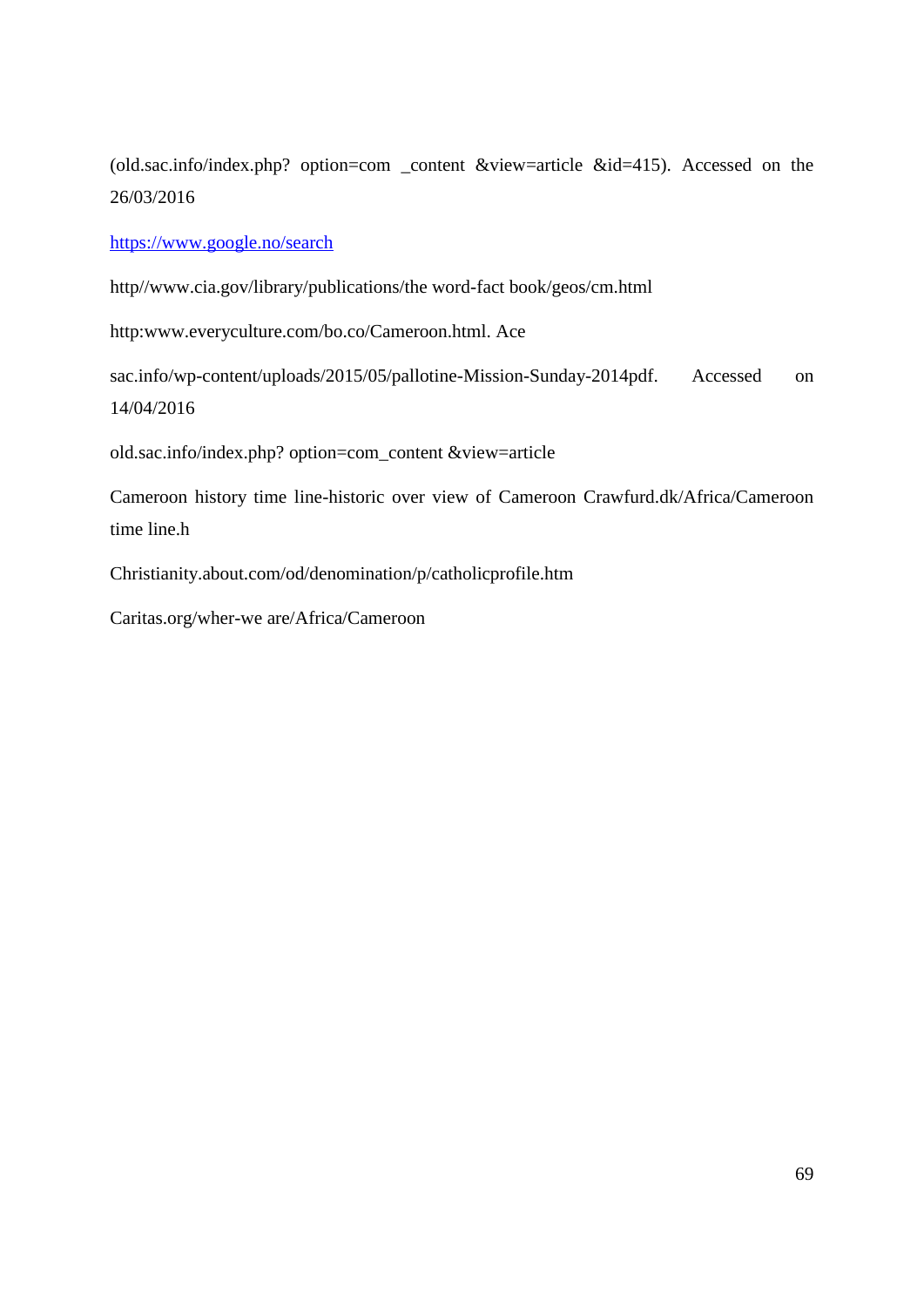(old.sac.info/index.php? option=com _content &view=article &id=415). Accessed on the 26/03/2016

[https://www.google.no/search](https://www.google.no/search)

http//www.cia.gov/library/publications/the word-fact book/geos/cm.html

http:www.everyculture.com/bo.co/Cameroon.html. Ace

sac.info/wp-content/uploads/2015/05/pallotine-Mission-Sunday-2014pdf. Accessed on 14/04/2016

old.sac.info/index.php? option=com_content &view=article

Cameroon history time line-historic over view of Cameroon Crawfurd.dk/Africa/Cameroon time line.h

Christianity.about.com/od/denomination/p/catholicprofile.htm

Caritas.org/wher-we are/Africa/Cameroon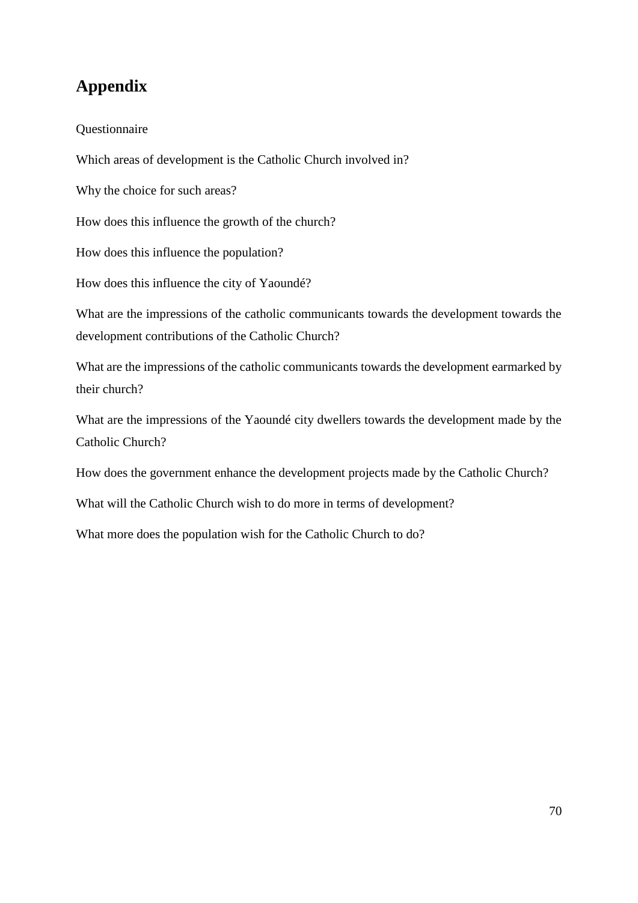# Appendix

Questionnaire

Which areas of development is the Catholic Church involved in?

Why the choice for such areas?

How does this influence the growth of the church?

How does this influence the population?

How does this influence the city of Yaoundé?

What are the impressions of the catholic communicants towards the development towards the development contributions of the Catholic Church?

What are the impressions of the catholic communicants towards the development earmarked by their church?

What are the impressions of the Yaoundé city dwellers towards the development made by the Catholic Church?

How does the government enhance the development projects made by the Catholic Church?

What will the Catholic Church wish to do more in terms of development?

What more does the population wish for the Catholic Church to do?